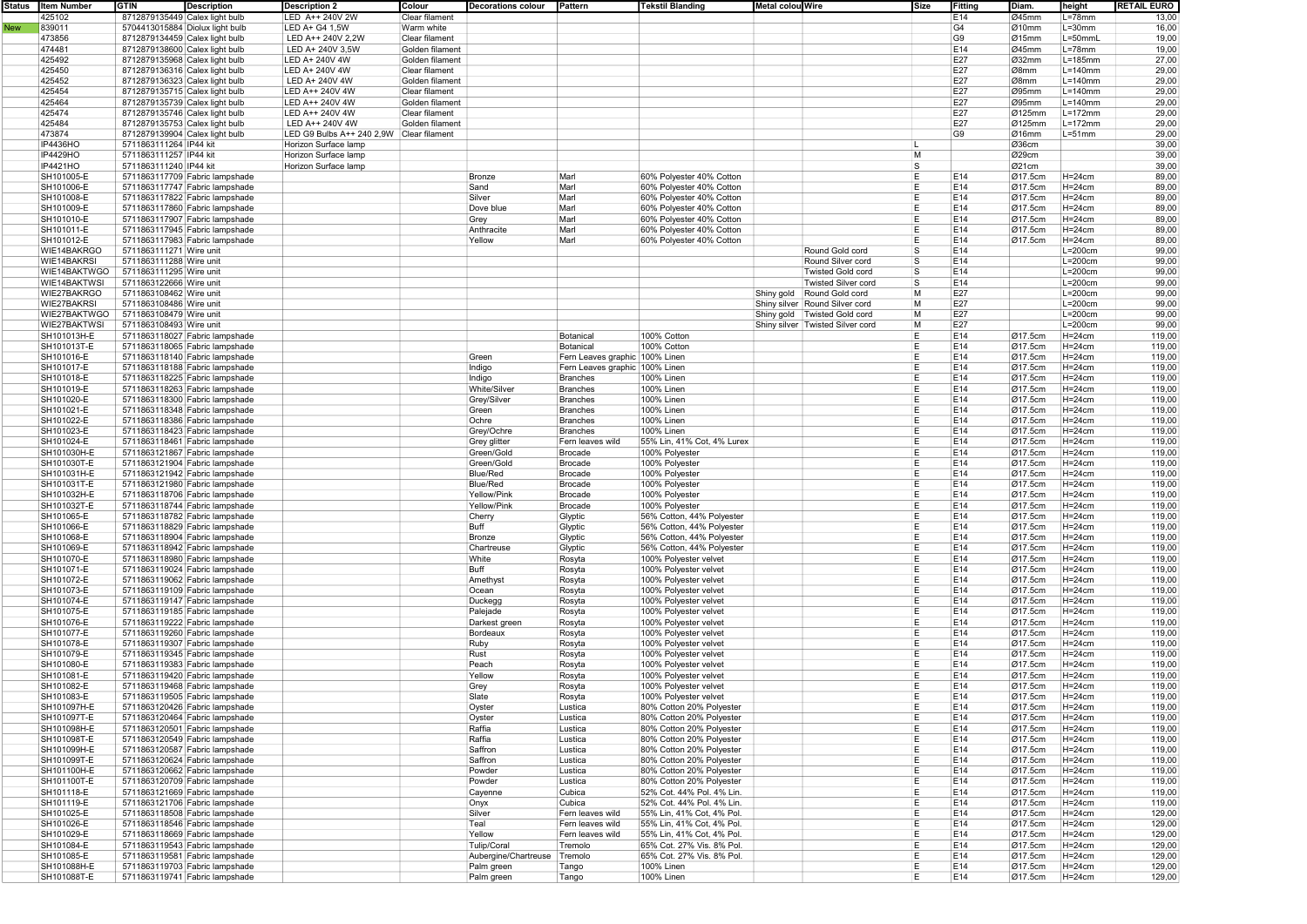| Status | Item Number | GTIN | Description | Description 2 | Colour | Decorations colour | Pattern | Tekstil Blanding | Metal colou | Wire | Size | Fitting | Diam. | height | RETAIL EURO |
|---|---|---|---|---|---|---|---|---|---|---|---|---|---|---|---|
| | 425102 | 8712879135449 | Calex light bulb | LED A++ 240V 2W | Clear filament | | | | | | | E14 | Ø45mm | L=78mm | 13,00 |
| New | 839011 | 5704413015884 | Diolux light bulb | LED A+ G4 1,5W | Warm white | | | | | | | G4 | Ø10mm | L=30mm | 16,00 |
| | 473856 | 8712879134459 | Calex light bulb | LED A++ 240V 2,2W | Clear filament | | | | | | | G9 | Ø15mm | L=50mmL | 19,00 |
| | 474481 | 8712879138600 | Calex light bulb | LED A+ 240V 3,5W | Golden filament | | | | | | | E14 | Ø45mm | L=78mm | 19,00 |
| | 425492 | 8712879135968 | Calex light bulb | LED A+ 240V 4W | Golden filament | | | | | | | E27 | Ø32mm | L=185mm | 27,00 |
| | 425450 | 8712879136316 | Calex light bulb | LED A+ 240V 4W | Clear filament | | | | | | | E27 | Ø8mm | L=140mm | 29,00 |
| | 425452 | 8712879136323 | Calex light bulb | LED A+ 240V 4W | Golden filament | | | | | | | E27 | Ø8mm | L=140mm | 29,00 |
| | 425454 | 8712879135715 | Calex light bulb | LED A++ 240V 4W | Clear filament | | | | | | | E27 | Ø95mm | L=140mm | 29,00 |
| | 425464 | 8712879135739 | Calex light bulb | LED A++ 240V 4W | Golden filament | | | | | | | E27 | Ø95mm | L=140mm | 29,00 |
| | 425474 | 8712879135746 | Calex light bulb | LED A++ 240V 4W | Clear filament | | | | | | | E27 | Ø125mm | L=172mm | 29,00 |
| | 425484 | 8712879135753 | Calex light bulb | LED A++ 240V 4W | Golden filament | | | | | | | E27 | Ø125mm | L=172mm | 29,00 |
| | 473874 | 8712879139904 | Calex light bulb | LED G9 Bulbs A++ 240 2,9W | Clear filament | | | | | | | G9 | Ø16mm | L=51mm | 29,00 |
| | IP4436HO | 5711863111264 | IP44 kit | Horizon Surface lamp | | | | | | | L | | Ø36cm | | 39,00 |
| | IP4429HO | 5711863111257 | IP44 kit | Horizon Surface lamp | | | | | | | M | | Ø29cm | | 39,00 |
| | IP4421HO | 5711863111240 | IP44 kit | Horizon Surface lamp | | | | | | | S | | Ø21cm | | 39,00 |
| | SH101005-E | 5711863117709 | Fabric lampshade | | | Bronze | Marl | 60% Polyester 40% Cotton | | | E | E14 | Ø17.5cm | H=24cm | 89,00 |
| | SH101006-E | 5711863117747 | Fabric lampshade | | | Sand | Marl | 60% Polyester 40% Cotton | | | E | E14 | Ø17.5cm | H=24cm | 89,00 |
| | SH101008-E | 5711863117822 | Fabric lampshade | | | Silver | Marl | 60% Polyester 40% Cotton | | | E | E14 | Ø17.5cm | H=24cm | 89,00 |
| | SH101009-E | 5711863117860 | Fabric lampshade | | | Dove blue | Marl | 60% Polyester 40% Cotton | | | E | E14 | Ø17.5cm | H=24cm | 89,00 |
| | SH101010-E | 5711863117907 | Fabric lampshade | | | Grey | Marl | 60% Polyester 40% Cotton | | | E | E14 | Ø17.5cm | H=24cm | 89,00 |
| | SH101011-E | 5711863117945 | Fabric lampshade | | | Anthracite | Marl | 60% Polyester 40% Cotton | | | E | E14 | Ø17.5cm | H=24cm | 89,00 |
| | SH101012-E | 5711863117983 | Fabric lampshade | | | Yellow | Marl | 60% Polyester 40% Cotton | | | E | E14 | Ø17.5cm | H=24cm | 89,00 |
| | WIE14BAKRGO | 5711863111271 | Wire unit | | | | | | | Round Gold cord | S | E14 | | L=200cm | 99,00 |
| | WIE14BAKRSI | 5711863111288 | Wire unit | | | | | | | Round Silver cord | S | E14 | | L=200cm | 99,00 |
| | WIE14BAKTWGO | 5711863111295 | Wire unit | | | | | | | Twisted Gold cord | S | E14 | | L=200cm | 99,00 |
| | WIE14BAKTWSI | 5711863122666 | Wire unit | | | | | | | Twisted Silver cord | S | E14 | | L=200cm | 99,00 |
| | WIE27BAKRGO | 5711863108462 | Wire unit | | | | | | Shiny gold | Round Gold cord | M | E27 | | L=200cm | 99,00 |
| | WIE27BAKRSI | 5711863108486 | Wire unit | | | | | | Shiny silver | Round Silver cord | M | E27 | | L=200cm | 99,00 |
| | WIE27BAKTWGO | 5711863108479 | Wire unit | | | | | | Shiny gold | Twisted Gold cord | M | E27 | | L=200cm | 99,00 |
| | WIE27BAKTWSI | 5711863108493 | Wire unit | | | | | | Shiny silver | Twisted Silver cord | M | E27 | | L=200cm | 99,00 |
| | SH101013H-E | 5711863118027 | Fabric lampshade | | | | Botanical | 100% Cotton | | | E | E14 | Ø17.5cm | H=24cm | 119,00 |
| | SH101013T-E | 5711863118065 | Fabric lampshade | | | | Botanical | 100% Cotton | | | E | E14 | Ø17.5cm | H=24cm | 119,00 |
| | SH101016-E | 5711863118140 | Fabric lampshade | | | Green | Fern Leaves graphic | 100% Linen | | | E | E14 | Ø17.5cm | H=24cm | 119,00 |
| | SH101017-E | 5711863118188 | Fabric lampshade | | | Indigo | Fern Leaves graphic | 100% Linen | | | E | E14 | Ø17.5cm | H=24cm | 119,00 |
| | SH101018-E | 5711863118225 | Fabric lampshade | | | Indigo | Branches | 100% Linen | | | E | E14 | Ø17.5cm | H=24cm | 119,00 |
| | SH101019-E | 5711863118263 | Fabric lampshade | | | White/Silver | Branches | 100% Linen | | | E | E14 | Ø17.5cm | H=24cm | 119,00 |
| | SH101020-E | 5711863118300 | Fabric lampshade | | | Grey/Silver | Branches | 100% Linen | | | E | E14 | Ø17.5cm | H=24cm | 119,00 |
| | SH101021-E | 5711863118348 | Fabric lampshade | | | Green | Branches | 100% Linen | | | E | E14 | Ø17.5cm | H=24cm | 119,00 |
| | SH101022-E | 5711863118386 | Fabric lampshade | | | Ochre | Branches | 100% Linen | | | E | E14 | Ø17.5cm | H=24cm | 119,00 |
| | SH101023-E | 5711863118423 | Fabric lampshade | | | Grey/Ochre | Branches | 100% Linen | | | E | E14 | Ø17.5cm | H=24cm | 119,00 |
| | SH101024-E | 5711863118461 | Fabric lampshade | | | Grey glitter | Fern leaves wild | 55% Lin, 41% Cot, 4% Lurex | | | E | E14 | Ø17.5cm | H=24cm | 119,00 |
| | SH101030H-E | 5711863121867 | Fabric lampshade | | | Green/Gold | Brocade | 100% Polyester | | | E | E14 | Ø17.5cm | H=24cm | 119,00 |
| | SH101030T-E | 5711863121904 | Fabric lampshade | | | Green/Gold | Brocade | 100% Polyester | | | E | E14 | Ø17.5cm | H=24cm | 119,00 |
| | SH101031H-E | 5711863121942 | Fabric lampshade | | | Blue/Red | Brocade | 100% Polyester | | | E | E14 | Ø17.5cm | H=24cm | 119,00 |
| | SH101031T-E | 5711863121980 | Fabric lampshade | | | Blue/Red | Brocade | 100% Polyester | | | E | E14 | Ø17.5cm | H=24cm | 119,00 |
| | SH101032H-E | 5711863118706 | Fabric lampshade | | | Yellow/Pink | Brocade | 100% Polyester | | | E | E14 | Ø17.5cm | H=24cm | 119,00 |
| | SH101032T-E | 5711863118744 | Fabric lampshade | | | Yellow/Pink | Brocade | 100% Polyester | | | E | E14 | Ø17.5cm | H=24cm | 119,00 |
| | SH101065-E | 5711863118782 | Fabric lampshade | | | Cherry | Glyptic | 56% Cotton, 44% Polyester | | | E | E14 | Ø17.5cm | H=24cm | 119,00 |
| | SH101066-E | 5711863118829 | Fabric lampshade | | | Buff | Glyptic | 56% Cotton, 44% Polyester | | | E | E14 | Ø17.5cm | H=24cm | 119,00 |
| | SH101068-E | 5711863118904 | Fabric lampshade | | | Bronze | Glyptic | 56% Cotton, 44% Polyester | | | E | E14 | Ø17.5cm | H=24cm | 119,00 |
| | SH101069-E | 5711863118942 | Fabric lampshade | | | Chartreuse | Glyptic | 56% Cotton, 44% Polyester | | | E | E14 | Ø17.5cm | H=24cm | 119,00 |
| | SH101070-E | 5711863118980 | Fabric lampshade | | | White | Rosyta | 100% Polyester velvet | | | E | E14 | Ø17.5cm | H=24cm | 119,00 |
| | SH101071-E | 5711863119024 | Fabric lampshade | | | Buff | Rosyta | 100% Polyester velvet | | | E | E14 | Ø17.5cm | H=24cm | 119,00 |
| | SH101072-E | 5711863119062 | Fabric lampshade | | | Amethyst | Rosyta | 100% Polyester velvet | | | E | E14 | Ø17.5cm | H=24cm | 119,00 |
| | SH101073-E | 5711863119109 | Fabric lampshade | | | Ocean | Rosyta | 100% Polyester velvet | | | E | E14 | Ø17.5cm | H=24cm | 119,00 |
| | SH101074-E | 5711863119147 | Fabric lampshade | | | Duckegg | Rosyta | 100% Polyester velvet | | | E | E14 | Ø17.5cm | H=24cm | 119,00 |
| | SH101075-E | 5711863119185 | Fabric lampshade | | | Palejade | Rosyta | 100% Polyester velvet | | | E | E14 | Ø17.5cm | H=24cm | 119,00 |
| | SH101076-E | 5711863119222 | Fabric lampshade | | | Darkest green | Rosyta | 100% Polyester velvet | | | E | E14 | Ø17.5cm | H=24cm | 119,00 |
| | SH101077-E | 5711863119260 | Fabric lampshade | | | Bordeaux | Rosyta | 100% Polyester velvet | | | E | E14 | Ø17.5cm | H=24cm | 119,00 |
| | SH101078-E | 5711863119307 | Fabric lampshade | | | Ruby | Rosyta | 100% Polyester velvet | | | E | E14 | Ø17.5cm | H=24cm | 119,00 |
| | SH101079-E | 5711863119345 | Fabric lampshade | | | Rust | Rosyta | 100% Polyester velvet | | | E | E14 | Ø17.5cm | H=24cm | 119,00 |
| | SH101080-E | 5711863119383 | Fabric lampshade | | | Peach | Rosyta | 100% Polyester velvet | | | E | E14 | Ø17.5cm | H=24cm | 119,00 |
| | SH101081-E | 5711863119420 | Fabric lampshade | | | Yellow | Rosyta | 100% Polyester velvet | | | E | E14 | Ø17.5cm | H=24cm | 119,00 |
| | SH101082-E | 5711863119468 | Fabric lampshade | | | Grey | Rosyta | 100% Polyester velvet | | | E | E14 | Ø17.5cm | H=24cm | 119,00 |
| | SH101083-E | 5711863119505 | Fabric lampshade | | | Slate | Rosyta | 100% Polyester velvet | | | E | E14 | Ø17.5cm | H=24cm | 119,00 |
| | SH101097H-E | 5711863120426 | Fabric lampshade | | | Oyster | Lustica | 80% Cotton 20% Polyester | | | E | E14 | Ø17.5cm | H=24cm | 119,00 |
| | SH101097T-E | 5711863120464 | Fabric lampshade | | | Oyster | Lustica | 80% Cotton 20% Polyester | | | E | E14 | Ø17.5cm | H=24cm | 119,00 |
| | SH101098H-E | 5711863120501 | Fabric lampshade | | | Raffia | Lustica | 80% Cotton 20% Polyester | | | E | E14 | Ø17.5cm | H=24cm | 119,00 |
| | SH101098T-E | 5711863120549 | Fabric lampshade | | | Raffia | Lustica | 80% Cotton 20% Polyester | | | E | E14 | Ø17.5cm | H=24cm | 119,00 |
| | SH101099H-E | 5711863120587 | Fabric lampshade | | | Saffron | Lustica | 80% Cotton 20% Polyester | | | E | E14 | Ø17.5cm | H=24cm | 119,00 |
| | SH101099T-E | 5711863120624 | Fabric lampshade | | | Saffron | Lustica | 80% Cotton 20% Polyester | | | E | E14 | Ø17.5cm | H=24cm | 119,00 |
| | SH101100H-E | 5711863120662 | Fabric lampshade | | | Powder | Lustica | 80% Cotton 20% Polyester | | | E | E14 | Ø17.5cm | H=24cm | 119,00 |
| | SH101100T-E | 5711863120709 | Fabric lampshade | | | Powder | Lustica | 80% Cotton 20% Polyester | | | E | E14 | Ø17.5cm | H=24cm | 119,00 |
| | SH101118-E | 5711863121669 | Fabric lampshade | | | Cayenne | Cubica | 52% Cot. 44% Pol. 4% Lin. | | | E | E14 | Ø17.5cm | H=24cm | 119,00 |
| | SH101119-E | 5711863121706 | Fabric lampshade | | | Onyx | Cubica | 52% Cot. 44% Pol. 4% Lin. | | | E | E14 | Ø17.5cm | H=24cm | 119,00 |
| | SH101025-E | 5711863118508 | Fabric lampshade | | | Silver | Fern leaves wild | 55% Lin, 41% Cot, 4% Pol. | | | E | E14 | Ø17.5cm | H=24cm | 129,00 |
| | SH101026-E | 5711863118546 | Fabric lampshade | | | Teal | Fern leaves wild | 55% Lin, 41% Cot, 4% Pol. | | | E | E14 | Ø17.5cm | H=24cm | 129,00 |
| | SH101029-E | 5711863118669 | Fabric lampshade | | | Yellow | Fern leaves wild | 55% Lin, 41% Cot, 4% Pol. | | | E | E14 | Ø17.5cm | H=24cm | 129,00 |
| | SH101084-E | 5711863119543 | Fabric lampshade | | | Tulip/Coral | Tremolo | 65% Cot. 27% Vis. 8% Pol. | | | E | E14 | Ø17.5cm | H=24cm | 129,00 |
| | SH101085-E | 5711863119581 | Fabric lampshade | | | Aubergine/Chartreuse | Tremolo | 65% Cot. 27% Vis. 8% Pol. | | | E | E14 | Ø17.5cm | H=24cm | 129,00 |
| | SH101088H-E | 5711863119703 | Fabric lampshade | | | Palm green | Tango | 100% Linen | | | E | E14 | Ø17.5cm | H=24cm | 129,00 |
| | SH101088T-E | 5711863119741 | Fabric lampshade | | | Palm green | Tango | 100% Linen | | | E | E14 | Ø17.5cm | H=24cm | 129,00 |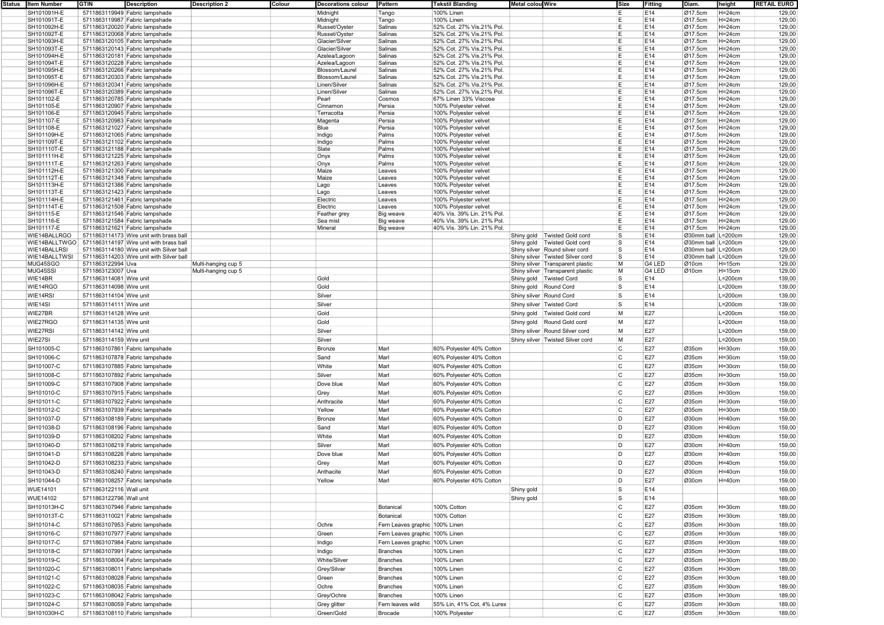| Status | Item Number | GTIN | Description | Description 2 | Colour | Decorations colour | Pattern | Tekstil Blanding | Metal colou | Wire | Size | Fitting | Diam. | height | RETAIL EURO |
|---|---|---|---|---|---|---|---|---|---|---|---|---|---|---|---|
| | SH101091H-E | 5711863119949 | Fabric lampshade | | | Midnight | Tango | 100% Linen | | | E | E14 | Ø17.5cm | H=24cm | 129,00 |
| | SH101091T-E | 5711863119987 | Fabric lampshade | | | Midnight | Tango | 100% Linen | | | E | E14 | Ø17.5cm | H=24cm | 129,00 |
| | SH101092H-E | 5711863120020 | Fabric lampshade | | | Russet/Oyster | Salinas | 52% Cot. 27% Vis.21% Pol. | | | E | E14 | Ø17.5cm | H=24cm | 129,00 |
| | SH101092T-E | 5711863120068 | Fabric lampshade | | | Russet/Oyster | Salinas | 52% Cot. 27% Vis.21% Pol. | | | E | E14 | Ø17.5cm | H=24cm | 129,00 |
| | SH101093H-E | 5711863120105 | Fabric lampshade | | | Glacier/Silver | Salinas | 52% Cot. 27% Vis.21% Pol. | | | E | E14 | Ø17.5cm | H=24cm | 129,00 |
| | SH101093T-E | 5711863120143 | Fabric lampshade | | | Glacier/Silver | Salinas | 52% Cot. 27% Vis.21% Pol. | | | E | E14 | Ø17.5cm | H=24cm | 129,00 |
| | SH101094H-E | 5711863120181 | Fabric lampshade | | | Azelea/Lagoon | Salinas | 52% Cot. 27% Vis.21% Pol. | | | E | E14 | Ø17.5cm | H=24cm | 129,00 |
| | SH101094T-E | 5711863120228 | Fabric lampshade | | | Azelea/Lagoon | Salinas | 52% Cot. 27% Vis.21% Pol. | | | E | E14 | Ø17.5cm | H=24cm | 129,00 |
| | SH101095H-E | 5711863120266 | Fabric lampshade | | | Blossom/Laurel | Salinas | 52% Cot. 27% Vis.21% Pol. | | | E | E14 | Ø17.5cm | H=24cm | 129,00 |
| | SH101095T-E | 5711863120303 | Fabric lampshade | | | Blossom/Laurel | Salinas | 52% Cot. 27% Vis.21% Pol. | | | E | E14 | Ø17.5cm | H=24cm | 129,00 |
| | SH101096H-E | 5711863120341 | Fabric lampshade | | | Linen/Silver | Salinas | 52% Cot. 27% Vis.21% Pol. | | | E | E14 | Ø17.5cm | H=24cm | 129,00 |
| | SH101096T-E | 5711863120389 | Fabric lampshade | | | Linen/Silver | Salinas | 52% Cot. 27% Vis.21% Pol. | | | E | E14 | Ø17.5cm | H=24cm | 129,00 |
| | SH101102-E | 5711863120785 | Fabric lampshade | | | Pearl | Cosmos | 67% Linen 33% Viscose | | | E | E14 | Ø17.5cm | H=24cm | 129,00 |
| | SH101105-E | 5711863120907 | Fabric lampshade | | | Cinnamon | Persia | 100% Polyester velvet | | | E | E14 | Ø17.5cm | H=24cm | 129,00 |
| | SH101106-E | 5711863120945 | Fabric lampshade | | | Terracotta | Persia | 100% Polyester velvet | | | E | E14 | Ø17.5cm | H=24cm | 129,00 |
| | SH101107-E | 5711863120983 | Fabric lampshade | | | Magenta | Persia | 100% Polyester velvet | | | E | E14 | Ø17.5cm | H=24cm | 129,00 |
| | SH101108-E | 5711863121027 | Fabric lampshade | | | Blue | Persia | 100% Polyester velvet | | | E | E14 | Ø17.5cm | H=24cm | 129,00 |
| | SH101109H-E | 5711863121065 | Fabric lampshade | | | Indigo | Palms | 100% Polyester velvet | | | E | E14 | Ø17.5cm | H=24cm | 129,00 |
| | SH101109T-E | 5711863121102 | Fabric lampshade | | | Indigo | Palms | 100% Polyester velvet | | | E | E14 | Ø17.5cm | H=24cm | 129,00 |
| | SH101110T-E | 5711863121188 | Fabric lampshade | | | Slate | Palms | 100% Polyester velvet | | | E | E14 | Ø17.5cm | H=24cm | 129,00 |
| | SH101111H-E | 5711863121225 | Fabric lampshade | | | Onyx | Palms | 100% Polyester velvet | | | E | E14 | Ø17.5cm | H=24cm | 129,00 |
| | SH101111T-E | 5711863121263 | Fabric lampshade | | | Onyx | Palms | 100% Polyester velvet | | | E | E14 | Ø17.5cm | H=24cm | 129,00 |
| | SH101112H-E | 5711863121300 | Fabric lampshade | | | Maize | Leaves | 100% Polyester velvet | | | E | E14 | Ø17.5cm | H=24cm | 129,00 |
| | SH101112T-E | 5711863121348 | Fabric lampshade | | | Maize | Leaves | 100% Polyester velvet | | | E | E14 | Ø17.5cm | H=24cm | 129,00 |
| | SH101113H-E | 5711863121386 | Fabric lampshade | | | Lago | Leaves | 100% Polyester velvet | | | E | E14 | Ø17.5cm | H=24cm | 129,00 |
| | SH101113T-E | 5711863121423 | Fabric lampshade | | | Lago | Leaves | 100% Polyester velvet | | | E | E14 | Ø17.5cm | H=24cm | 129,00 |
| | SH101114H-E | 5711863121461 | Fabric lampshade | | | Electric | Leaves | 100% Polyester velvet | | | E | E14 | Ø17.5cm | H=24cm | 129,00 |
| | SH101114T-E | 5711863121508 | Fabric lampshade | | | Electric | Leaves | 100% Polyester velvet | | | E | E14 | Ø17.5cm | H=24cm | 129,00 |
| | SH101115-E | 5711863121546 | Fabric lampshade | | | Feather grey | Big weave | 40% Vis. 39% Lin. 21% Pol. | | | E | E14 | Ø17.5cm | H=24cm | 129,00 |
| | SH101116-E | 5711863121584 | Fabric lampshade | | | Sea mist | Big weave | 40% Vis. 39% Lin. 21% Pol. | | | E | E14 | Ø17.5cm | H=24cm | 129,00 |
| | SH101117-E | 5711863121621 | Fabric lampshade | | | Mineral | Big weave | 40% Vis. 39% Lin. 21% Pol. | | | E | E14 | Ø17.5cm | H=24cm | 129,00 |
| | WIE14BALLRGO | 5711863114173 | Wire unit with brass ball | | | | | | Shiny gold | Twisted Gold cord | S | E14 | Ø30mm ball | L=200cm | 129,00 |
| | WIE14BALLTWGO | 5711863114197 | Wire unit with brass ball | | | | | | Shiny gold | Twisted Gold cord | S | E14 | Ø30mm ball | L=200cm | 129,00 |
| | WIE14BALLRSI | 5711863114180 | Wire unit with Silver ball | | | | | | Shiny silver | Round silver cord | S | E14 | Ø30mm ball | L=200cm | 129,00 |
| | WIE14BALLTWSI | 5711863114203 | Wire unit with Silver ball | | | | | | Shiny silver | Twisted Silver cord | S | E14 | Ø30mm ball | L=200cm | 129,00 |
| | MUG45SGO | 5711863122994 | Uva | Multi-hanging cup 5 | | | | | Shiny silver | Transparent plastic | M | G4 LED | Ø10cm | H=15cm | 129,00 |
| | MUG45SSI | 5711863123007 | Uva | Multi-hanging cup 5 | | | | | Shiny silver | Transparent plastic | M | G4 LED | Ø10cm | H=15cm | 129,00 |
| | WIE14BR | 5711863114081 | Wire unit | | | Gold | | | Shiny gold | Twisted Cord | S | E14 | | L=200cm | 139,00 |
| | WIE14RGO | 5711863114098 | Wire unit | | | Gold | | | Shiny gold | Round Cord | S | E14 | | L=200cm | 139,00 |
| | WIE14RSI | 5711863114104 | Wire unit | | | Silver | | | Shiny silver | Round Cord | S | E14 | | L=200cm | 139,00 |
| | WIE14SI | 5711863114111 | Wire unit | | | Silver | | | Shiny silver | Twisted Cord | S | E14 | | L=200cm | 139,00 |
| | WIE27BR | 5711863114128 | Wire unit | | | Gold | | | Shiny gold | Twisted Gold cord | M | E27 | | L=200cm | 159,00 |
| | WIE27RGO | 5711863114135 | Wire unit | | | Gold | | | Shiny gold | Round Gold cord | M | E27 | | L=200cm | 159,00 |
| | WIE27RSI | 5711863114142 | Wire unit | | | Silver | | | Shiny silver | Round Silver cord | M | E27 | | L=200cm | 159,00 |
| | WIE27SI | 5711863114159 | Wire unit | | | Silver | | | Shiny silver | Twisted Silver cord | M | E27 | | L=200cm | 159,00 |
| | SH101005-C | 5711863107861 | Fabric lampshade | | | Bronze | Marl | 60% Polyester 40% Cotton | | | C | E27 | Ø35cm | H=30cm | 159,00 |
| | SH101006-C | 5711863107878 | Fabric lampshade | | | Sand | Marl | 60% Polyester 40% Cotton | | | C | E27 | Ø35cm | H=30cm | 159,00 |
| | SH101007-C | 5711863107885 | Fabric lampshade | | | White | Marl | 60% Polyester 40% Cotton | | | C | E27 | Ø35cm | H=30cm | 159,00 |
| | SH101008-C | 5711863107892 | Fabric lampshade | | | Silver | Marl | 60% Polyester 40% Cotton | | | C | E27 | Ø35cm | H=30cm | 159,00 |
| | SH101009-C | 5711863107908 | Fabric lampshade | | | Dove blue | Marl | 60% Polyester 40% Cotton | | | C | E27 | Ø35cm | H=30cm | 159,00 |
| | SH101010-C | 5711863107915 | Fabric lampshade | | | Grey | Marl | 60% Polyester 40% Cotton | | | C | E27 | Ø35cm | H=30cm | 159,00 |
| | SH101011-C | 5711863107922 | Fabric lampshade | | | Anthracite | Marl | 60% Polyester 40% Cotton | | | C | E27 | Ø35cm | H=30cm | 159,00 |
| | SH101012-C | 5711863107939 | Fabric lampshade | | | Yellow | Marl | 60% Polyester 40% Cotton | | | C | E27 | Ø35cm | H=30cm | 159,00 |
| | SH101037-D | 5711863108189 | Fabric lampshade | | | Bronze | Marl | 60% Polyester 40% Cotton | | | D | E27 | Ø30cm | H=40cm | 159,00 |
| | SH101038-D | 5711863108196 | Fabric lampshade | | | Sand | Marl | 60% Polyester 40% Cotton | | | D | E27 | Ø30cm | H=40cm | 159,00 |
| | SH101039-D | 5711863108202 | Fabric lampshade | | | White | Marl | 60% Polyester 40% Cotton | | | D | E27 | Ø30cm | H=40cm | 159,00 |
| | SH101040-D | 5711863108219 | Fabric lampshade | | | Silver | Marl | 60% Polyester 40% Cotton | | | D | E27 | Ø30cm | H=40cm | 159,00 |
| | SH101041-D | 5711863108226 | Fabric lampshade | | | Dove blue | Marl | 60% Polyester 40% Cotton | | | D | E27 | Ø30cm | H=40cm | 159,00 |
| | SH101042-D | 5711863108233 | Fabric lampshade | | | Grey | Marl | 60% Polyester 40% Cotton | | | D | E27 | Ø30cm | H=40cm | 159,00 |
| | SH101043-D | 5711863108240 | Fabric lampshade | | | Anthacite | Marl | 60% Polyester 40% Cotton | | | D | E27 | Ø30cm | H=40cm | 159,00 |
| | SH101044-D | 5711863108257 | Fabric lampshade | | | Yellow | Marl | 60% Polyester 40% Cotton | | | D | E27 | Ø30cm | H=40cm | 159,00 |
| | WUE14101 | 5711863122116 | Wall unit | | | | | | Shiny gold | | S | E14 | | | 169,00 |
| | WUE14102 | 5711863122796 | Wall unit | | | | | | Shiny gold | | S | E14 | | | 169,00 |
| | SH101013H-C | 5711863107946 | Fabric lampshade | | | | Botanical | 100% Cotton | | | C | E27 | Ø35cm | H=30cm | 189,00 |
| | SH101013T-C | 5711863110021 | Fabric lampshade | | | | Botanical | 100% Cotton | | | C | E27 | Ø35cm | H=30cm | 189,00 |
| | SH101014-C | 5711863107953 | Fabric lampshade | | | Ochre | Fern Leaves graphic | 100% Linen | | | C | E27 | Ø35cm | H=30cm | 189,00 |
| | SH101016-C | 5711863107977 | Fabric lampshade | | | Green | Fern Leaves graphic | 100% Linen | | | C | E27 | Ø35cm | H=30cm | 189,00 |
| | SH101017-C | 5711863107984 | Fabric lampshade | | | Indigo | Fern Leaves graphic | 100% Linen | | | C | E27 | Ø35cm | H=30cm | 189,00 |
| | SH101018-C | 5711863107991 | Fabric lampshade | | | Indigo | Branches | 100% Linen | | | C | E27 | Ø35cm | H=30cm | 189,00 |
| | SH101019-C | 5711863108004 | Fabric lampshade | | | White/Silver | Branches | 100% Linen | | | C | E27 | Ø35cm | H=30cm | 189,00 |
| | SH101020-C | 5711863108011 | Fabric lampshade | | | Grey/Silver | Branches | 100% Linen | | | C | E27 | Ø35cm | H=30cm | 189,00 |
| | SH101021-C | 5711863108028 | Fabric lampshade | | | Green | Branches | 100% Linen | | | C | E27 | Ø35cm | H=30cm | 189,00 |
| | SH101022-C | 5711863108035 | Fabric lampshade | | | Ochre | Branches | 100% Linen | | | C | E27 | Ø35cm | H=30cm | 189,00 |
| | SH101023-C | 5711863108042 | Fabric lampshade | | | Grey/Ochre | Branches | 100% Linen | | | C | E27 | Ø35cm | H=30cm | 189,00 |
| | SH101024-C | 5711863108059 | Fabric lampshade | | | Grey glitter | Fern leaves wild | 55% Lin, 41% Cot, 4% Lurex | | | C | E27 | Ø35cm | H=30cm | 189,00 |
| | SH101030H-C | 5711863108110 | Fabric lampshade | | | Green/Gold | Brocade | 100% Polyester | | | C | E27 | Ø35cm | H=30cm | 189,00 |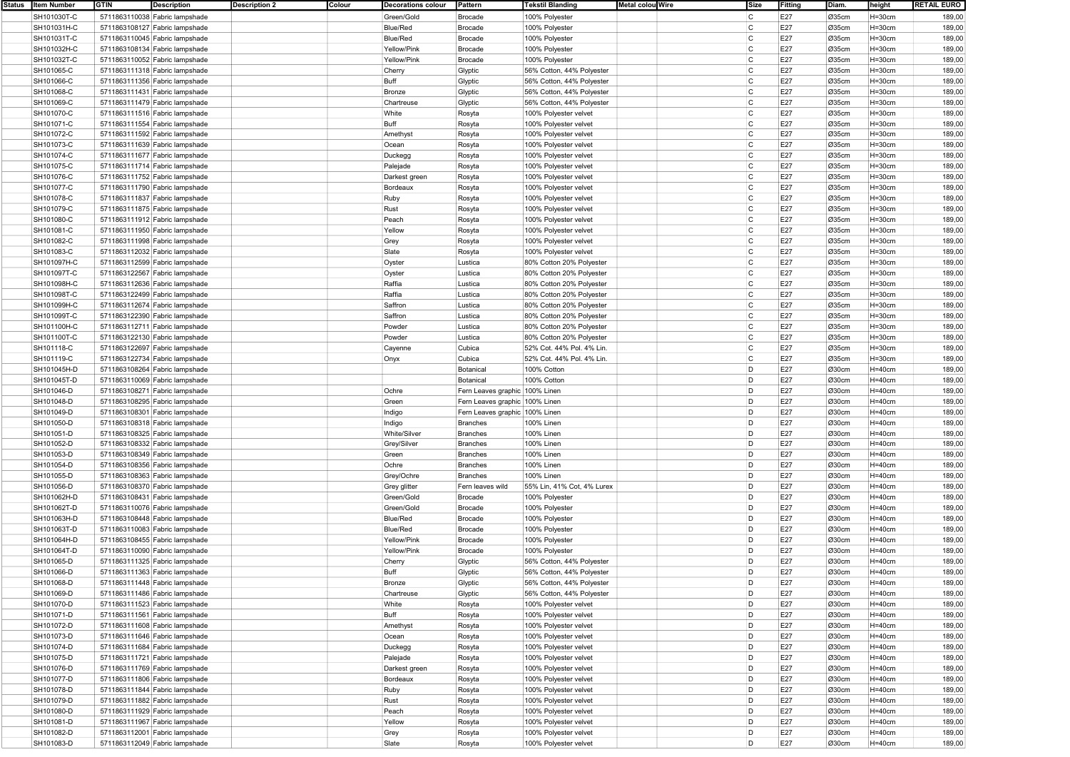| Status | Item Number | GTIN | Description | Description 2 | Colour | Decorations colour | Pattern | Tekstil Blanding | Metal colou | Wire | Size | Fitting | Diam. | height | RETAIL EURO |
|---|---|---|---|---|---|---|---|---|---|---|---|---|---|---|---|
| | SH101030T-C | 5711863110038 | Fabric lampshade | | | Green/Gold | Brocade | 100% Polyester | | | C | E27 | Ø35cm | H=30cm | 189,00 |
| | SH101031H-C | 5711863108127 | Fabric lampshade | | | Blue/Red | Brocade | 100% Polyester | | | C | E27 | Ø35cm | H=30cm | 189,00 |
| | SH101031T-C | 5711863110045 | Fabric lampshade | | | Blue/Red | Brocade | 100% Polyester | | | C | E27 | Ø35cm | H=30cm | 189,00 |
| | SH101032H-C | 5711863108134 | Fabric lampshade | | | Yellow/Pink | Brocade | 100% Polyester | | | C | E27 | Ø35cm | H=30cm | 189,00 |
| | SH101032T-C | 5711863110052 | Fabric lampshade | | | Yellow/Pink | Brocade | 100% Polyester | | | C | E27 | Ø35cm | H=30cm | 189,00 |
| | SH101065-C | 5711863111318 | Fabric lampshade | | | Cherry | Glyptic | 56% Cotton, 44% Polyester | | | C | E27 | Ø35cm | H=30cm | 189,00 |
| | SH101066-C | 5711863111356 | Fabric lampshade | | | Buff | Glyptic | 56% Cotton, 44% Polyester | | | C | E27 | Ø35cm | H=30cm | 189,00 |
| | SH101068-C | 5711863111431 | Fabric lampshade | | | Bronze | Glyptic | 56% Cotton, 44% Polyester | | | C | E27 | Ø35cm | H=30cm | 189,00 |
| | SH101069-C | 5711863111479 | Fabric lampshade | | | Chartreuse | Glyptic | 56% Cotton, 44% Polyester | | | C | E27 | Ø35cm | H=30cm | 189,00 |
| | SH101070-C | 5711863111516 | Fabric lampshade | | | White | Rosyta | 100% Polyester velvet | | | C | E27 | Ø35cm | H=30cm | 189,00 |
| | SH101071-C | 5711863111554 | Fabric lampshade | | | Buff | Rosyta | 100% Polyester velvet | | | C | E27 | Ø35cm | H=30cm | 189,00 |
| | SH101072-C | 5711863111592 | Fabric lampshade | | | Amethyst | Rosyta | 100% Polyester velvet | | | C | E27 | Ø35cm | H=30cm | 189,00 |
| | SH101073-C | 5711863111639 | Fabric lampshade | | | Ocean | Rosyta | 100% Polyester velvet | | | C | E27 | Ø35cm | H=30cm | 189,00 |
| | SH101074-C | 5711863111677 | Fabric lampshade | | | Duckegg | Rosyta | 100% Polyester velvet | | | C | E27 | Ø35cm | H=30cm | 189,00 |
| | SH101075-C | 5711863111714 | Fabric lampshade | | | Palejade | Rosyta | 100% Polyester velvet | | | C | E27 | Ø35cm | H=30cm | 189,00 |
| | SH101076-C | 5711863111752 | Fabric lampshade | | | Darkest green | Rosyta | 100% Polyester velvet | | | C | E27 | Ø35cm | H=30cm | 189,00 |
| | SH101077-C | 5711863111790 | Fabric lampshade | | | Bordeaux | Rosyta | 100% Polyester velvet | | | C | E27 | Ø35cm | H=30cm | 189,00 |
| | SH101078-C | 5711863111837 | Fabric lampshade | | | Ruby | Rosyta | 100% Polyester velvet | | | C | E27 | Ø35cm | H=30cm | 189,00 |
| | SH101079-C | 5711863111875 | Fabric lampshade | | | Rust | Rosyta | 100% Polyester velvet | | | C | E27 | Ø35cm | H=30cm | 189,00 |
| | SH101080-C | 5711863111912 | Fabric lampshade | | | Peach | Rosyta | 100% Polyester velvet | | | C | E27 | Ø35cm | H=30cm | 189,00 |
| | SH101081-C | 5711863111950 | Fabric lampshade | | | Yellow | Rosyta | 100% Polyester velvet | | | C | E27 | Ø35cm | H=30cm | 189,00 |
| | SH101082-C | 5711863111998 | Fabric lampshade | | | Grey | Rosyta | 100% Polyester velvet | | | C | E27 | Ø35cm | H=30cm | 189,00 |
| | SH101083-C | 5711863112032 | Fabric lampshade | | | Slate | Rosyta | 100% Polyester velvet | | | C | E27 | Ø35cm | H=30cm | 189,00 |
| | SH101097H-C | 5711863112599 | Fabric lampshade | | | Oyster | Lustica | 80% Cotton 20% Polyester | | | C | E27 | Ø35cm | H=30cm | 189,00 |
| | SH101097T-C | 5711863122567 | Fabric lampshade | | | Oyster | Lustica | 80% Cotton 20% Polyester | | | C | E27 | Ø35cm | H=30cm | 189,00 |
| | SH101098H-C | 5711863112636 | Fabric lampshade | | | Raffia | Lustica | 80% Cotton 20% Polyester | | | C | E27 | Ø35cm | H=30cm | 189,00 |
| | SH101098T-C | 5711863122499 | Fabric lampshade | | | Raffia | Lustica | 80% Cotton 20% Polyester | | | C | E27 | Ø35cm | H=30cm | 189,00 |
| | SH101099H-C | 5711863112674 | Fabric lampshade | | | Saffron | Lustica | 80% Cotton 20% Polyester | | | C | E27 | Ø35cm | H=30cm | 189,00 |
| | SH101099T-C | 5711863122390 | Fabric lampshade | | | Saffron | Lustica | 80% Cotton 20% Polyester | | | C | E27 | Ø35cm | H=30cm | 189,00 |
| | SH101100H-C | 5711863112711 | Fabric lampshade | | | Powder | Lustica | 80% Cotton 20% Polyester | | | C | E27 | Ø35cm | H=30cm | 189,00 |
| | SH101100T-C | 5711863122130 | Fabric lampshade | | | Powder | Lustica | 80% Cotton 20% Polyester | | | C | E27 | Ø35cm | H=30cm | 189,00 |
| | SH101118-C | 5711863122697 | Fabric lampshade | | | Cayenne | Cubica | 52% Cot. 44% Pol. 4% Lin. | | | C | E27 | Ø35cm | H=30cm | 189,00 |
| | SH101119-C | 5711863122734 | Fabric lampshade | | | Onyx | Cubica | 52% Cot. 44% Pol. 4% Lin. | | | C | E27 | Ø35cm | H=30cm | 189,00 |
| | SH101045H-D | 5711863108264 | Fabric lampshade | | | | Botanical | 100% Cotton | | | D | E27 | Ø30cm | H=40cm | 189,00 |
| | SH101045T-D | 5711863110069 | Fabric lampshade | | | | Botanical | 100% Cotton | | | D | E27 | Ø30cm | H=40cm | 189,00 |
| | SH101046-D | 5711863108271 | Fabric lampshade | | | Ochre | Fern Leaves graphic | 100% Linen | | | D | E27 | Ø30cm | H=40cm | 189,00 |
| | SH101048-D | 5711863108295 | Fabric lampshade | | | Green | Fern Leaves graphic | 100% Linen | | | D | E27 | Ø30cm | H=40cm | 189,00 |
| | SH101049-D | 5711863108301 | Fabric lampshade | | | Indigo | Fern Leaves graphic | 100% Linen | | | D | E27 | Ø30cm | H=40cm | 189,00 |
| | SH101050-D | 5711863108318 | Fabric lampshade | | | Indigo | Branches | 100% Linen | | | D | E27 | Ø30cm | H=40cm | 189,00 |
| | SH101051-D | 5711863108325 | Fabric lampshade | | | White/Silver | Branches | 100% Linen | | | D | E27 | Ø30cm | H=40cm | 189,00 |
| | SH101052-D | 5711863108332 | Fabric lampshade | | | Grey/Silver | Branches | 100% Linen | | | D | E27 | Ø30cm | H=40cm | 189,00 |
| | SH101053-D | 5711863108349 | Fabric lampshade | | | Green | Branches | 100% Linen | | | D | E27 | Ø30cm | H=40cm | 189,00 |
| | SH101054-D | 5711863108356 | Fabric lampshade | | | Ochre | Branches | 100% Linen | | | D | E27 | Ø30cm | H=40cm | 189,00 |
| | SH101055-D | 5711863108363 | Fabric lampshade | | | Grey/Ochre | Branches | 100% Linen | | | D | E27 | Ø30cm | H=40cm | 189,00 |
| | SH101056-D | 5711863108370 | Fabric lampshade | | | Grey glitter | Fern leaves wild | 55% Lin, 41% Cot, 4% Lurex | | | D | E27 | Ø30cm | H=40cm | 189,00 |
| | SH101062H-D | 5711863108431 | Fabric lampshade | | | Green/Gold | Brocade | 100% Polyester | | | D | E27 | Ø30cm | H=40cm | 189,00 |
| | SH101062T-D | 5711863110076 | Fabric lampshade | | | Green/Gold | Brocade | 100% Polyester | | | D | E27 | Ø30cm | H=40cm | 189,00 |
| | SH101063H-D | 5711863108448 | Fabric lampshade | | | Blue/Red | Brocade | 100% Polyester | | | D | E27 | Ø30cm | H=40cm | 189,00 |
| | SH101063T-D | 5711863110083 | Fabric lampshade | | | Blue/Red | Brocade | 100% Polyester | | | D | E27 | Ø30cm | H=40cm | 189,00 |
| | SH101064H-D | 5711863108455 | Fabric lampshade | | | Yellow/Pink | Brocade | 100% Polyester | | | D | E27 | Ø30cm | H=40cm | 189,00 |
| | SH101064T-D | 5711863110090 | Fabric lampshade | | | Yellow/Pink | Brocade | 100% Polyester | | | D | E27 | Ø30cm | H=40cm | 189,00 |
| | SH101065-D | 5711863111325 | Fabric lampshade | | | Cherry | Glyptic | 56% Cotton, 44% Polyester | | | D | E27 | Ø30cm | H=40cm | 189,00 |
| | SH101066-D | 5711863111363 | Fabric lampshade | | | Buff | Glyptic | 56% Cotton, 44% Polyester | | | D | E27 | Ø30cm | H=40cm | 189,00 |
| | SH101068-D | 5711863111448 | Fabric lampshade | | | Bronze | Glyptic | 56% Cotton, 44% Polyester | | | D | E27 | Ø30cm | H=40cm | 189,00 |
| | SH101069-D | 5711863111486 | Fabric lampshade | | | Chartreuse | Glyptic | 56% Cotton, 44% Polyester | | | D | E27 | Ø30cm | H=40cm | 189,00 |
| | SH101070-D | 5711863111523 | Fabric lampshade | | | White | Rosyta | 100% Polyester velvet | | | D | E27 | Ø30cm | H=40cm | 189,00 |
| | SH101071-D | 5711863111561 | Fabric lampshade | | | Buff | Rosyta | 100% Polyester velvet | | | D | E27 | Ø30cm | H=40cm | 189,00 |
| | SH101072-D | 5711863111608 | Fabric lampshade | | | Amethyst | Rosyta | 100% Polyester velvet | | | D | E27 | Ø30cm | H=40cm | 189,00 |
| | SH101073-D | 5711863111646 | Fabric lampshade | | | Ocean | Rosyta | 100% Polyester velvet | | | D | E27 | Ø30cm | H=40cm | 189,00 |
| | SH101074-D | 5711863111684 | Fabric lampshade | | | Duckegg | Rosyta | 100% Polyester velvet | | | D | E27 | Ø30cm | H=40cm | 189,00 |
| | SH101075-D | 5711863111721 | Fabric lampshade | | | Palejade | Rosyta | 100% Polyester velvet | | | D | E27 | Ø30cm | H=40cm | 189,00 |
| | SH101076-D | 5711863111769 | Fabric lampshade | | | Darkest green | Rosyta | 100% Polyester velvet | | | D | E27 | Ø30cm | H=40cm | 189,00 |
| | SH101077-D | 5711863111806 | Fabric lampshade | | | Bordeaux | Rosyta | 100% Polyester velvet | | | D | E27 | Ø30cm | H=40cm | 189,00 |
| | SH101078-D | 5711863111844 | Fabric lampshade | | | Ruby | Rosyta | 100% Polyester velvet | | | D | E27 | Ø30cm | H=40cm | 189,00 |
| | SH101079-D | 5711863111882 | Fabric lampshade | | | Rust | Rosyta | 100% Polyester velvet | | | D | E27 | Ø30cm | H=40cm | 189,00 |
| | SH101080-D | 5711863111929 | Fabric lampshade | | | Peach | Rosyta | 100% Polyester velvet | | | D | E27 | Ø30cm | H=40cm | 189,00 |
| | SH101081-D | 5711863111967 | Fabric lampshade | | | Yellow | Rosyta | 100% Polyester velvet | | | D | E27 | Ø30cm | H=40cm | 189,00 |
| | SH101082-D | 5711863112001 | Fabric lampshade | | | Grey | Rosyta | 100% Polyester velvet | | | D | E27 | Ø30cm | H=40cm | 189,00 |
| | SH101083-D | 5711863112049 | Fabric lampshade | | | Slate | Rosyta | 100% Polyester velvet | | | D | E27 | Ø30cm | H=40cm | 189,00 |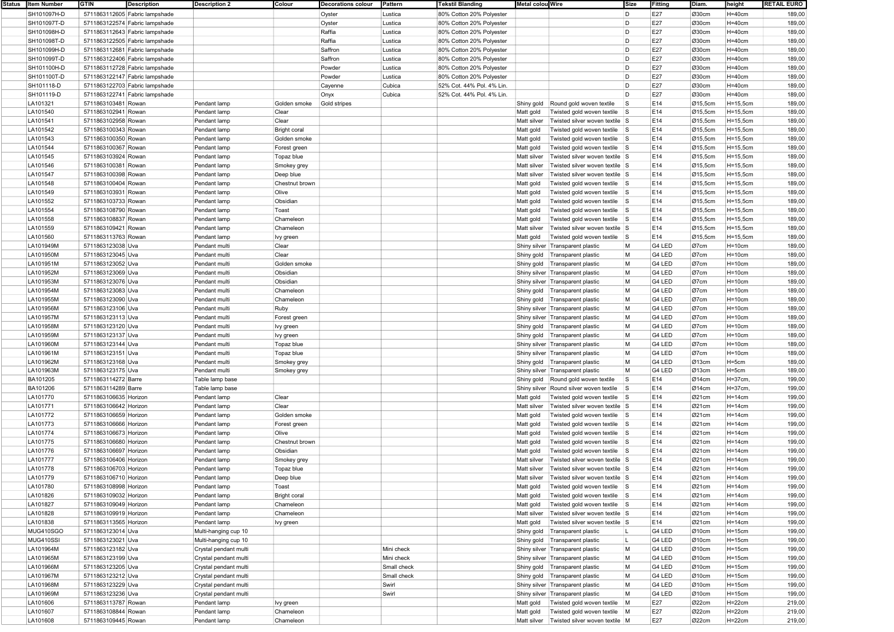| Status | Item Number | GTIN | Description | Description 2 | Colour | Decorations colour | Pattern | Tekstil Blanding | Metal colou | Wire | Size | Fitting | Diam. | height | RETAIL EURO |
|---|---|---|---|---|---|---|---|---|---|---|---|---|---|---|---|
| | SH101097H-D | 5711863112605 | Fabric lampshade | | | Oyster | Lustica | 80% Cotton 20% Polyester | | | D | E27 | Ø30cm | H=40cm | 189,00 |
| | SH101097T-D | 5711863122574 | Fabric lampshade | | | Oyster | Lustica | 80% Cotton 20% Polyester | | | D | E27 | Ø30cm | H=40cm | 189,00 |
| | SH101098H-D | 5711863112643 | Fabric lampshade | | | Raffia | Lustica | 80% Cotton 20% Polyester | | | D | E27 | Ø30cm | H=40cm | 189,00 |
| | SH101098T-D | 5711863122505 | Fabric lampshade | | | Raffia | Lustica | 80% Cotton 20% Polyester | | | D | E27 | Ø30cm | H=40cm | 189,00 |
| | SH101099H-D | 5711863112681 | Fabric lampshade | | | Saffron | Lustica | 80% Cotton 20% Polyester | | | D | E27 | Ø30cm | H=40cm | 189,00 |
| | SH101099T-D | 5711863122406 | Fabric lampshade | | | Saffron | Lustica | 80% Cotton 20% Polyester | | | D | E27 | Ø30cm | H=40cm | 189,00 |
| | SH101100H-D | 5711863112728 | Fabric lampshade | | | Powder | Lustica | 80% Cotton 20% Polyester | | | D | E27 | Ø30cm | H=40cm | 189,00 |
| | SH101100T-D | 5711863122147 | Fabric lampshade | | | Powder | Lustica | 80% Cotton 20% Polyester | | | D | E27 | Ø30cm | H=40cm | 189,00 |
| | SH101118-D | 5711863122703 | Fabric lampshade | | | Cayenne | Cubica | 52% Cot. 44% Pol. 4% Lin. | | | D | E27 | Ø30cm | H=40cm | 189,00 |
| | SH101119-D | 5711863122741 | Fabric lampshade | | | Onyx | Cubica | 52% Cot. 44% Pol. 4% Lin. | | | D | E27 | Ø30cm | H=40cm | 189,00 |
| | LA101321 | 5711863103481 | Rowan | Pendant lamp | Golden smoke | Gold stripes | | | Shiny gold | Round gold woven textile | S | E14 | Ø15,5cm | H=15,5cm | 189,00 |
| | LA101540 | 5711863102941 | Rowan | Pendant lamp | Clear | | | | Matt gold | Twisted gold woven textile | S | E14 | Ø15,5cm | H=15,5cm | 189,00 |
| | LA101541 | 5711863102958 | Rowan | Pendant lamp | Clear | | | | Matt silver | Twisted silver woven textile | S | E14 | Ø15,5cm | H=15,5cm | 189,00 |
| | LA101542 | 5711863100343 | Rowan | Pendant lamp | Bright coral | | | | Matt gold | Twisted gold woven textile | S | E14 | Ø15,5cm | H=15,5cm | 189,00 |
| | LA101543 | 5711863100350 | Rowan | Pendant lamp | Golden smoke | | | | Matt gold | Twisted gold woven textile | S | E14 | Ø15,5cm | H=15,5cm | 189,00 |
| | LA101544 | 5711863100367 | Rowan | Pendant lamp | Forest green | | | | Matt gold | Twisted gold woven textile | S | E14 | Ø15,5cm | H=15,5cm | 189,00 |
| | LA101545 | 5711863103924 | Rowan | Pendant lamp | Topaz blue | | | | Matt silver | Twisted silver woven textile | S | E14 | Ø15,5cm | H=15,5cm | 189,00 |
| | LA101546 | 5711863100381 | Rowan | Pendant lamp | Smokey grey | | | | Matt silver | Twisted silver woven textile | S | E14 | Ø15,5cm | H=15,5cm | 189,00 |
| | LA101547 | 5711863100398 | Rowan | Pendant lamp | Deep blue | | | | Matt silver | Twisted silver woven textile | S | E14 | Ø15,5cm | H=15,5cm | 189,00 |
| | LA101548 | 5711863100404 | Rowan | Pendant lamp | Chestnut brown | | | | Matt gold | Twisted gold woven textile | S | E14 | Ø15,5cm | H=15,5cm | 189,00 |
| | LA101549 | 5711863103931 | Rowan | Pendant lamp | Olive | | | | Matt gold | Twisted gold woven textile | S | E14 | Ø15,5cm | H=15,5cm | 189,00 |
| | LA101552 | 5711863103733 | Rowan | Pendant lamp | Obsidian | | | | Matt gold | Twisted gold woven textile | S | E14 | Ø15,5cm | H=15,5cm | 189,00 |
| | LA101554 | 5711863108790 | Rowan | Pendant lamp | Toast | | | | Matt gold | Twisted gold woven textile | S | E14 | Ø15,5cm | H=15,5cm | 189,00 |
| | LA101558 | 5711863108837 | Rowan | Pendant lamp | Chameleon | | | | Matt gold | Twisted gold woven textile | S | E14 | Ø15,5cm | H=15,5cm | 189,00 |
| | LA101559 | 5711863109421 | Rowan | Pendant lamp | Chameleon | | | | Matt silver | Twisted silver woven textile | S | E14 | Ø15,5cm | H=15,5cm | 189,00 |
| | LA101560 | 5711863113763 | Rowan | Pendant lamp | Ivy green | | | | Matt gold | Twisted gold woven textile | S | E14 | Ø15,5cm | H=15,5cm | 189,00 |
| | LA101949M | 5711863123038 | Uva | Pendant multi | Clear | | | | Shiny silver | Transparent plastic | M | G4 LED | Ø7cm | H=10cm | 189,00 |
| | LA101950M | 5711863123045 | Uva | Pendant multi | Clear | | | | Shiny gold | Transparent plastic | M | G4 LED | Ø7cm | H=10cm | 189,00 |
| | LA101951M | 5711863123052 | Uva | Pendant multi | Golden smoke | | | | Shiny gold | Transparent plastic | M | G4 LED | Ø7cm | H=10cm | 189,00 |
| | LA101952M | 5711863123069 | Uva | Pendant multi | Obsidian | | | | Shiny silver | Transparent plastic | M | G4 LED | Ø7cm | H=10cm | 189,00 |
| | LA101953M | 5711863123076 | Uva | Pendant multi | Obsidian | | | | Shiny silver | Transparent plastic | M | G4 LED | Ø7cm | H=10cm | 189,00 |
| | LA101954M | 5711863123083 | Uva | Pendant multi | Chameleon | | | | Shiny gold | Transparent plastic | M | G4 LED | Ø7cm | H=10cm | 189,00 |
| | LA101955M | 5711863123090 | Uva | Pendant multi | Chameleon | | | | Shiny gold | Transparent plastic | M | G4 LED | Ø7cm | H=10cm | 189,00 |
| | LA101956M | 5711863123106 | Uva | Pendant multi | Ruby | | | | Shiny silver | Transparent plastic | M | G4 LED | Ø7cm | H=10cm | 189,00 |
| | LA101957M | 5711863123113 | Uva | Pendant multi | Forest green | | | | Shiny silver | Transparent plastic | M | G4 LED | Ø7cm | H=10cm | 189,00 |
| | LA101958M | 5711863123120 | Uva | Pendant multi | Ivy green | | | | Shiny gold | Transparent plastic | M | G4 LED | Ø7cm | H=10cm | 189,00 |
| | LA101959M | 5711863123137 | Uva | Pendant multi | Ivy green | | | | Shiny gold | Transparent plastic | M | G4 LED | Ø7cm | H=10cm | 189,00 |
| | LA101960M | 5711863123144 | Uva | Pendant multi | Topaz blue | | | | Shiny silver | Transparent plastic | M | G4 LED | Ø7cm | H=10cm | 189,00 |
| | LA101961M | 5711863123151 | Uva | Pendant multi | Topaz blue | | | | Shiny silver | Transparent plastic | M | G4 LED | Ø7cm | H=10cm | 189,00 |
| | LA101962M | 5711863123168 | Uva | Pendant multi | Smokey grey | | | | Shiny gold | Transparent plastic | M | G4 LED | Ø13cm | H=5cm | 189,00 |
| | LA101963M | 5711863123175 | Uva | Pendant multi | Smokey grey | | | | Shiny silver | Transparent plastic | M | G4 LED | Ø13cm | H=5cm | 189,00 |
| | BA101205 | 5711863114272 | Barre | Table lamp base | | | | | Shiny gold | Round gold woven textile | S | E14 | Ø14cm | H=37cm, | 199,00 |
| | BA101206 | 5711863114289 | Barre | Table lamp base | | | | | Shiny silver | Round silver woven textile | S | E14 | Ø14cm | H=37cm, | 199,00 |
| | LA101770 | 5711863106635 | Horizon | Pendant lamp | Clear | | | | Matt gold | Twisted gold woven textile | S | E14 | Ø21cm | H=14cm | 199,00 |
| | LA101771 | 5711863106642 | Horizon | Pendant lamp | Clear | | | | Matt silver | Twisted silver woven textile | S | E14 | Ø21cm | H=14cm | 199,00 |
| | LA101772 | 5711863106659 | Horizon | Pendant lamp | Golden smoke | | | | Matt gold | Twisted gold woven textile | S | E14 | Ø21cm | H=14cm | 199,00 |
| | LA101773 | 5711863106666 | Horizon | Pendant lamp | Forest green | | | | Matt gold | Twisted gold woven textile | S | E14 | Ø21cm | H=14cm | 199,00 |
| | LA101774 | 5711863106673 | Horizon | Pendant lamp | Olive | | | | Matt gold | Twisted gold woven textile | S | E14 | Ø21cm | H=14cm | 199,00 |
| | LA101775 | 5711863106680 | Horizon | Pendant lamp | Chestnut brown | | | | Matt gold | Twisted gold woven textile | S | E14 | Ø21cm | H=14cm | 199,00 |
| | LA101776 | 5711863106697 | Horizon | Pendant lamp | Obsidian | | | | Matt gold | Twisted gold woven textile | S | E14 | Ø21cm | H=14cm | 199,00 |
| | LA101777 | 5711863106406 | Horizon | Pendant lamp | Smokey grey | | | | Matt silver | Twisted silver woven textile | S | E14 | Ø21cm | H=14cm | 199,00 |
| | LA101778 | 5711863106703 | Horizon | Pendant lamp | Topaz blue | | | | Matt silver | Twisted silver woven textile | S | E14 | Ø21cm | H=14cm | 199,00 |
| | LA101779 | 5711863106710 | Horizon | Pendant lamp | Deep blue | | | | Matt silver | Twisted silver woven textile | S | E14 | Ø21cm | H=14cm | 199,00 |
| | LA101780 | 5711863108998 | Horizon | Pendant lamp | Toast | | | | Matt gold | Twisted gold woven textile | S | E14 | Ø21cm | H=14cm | 199,00 |
| | LA101826 | 5711863109032 | Horizon | Pendant lamp | Bright coral | | | | Matt gold | Twisted gold woven textile | S | E14 | Ø21cm | H=14cm | 199,00 |
| | LA101827 | 5711863109049 | Horizon | Pendant lamp | Chameleon | | | | Matt gold | Twisted gold woven textile | S | E14 | Ø21cm | H=14cm | 199,00 |
| | LA101828 | 5711863109919 | Horizon | Pendant lamp | Chameleon | | | | Matt silver | Twisted silver woven textile | S | E14 | Ø21cm | H=14cm | 199,00 |
| | LA101838 | 5711863113565 | Horizon | Pendant lamp | Ivy green | | | | Matt gold | Twisted silver woven textile | S | E14 | Ø21cm | H=14cm | 199,00 |
| | MUG410SGO | 5711863123014 | Uva | Multi-hanging cup 10 | | | | | Shiny gold | Transparent plastic | L | G4 LED | Ø10cm | H=15cm | 199,00 |
| | MUG410SSI | 5711863123021 | Uva | Multi-hanging cup 10 | | | | | Shiny gold | Transparent plastic | L | G4 LED | Ø10cm | H=15cm | 199,00 |
| | LA101964M | 5711863123182 | Uva | Crystal pendant multi | | | Mini check | | Shiny silver | Transparent plastic | M | G4 LED | Ø10cm | H=15cm | 199,00 |
| | LA101965M | 5711863123199 | Uva | Crystal pendant multi | | | Mini check | | Shiny silver | Transparent plastic | M | G4 LED | Ø10cm | H=15cm | 199,00 |
| | LA101966M | 5711863123205 | Uva | Crystal pendant multi | | | Small check | | Shiny gold | Transparent plastic | M | G4 LED | Ø10cm | H=15cm | 199,00 |
| | LA101967M | 5711863123212 | Uva | Crystal pendant multi | | | Small check | | Shiny gold | Transparent plastic | M | G4 LED | Ø10cm | H=15cm | 199,00 |
| | LA101968M | 5711863123229 | Uva | Crystal pendant multi | | | Swirl | | Shiny silver | Transparent plastic | M | G4 LED | Ø10cm | H=15cm | 199,00 |
| | LA101969M | 5711863123236 | Uva | Crystal pendant multi | | | Swirl | | Shiny silver | Transparent plastic | M | G4 LED | Ø10cm | H=15cm | 199,00 |
| | LA101606 | 5711863113787 | Rowan | Pendant lamp | Ivy green | | | | Matt gold | Twisted gold woven textile | M | E27 | Ø22cm | H=22cm | 219,00 |
| | LA101607 | 5711863108844 | Rowan | Pendant lamp | Chameleon | | | | Matt gold | Twisted gold woven textile | M | E27 | Ø22cm | H=22cm | 219,00 |
| | LA101608 | 5711863109445 | Rowan | Pendant lamp | Chameleon | | | | Matt silver | Twisted silver woven textile | M | E27 | Ø22cm | H=22cm | 219,00 |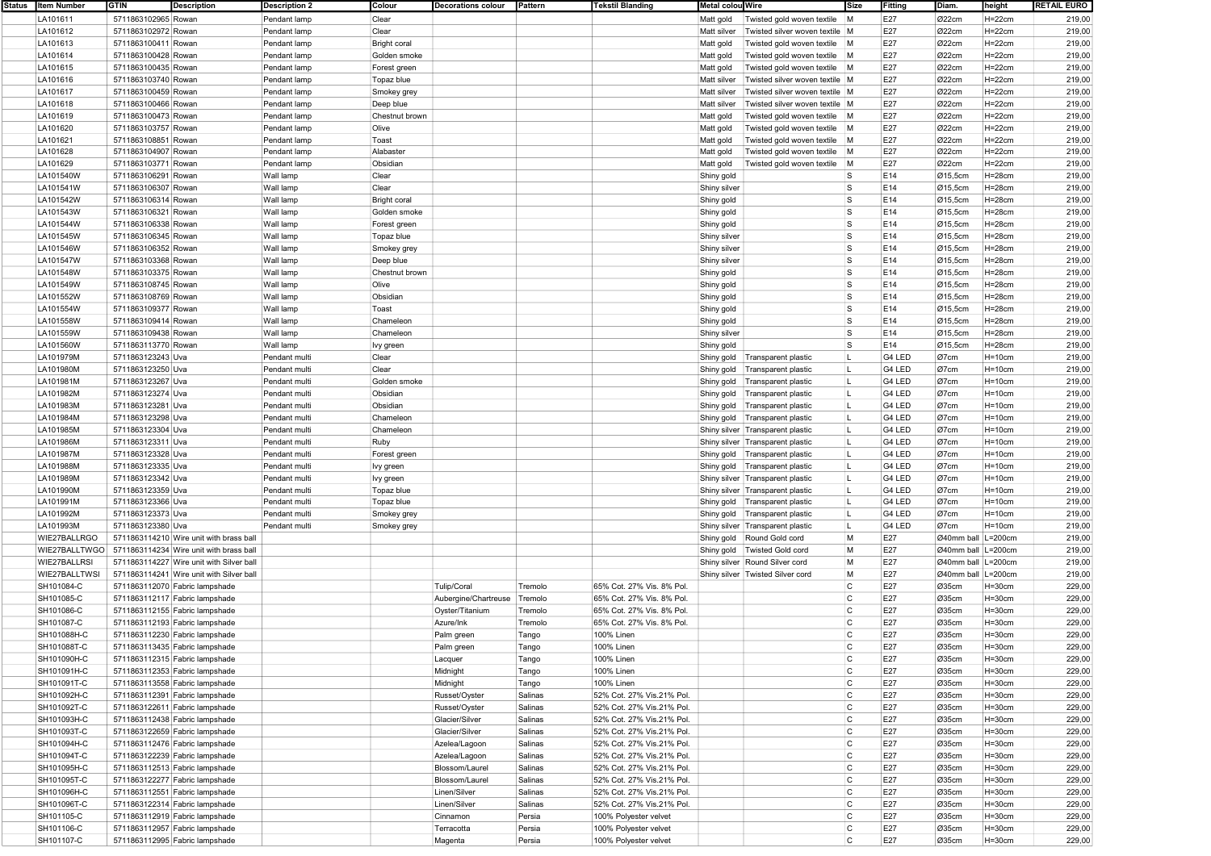| Status | Item Number | GTIN | Description | Description 2 | Colour | Decorations colour | Pattern | Tekstil Blanding | Metal colou | Wire | Size | Fitting | Diam. | height | RETAIL EURO |
|---|---|---|---|---|---|---|---|---|---|---|---|---|---|---|---|
| | LA101611 | 5711863102965 | Rowan | Pendant lamp | Clear | | | | Matt gold | Twisted gold woven textile | M | E27 | Ø22cm | H=22cm | 219,00 |
| | LA101612 | 5711863102972 | Rowan | Pendant lamp | Clear | | | | Matt silver | Twisted silver woven textile | M | E27 | Ø22cm | H=22cm | 219,00 |
| | LA101613 | 5711863100411 | Rowan | Pendant lamp | Bright coral | | | | Matt gold | Twisted gold woven textile | M | E27 | Ø22cm | H=22cm | 219,00 |
| | LA101614 | 5711863100428 | Rowan | Pendant lamp | Golden smoke | | | | Matt gold | Twisted gold woven textile | M | E27 | Ø22cm | H=22cm | 219,00 |
| | LA101615 | 5711863100435 | Rowan | Pendant lamp | Forest green | | | | Matt gold | Twisted gold woven textile | M | E27 | Ø22cm | H=22cm | 219,00 |
| | LA101616 | 5711863103740 | Rowan | Pendant lamp | Topaz blue | | | | Matt silver | Twisted silver woven textile | M | E27 | Ø22cm | H=22cm | 219,00 |
| | LA101617 | 5711863100459 | Rowan | Pendant lamp | Smokey grey | | | | Matt silver | Twisted silver woven textile | M | E27 | Ø22cm | H=22cm | 219,00 |
| | LA101618 | 5711863100466 | Rowan | Pendant lamp | Deep blue | | | | Matt silver | Twisted silver woven textile | M | E27 | Ø22cm | H=22cm | 219,00 |
| | LA101619 | 5711863100473 | Rowan | Pendant lamp | Chestnut brown | | | | Matt gold | Twisted gold woven textile | M | E27 | Ø22cm | H=22cm | 219,00 |
| | LA101620 | 5711863103757 | Rowan | Pendant lamp | Olive | | | | Matt gold | Twisted gold woven textile | M | E27 | Ø22cm | H=22cm | 219,00 |
| | LA101621 | 5711863108851 | Rowan | Pendant lamp | Toast | | | | Matt gold | Twisted gold woven textile | M | E27 | Ø22cm | H=22cm | 219,00 |
| | LA101628 | 5711863104907 | Rowan | Pendant lamp | Alabaster | | | | Matt gold | Twisted gold woven textile | M | E27 | Ø22cm | H=22cm | 219,00 |
| | LA101629 | 5711863103771 | Rowan | Pendant lamp | Obsidian | | | | Matt gold | Twisted gold woven textile | M | E27 | Ø22cm | H=22cm | 219,00 |
| | LA101540W | 5711863106291 | Rowan | Wall lamp | Clear | | | | Shiny gold | | S | E14 | Ø15,5cm | H=28cm | 219,00 |
| | LA101541W | 5711863106307 | Rowan | Wall lamp | Clear | | | | Shiny silver | | S | E14 | Ø15,5cm | H=28cm | 219,00 |
| | LA101542W | 5711863106314 | Rowan | Wall lamp | Bright coral | | | | Shiny gold | | S | E14 | Ø15,5cm | H=28cm | 219,00 |
| | LA101543W | 5711863106321 | Rowan | Wall lamp | Golden smoke | | | | Shiny gold | | S | E14 | Ø15,5cm | H=28cm | 219,00 |
| | LA101544W | 5711863106338 | Rowan | Wall lamp | Forest green | | | | Shiny gold | | S | E14 | Ø15,5cm | H=28cm | 219,00 |
| | LA101545W | 5711863106345 | Rowan | Wall lamp | Topaz blue | | | | Shiny silver | | S | E14 | Ø15,5cm | H=28cm | 219,00 |
| | LA101546W | 5711863106352 | Rowan | Wall lamp | Smokey grey | | | | Shiny silver | | S | E14 | Ø15,5cm | H=28cm | 219,00 |
| | LA101547W | 5711863103368 | Rowan | Wall lamp | Deep blue | | | | Shiny silver | | S | E14 | Ø15,5cm | H=28cm | 219,00 |
| | LA101548W | 5711863103375 | Rowan | Wall lamp | Chestnut brown | | | | Shiny gold | | S | E14 | Ø15,5cm | H=28cm | 219,00 |
| | LA101549W | 5711863108745 | Rowan | Wall lamp | Olive | | | | Shiny gold | | S | E14 | Ø15,5cm | H=28cm | 219,00 |
| | LA101552W | 5711863108769 | Rowan | Wall lamp | Obsidian | | | | Shiny gold | | S | E14 | Ø15,5cm | H=28cm | 219,00 |
| | LA101554W | 5711863109377 | Rowan | Wall lamp | Toast | | | | Shiny gold | | S | E14 | Ø15,5cm | H=28cm | 219,00 |
| | LA101558W | 5711863109414 | Rowan | Wall lamp | Chameleon | | | | Shiny gold | | S | E14 | Ø15,5cm | H=28cm | 219,00 |
| | LA101559W | 5711863109438 | Rowan | Wall lamp | Chameleon | | | | Shiny silver | | S | E14 | Ø15,5cm | H=28cm | 219,00 |
| | LA101560W | 5711863113770 | Rowan | Wall lamp | Ivy green | | | | Shiny gold | | S | E14 | Ø15,5cm | H=28cm | 219,00 |
| | LA101979M | 5711863123243 | Uva | Pendant multi | Clear | | | | Shiny gold | Transparent plastic | L | G4 LED | Ø7cm | H=10cm | 219,00 |
| | LA101980M | 5711863123250 | Uva | Pendant multi | Clear | | | | Shiny gold | Transparent plastic | L | G4 LED | Ø7cm | H=10cm | 219,00 |
| | LA101981M | 5711863123267 | Uva | Pendant multi | Golden smoke | | | | Shiny gold | Transparent plastic | L | G4 LED | Ø7cm | H=10cm | 219,00 |
| | LA101982M | 5711863123274 | Uva | Pendant multi | Obsidian | | | | Shiny gold | Transparent plastic | L | G4 LED | Ø7cm | H=10cm | 219,00 |
| | LA101983M | 5711863123281 | Uva | Pendant multi | Obsidian | | | | Shiny gold | Transparent plastic | L | G4 LED | Ø7cm | H=10cm | 219,00 |
| | LA101984M | 5711863123298 | Uva | Pendant multi | Chameleon | | | | Shiny gold | Transparent plastic | L | G4 LED | Ø7cm | H=10cm | 219,00 |
| | LA101985M | 5711863123304 | Uva | Pendant multi | Chameleon | | | | Shiny silver | Transparent plastic | L | G4 LED | Ø7cm | H=10cm | 219,00 |
| | LA101986M | 5711863123311 | Uva | Pendant multi | Ruby | | | | Shiny gold | Transparent plastic | L | G4 LED | Ø7cm | H=10cm | 219,00 |
| | LA101987M | 5711863123328 | Uva | Pendant multi | Forest green | | | | Shiny gold | Transparent plastic | L | G4 LED | Ø7cm | H=10cm | 219,00 |
| | LA101988M | 5711863123335 | Uva | Pendant multi | Ivy green | | | | Shiny gold | Transparent plastic | L | G4 LED | Ø7cm | H=10cm | 219,00 |
| | LA101989M | 5711863123342 | Uva | Pendant multi | Ivy green | | | | Shiny silver | Transparent plastic | L | G4 LED | Ø7cm | H=10cm | 219,00 |
| | LA101990M | 5711863123359 | Uva | Pendant multi | Topaz blue | | | | Shiny silver | Transparent plastic | L | G4 LED | Ø7cm | H=10cm | 219,00 |
| | LA101991M | 5711863123366 | Uva | Pendant multi | Topaz blue | | | | Shiny gold | Transparent plastic | L | G4 LED | Ø7cm | H=10cm | 219,00 |
| | LA101992M | 5711863123373 | Uva | Pendant multi | Smokey grey | | | | Shiny gold | Transparent plastic | L | G4 LED | Ø7cm | H=10cm | 219,00 |
| | LA101993M | 5711863123380 | Uva | Pendant multi | Smokey grey | | | | Shiny silver | Transparent plastic | L | G4 LED | Ø7cm | H=10cm | 219,00 |
| | WIE27BALLRGO | 5711863114210 | Wire unit with brass ball | | | | | | Shiny gold | Round Gold cord | M | E27 | Ø40mm ball | L=200cm | 219,00 |
| | WIE27BALLTWGO | 5711863114234 | Wire unit with brass ball | | | | | | Shiny gold | Twisted Gold cord | M | E27 | Ø40mm ball | L=200cm | 219,00 |
| | WIE27BALLRSI | 5711863114227 | Wire unit with Silver ball | | | | | | Shiny silver | Round Silver cord | M | E27 | Ø40mm ball | L=200cm | 219,00 |
| | WIE27BALLTWSI | 5711863114241 | Wire unit with Silver ball | | | | | | Shiny silver | Twisted Silver cord | M | E27 | Ø40mm ball | L=200cm | 219,00 |
| | SH101084-C | 5711863112070 | Fabric lampshade | | | Tulip/Coral | Tremolo | 65% Cot. 27% Vis. 8% Pol. | | | C | E27 | Ø35cm | H=30cm | 229,00 |
| | SH101085-C | 5711863112117 | Fabric lampshade | | | Aubergine/Chartreuse | Tremolo | 65% Cot. 27% Vis. 8% Pol. | | | C | E27 | Ø35cm | H=30cm | 229,00 |
| | SH101086-C | 5711863112155 | Fabric lampshade | | | Oyster/Titanium | Tremolo | 65% Cot. 27% Vis. 8% Pol. | | | C | E27 | Ø35cm | H=30cm | 229,00 |
| | SH101087-C | 5711863112193 | Fabric lampshade | | | Azure/Ink | Tremolo | 65% Cot. 27% Vis. 8% Pol. | | | C | E27 | Ø35cm | H=30cm | 229,00 |
| | SH101088H-C | 5711863112230 | Fabric lampshade | | | Palm green | Tango | 100% Linen | | | C | E27 | Ø35cm | H=30cm | 229,00 |
| | SH101088T-C | 5711863113435 | Fabric lampshade | | | Palm green | Tango | 100% Linen | | | C | E27 | Ø35cm | H=30cm | 229,00 |
| | SH101090H-C | 5711863112315 | Fabric lampshade | | | Lacquer | Tango | 100% Linen | | | C | E27 | Ø35cm | H=30cm | 229,00 |
| | SH101091H-C | 5711863112353 | Fabric lampshade | | | Midnight | Tango | 100% Linen | | | C | E27 | Ø35cm | H=30cm | 229,00 |
| | SH101091T-C | 5711863113558 | Fabric lampshade | | | Midnight | Tango | 100% Linen | | | C | E27 | Ø35cm | H=30cm | 229,00 |
| | SH101092H-C | 5711863112391 | Fabric lampshade | | | Russet/Oyster | Salinas | 52% Cot. 27% Vis.21% Pol. | | | C | E27 | Ø35cm | H=30cm | 229,00 |
| | SH101092T-C | 5711863122611 | Fabric lampshade | | | Russet/Oyster | Salinas | 52% Cot. 27% Vis.21% Pol. | | | C | E27 | Ø35cm | H=30cm | 229,00 |
| | SH101093H-C | 5711863112438 | Fabric lampshade | | | Glacier/Silver | Salinas | 52% Cot. 27% Vis.21% Pol. | | | C | E27 | Ø35cm | H=30cm | 229,00 |
| | SH101093T-C | 5711863122659 | Fabric lampshade | | | Glacier/Silver | Salinas | 52% Cot. 27% Vis.21% Pol. | | | C | E27 | Ø35cm | H=30cm | 229,00 |
| | SH101094H-C | 5711863112476 | Fabric lampshade | | | Azelea/Lagoon | Salinas | 52% Cot. 27% Vis.21% Pol. | | | C | E27 | Ø35cm | H=30cm | 229,00 |
| | SH101094T-C | 5711863122239 | Fabric lampshade | | | Azelea/Lagoon | Salinas | 52% Cot. 27% Vis.21% Pol. | | | C | E27 | Ø35cm | H=30cm | 229,00 |
| | SH101095H-C | 5711863112513 | Fabric lampshade | | | Blossom/Laurel | Salinas | 52% Cot. 27% Vis.21% Pol. | | | C | E27 | Ø35cm | H=30cm | 229,00 |
| | SH101095T-C | 5711863122277 | Fabric lampshade | | | Blossom/Laurel | Salinas | 52% Cot. 27% Vis.21% Pol. | | | C | E27 | Ø35cm | H=30cm | 229,00 |
| | SH101096H-C | 5711863112551 | Fabric lampshade | | | Linen/Silver | Salinas | 52% Cot. 27% Vis.21% Pol. | | | C | E27 | Ø35cm | H=30cm | 229,00 |
| | SH101096T-C | 5711863122314 | Fabric lampshade | | | Linen/Silver | Salinas | 52% Cot. 27% Vis.21% Pol. | | | C | E27 | Ø35cm | H=30cm | 229,00 |
| | SH101105-C | 5711863112919 | Fabric lampshade | | | Cinnamon | Persia | 100% Polyester velvet | | | C | E27 | Ø35cm | H=30cm | 229,00 |
| | SH101106-C | 5711863112957 | Fabric lampshade | | | Terracotta | Persia | 100% Polyester velvet | | | C | E27 | Ø35cm | H=30cm | 229,00 |
| | SH101107-C | 5711863112995 | Fabric lampshade | | | Magenta | Persia | 100% Polyester velvet | | | C | E27 | Ø35cm | H=30cm | 229,00 |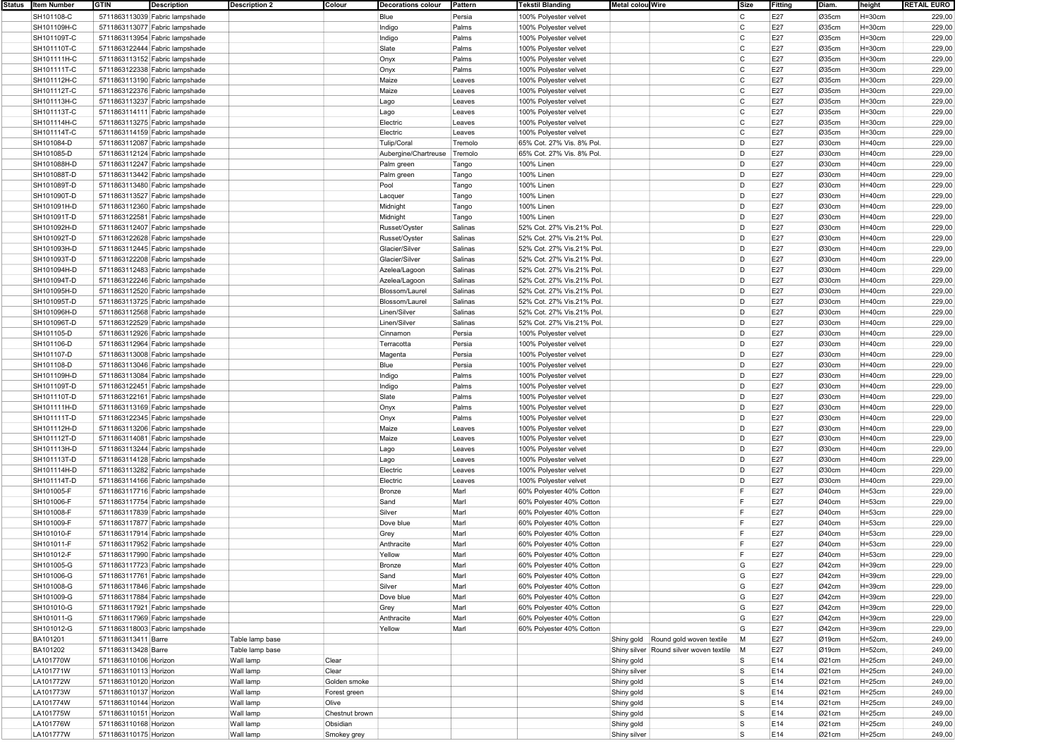| Status | Item Number | GTIN | Description | Description 2 | Colour | Decorations colour | Pattern | Tekstil Blanding | Metal colour | Wire | Size | Fitting | Diam. | height | RETAIL EURO |
|---|---|---|---|---|---|---|---|---|---|---|---|---|---|---|---|
| | SH101108-C | 5711863113039 | Fabric lampshade | | | Blue | Persia | 100% Polyester velvet | | | C | E27 | Ø35cm | H=30cm | 229,00 |
| | SH101109H-C | 5711863113077 | Fabric lampshade | | | Indigo | Palms | 100% Polyester velvet | | | C | E27 | Ø35cm | H=30cm | 229,00 |
| | SH101109T-C | 5711863113954 | Fabric lampshade | | | Indigo | Palms | 100% Polyester velvet | | | C | E27 | Ø35cm | H=30cm | 229,00 |
| | SH101110T-C | 5711863122444 | Fabric lampshade | | | Slate | Palms | 100% Polyester velvet | | | C | E27 | Ø35cm | H=30cm | 229,00 |
| | SH101111H-C | 5711863113152 | Fabric lampshade | | | Onyx | Palms | 100% Polyester velvet | | | C | E27 | Ø35cm | H=30cm | 229,00 |
| | SH101111T-C | 5711863122338 | Fabric lampshade | | | Onyx | Palms | 100% Polyester velvet | | | C | E27 | Ø35cm | H=30cm | 229,00 |
| | SH101112H-C | 5711863113190 | Fabric lampshade | | | Maize | Leaves | 100% Polyester velvet | | | C | E27 | Ø35cm | H=30cm | 229,00 |
| | SH101112T-C | 5711863122376 | Fabric lampshade | | | Maize | Leaves | 100% Polyester velvet | | | C | E27 | Ø35cm | H=30cm | 229,00 |
| | SH101113H-C | 5711863113237 | Fabric lampshade | | | Lago | Leaves | 100% Polyester velvet | | | C | E27 | Ø35cm | H=30cm | 229,00 |
| | SH101113T-C | 5711863114111 | Fabric lampshade | | | Lago | Leaves | 100% Polyester velvet | | | C | E27 | Ø35cm | H=30cm | 229,00 |
| | SH101114H-C | 5711863113275 | Fabric lampshade | | | Electric | Leaves | 100% Polyester velvet | | | C | E27 | Ø35cm | H=30cm | 229,00 |
| | SH101114T-C | 5711863114159 | Fabric lampshade | | | Electric | Leaves | 100% Polyester velvet | | | C | E27 | Ø35cm | H=30cm | 229,00 |
| | SH101084-D | 5711863112087 | Fabric lampshade | | | Tulip/Coral | Tremolo | 65% Cot. 27% Vis. 8% Pol. | | | D | E27 | Ø30cm | H=40cm | 229,00 |
| | SH101085-D | 5711863112124 | Fabric lampshade | | | Aubergine/Chartreuse | Tremolo | 65% Cot. 27% Vis. 8% Pol. | | | D | E27 | Ø30cm | H=40cm | 229,00 |
| | SH101088H-D | 5711863112247 | Fabric lampshade | | | Palm green | Tango | 100% Linen | | | D | E27 | Ø30cm | H=40cm | 229,00 |
| | SH101088T-D | 5711863113442 | Fabric lampshade | | | Palm green | Tango | 100% Linen | | | D | E27 | Ø30cm | H=40cm | 229,00 |
| | SH101089T-D | 5711863113480 | Fabric lampshade | | | Pool | Tango | 100% Linen | | | D | E27 | Ø30cm | H=40cm | 229,00 |
| | SH101090T-D | 5711863113527 | Fabric lampshade | | | Lacquer | Tango | 100% Linen | | | D | E27 | Ø30cm | H=40cm | 229,00 |
| | SH101091H-D | 5711863112360 | Fabric lampshade | | | Midnight | Tango | 100% Linen | | | D | E27 | Ø30cm | H=40cm | 229,00 |
| | SH101091T-D | 5711863122581 | Fabric lampshade | | | Midnight | Tango | 100% Linen | | | D | E27 | Ø30cm | H=40cm | 229,00 |
| | SH101092H-D | 5711863112407 | Fabric lampshade | | | Russet/Oyster | Salinas | 52% Cot. 27% Vis.21% Pol. | | | D | E27 | Ø30cm | H=40cm | 229,00 |
| | SH101092T-D | 5711863122628 | Fabric lampshade | | | Russet/Oyster | Salinas | 52% Cot. 27% Vis.21% Pol. | | | D | E27 | Ø30cm | H=40cm | 229,00 |
| | SH101093H-D | 5711863112445 | Fabric lampshade | | | Glacier/Silver | Salinas | 52% Cot. 27% Vis.21% Pol. | | | D | E27 | Ø30cm | H=40cm | 229,00 |
| | SH101093T-D | 5711863122208 | Fabric lampshade | | | Glacier/Silver | Salinas | 52% Cot. 27% Vis.21% Pol. | | | D | E27 | Ø30cm | H=40cm | 229,00 |
| | SH101094H-D | 5711863112483 | Fabric lampshade | | | Azelea/Lagoon | Salinas | 52% Cot. 27% Vis.21% Pol. | | | D | E27 | Ø30cm | H=40cm | 229,00 |
| | SH101094T-D | 5711863122246 | Fabric lampshade | | | Azelea/Lagoon | Salinas | 52% Cot. 27% Vis.21% Pol. | | | D | E27 | Ø30cm | H=40cm | 229,00 |
| | SH101095H-D | 5711863112520 | Fabric lampshade | | | Blossom/Laurel | Salinas | 52% Cot. 27% Vis.21% Pol. | | | D | E27 | Ø30cm | H=40cm | 229,00 |
| | SH101095T-D | 5711863113725 | Fabric lampshade | | | Blossom/Laurel | Salinas | 52% Cot. 27% Vis.21% Pol. | | | D | E27 | Ø30cm | H=40cm | 229,00 |
| | SH101096H-D | 5711863112568 | Fabric lampshade | | | Linen/Silver | Salinas | 52% Cot. 27% Vis.21% Pol. | | | D | E27 | Ø30cm | H=40cm | 229,00 |
| | SH101096T-D | 5711863122529 | Fabric lampshade | | | Linen/Silver | Salinas | 52% Cot. 27% Vis.21% Pol. | | | D | E27 | Ø30cm | H=40cm | 229,00 |
| | SH101105-D | 5711863112926 | Fabric lampshade | | | Cinnamon | Persia | 100% Polyester velvet | | | D | E27 | Ø30cm | H=40cm | 229,00 |
| | SH101106-D | 5711863112964 | Fabric lampshade | | | Terracotta | Persia | 100% Polyester velvet | | | D | E27 | Ø30cm | H=40cm | 229,00 |
| | SH101107-D | 5711863113008 | Fabric lampshade | | | Magenta | Persia | 100% Polyester velvet | | | D | E27 | Ø30cm | H=40cm | 229,00 |
| | SH101108-D | 5711863113046 | Fabric lampshade | | | Blue | Persia | 100% Polyester velvet | | | D | E27 | Ø30cm | H=40cm | 229,00 |
| | SH101109H-D | 5711863113084 | Fabric lampshade | | | Indigo | Palms | 100% Polyester velvet | | | D | E27 | Ø30cm | H=40cm | 229,00 |
| | SH101109T-D | 5711863122451 | Fabric lampshade | | | Indigo | Palms | 100% Polyester velvet | | | D | E27 | Ø30cm | H=40cm | 229,00 |
| | SH101110T-D | 5711863122161 | Fabric lampshade | | | Slate | Palms | 100% Polyester velvet | | | D | E27 | Ø30cm | H=40cm | 229,00 |
| | SH101111H-D | 5711863113169 | Fabric lampshade | | | Onyx | Palms | 100% Polyester velvet | | | D | E27 | Ø30cm | H=40cm | 229,00 |
| | SH101111T-D | 5711863122345 | Fabric lampshade | | | Onyx | Palms | 100% Polyester velvet | | | D | E27 | Ø30cm | H=40cm | 229,00 |
| | SH101112H-D | 5711863113206 | Fabric lampshade | | | Maize | Leaves | 100% Polyester velvet | | | D | E27 | Ø30cm | H=40cm | 229,00 |
| | SH101112T-D | 5711863114081 | Fabric lampshade | | | Maize | Leaves | 100% Polyester velvet | | | D | E27 | Ø30cm | H=40cm | 229,00 |
| | SH101113H-D | 5711863113244 | Fabric lampshade | | | Lago | Leaves | 100% Polyester velvet | | | D | E27 | Ø30cm | H=40cm | 229,00 |
| | SH101113T-D | 5711863114128 | Fabric lampshade | | | Lago | Leaves | 100% Polyester velvet | | | D | E27 | Ø30cm | H=40cm | 229,00 |
| | SH101114H-D | 5711863113282 | Fabric lampshade | | | Electric | Leaves | 100% Polyester velvet | | | D | E27 | Ø30cm | H=40cm | 229,00 |
| | SH101114T-D | 5711863114166 | Fabric lampshade | | | Electric | Leaves | 100% Polyester velvet | | | D | E27 | Ø30cm | H=40cm | 229,00 |
| | SH101005-F | 5711863117716 | Fabric lampshade | | | Bronze | Marl | 60% Polyester 40% Cotton | | | F | E27 | Ø40cm | H=53cm | 229,00 |
| | SH101006-F | 5711863117754 | Fabric lampshade | | | Sand | Marl | 60% Polyester 40% Cotton | | | F | E27 | Ø40cm | H=53cm | 229,00 |
| | SH101008-F | 5711863117839 | Fabric lampshade | | | Silver | Marl | 60% Polyester 40% Cotton | | | F | E27 | Ø40cm | H=53cm | 229,00 |
| | SH101009-F | 5711863117877 | Fabric lampshade | | | Dove blue | Marl | 60% Polyester 40% Cotton | | | F | E27 | Ø40cm | H=53cm | 229,00 |
| | SH101010-F | 5711863117914 | Fabric lampshade | | | Grey | Marl | 60% Polyester 40% Cotton | | | F | E27 | Ø40cm | H=53cm | 229,00 |
| | SH101011-F | 5711863117952 | Fabric lampshade | | | Anthracite | Marl | 60% Polyester 40% Cotton | | | F | E27 | Ø40cm | H=53cm | 229,00 |
| | SH101012-F | 5711863117990 | Fabric lampshade | | | Yellow | Marl | 60% Polyester 40% Cotton | | | F | E27 | Ø40cm | H=53cm | 229,00 |
| | SH101005-G | 5711863117723 | Fabric lampshade | | | Bronze | Marl | 60% Polyester 40% Cotton | | | G | E27 | Ø42cm | H=39cm | 229,00 |
| | SH101006-G | 5711863117761 | Fabric lampshade | | | Sand | Marl | 60% Polyester 40% Cotton | | | G | E27 | Ø42cm | H=39cm | 229,00 |
| | SH101008-G | 5711863117846 | Fabric lampshade | | | Silver | Marl | 60% Polyester 40% Cotton | | | G | E27 | Ø42cm | H=39cm | 229,00 |
| | SH101009-G | 5711863117884 | Fabric lampshade | | | Dove blue | Marl | 60% Polyester 40% Cotton | | | G | E27 | Ø42cm | H=39cm | 229,00 |
| | SH101010-G | 5711863117921 | Fabric lampshade | | | Grey | Marl | 60% Polyester 40% Cotton | | | G | E27 | Ø42cm | H=39cm | 229,00 |
| | SH101011-G | 5711863117969 | Fabric lampshade | | | Anthracite | Marl | 60% Polyester 40% Cotton | | | G | E27 | Ø42cm | H=39cm | 229,00 |
| | SH101012-G | 5711863118003 | Fabric lampshade | | | Yellow | Marl | 60% Polyester 40% Cotton | | | G | E27 | Ø42cm | H=39cm | 229,00 |
| | BA101201 | 5711863113411 | Barre | Table lamp base | | | | | Shiny gold | Round gold woven textile | M | E27 | Ø19cm | H=52cm, | 249,00 |
| | BA101202 | 5711863113428 | Barre | Table lamp base | | | | | Shiny silver | Round silver woven textile | M | E27 | Ø19cm | H=52cm, | 249,00 |
| | LA101770W | 5711863110106 | Horizon | Wall lamp | Clear | | | | Shiny gold | | S | E14 | Ø21cm | H=25cm | 249,00 |
| | LA101771W | 5711863110113 | Horizon | Wall lamp | Clear | | | | Shiny silver | | S | E14 | Ø21cm | H=25cm | 249,00 |
| | LA101772W | 5711863110120 | Horizon | Wall lamp | Golden smoke | | | | Shiny gold | | S | E14 | Ø21cm | H=25cm | 249,00 |
| | LA101773W | 5711863110137 | Horizon | Wall lamp | Forest green | | | | Shiny gold | | S | E14 | Ø21cm | H=25cm | 249,00 |
| | LA101774W | 5711863110144 | Horizon | Wall lamp | Olive | | | | Shiny gold | | S | E14 | Ø21cm | H=25cm | 249,00 |
| | LA101775W | 5711863110151 | Horizon | Wall lamp | Chestnut brown | | | | Shiny gold | | S | E14 | Ø21cm | H=25cm | 249,00 |
| | LA101776W | 5711863110168 | Horizon | Wall lamp | Obsidian | | | | Shiny gold | | S | E14 | Ø21cm | H=25cm | 249,00 |
| | LA101777W | 5711863110175 | Horizon | Wall lamp | Smokey grey | | | | Shiny silver | | S | E14 | Ø21cm | H=25cm | 249,00 |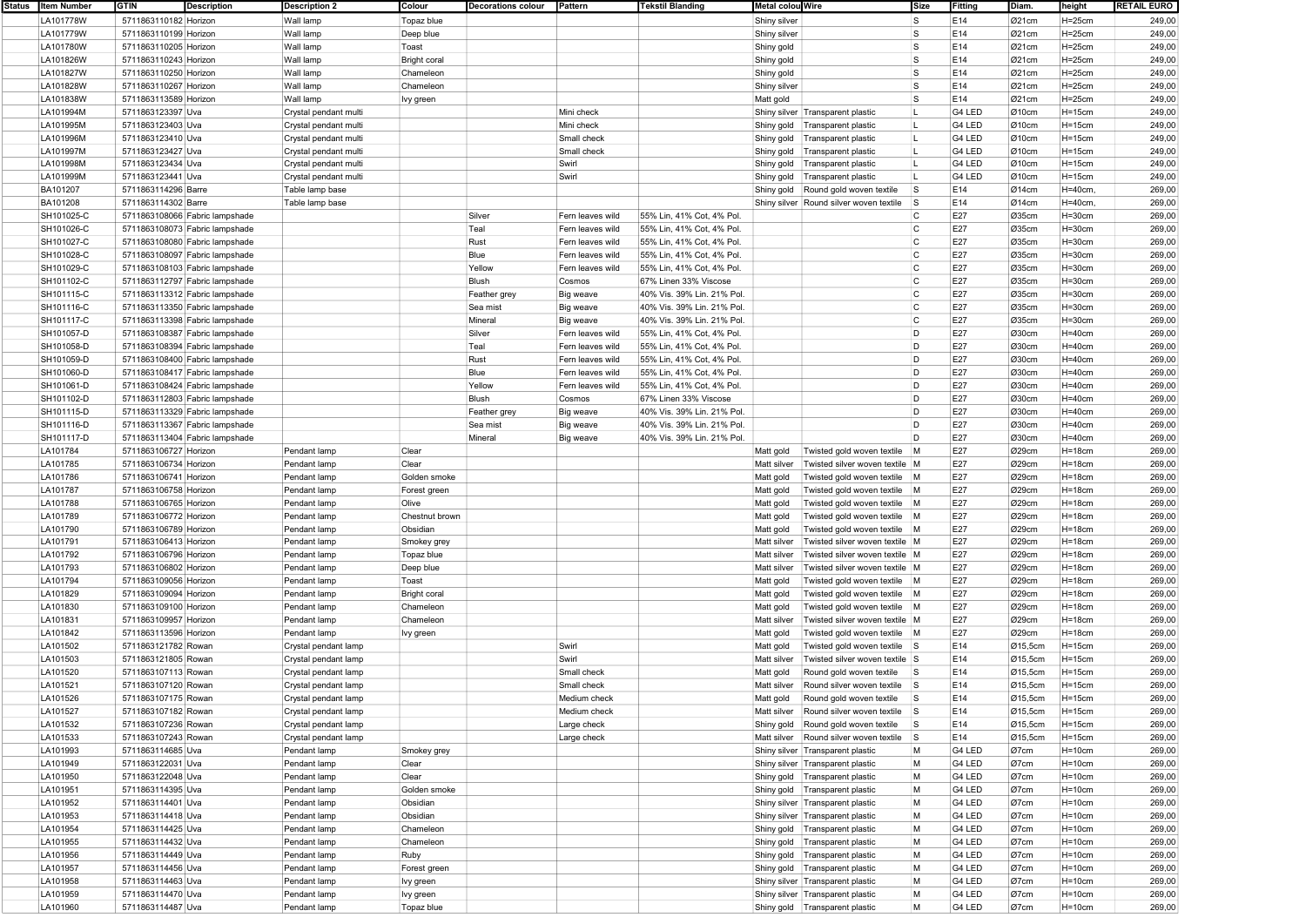| Status | Item Number | GTIN | Description | Description 2 | Colour | Decorations colour | Pattern | Tekstil Blanding | Metal colou | Wire | Size | Fitting | Diam. | height | RETAIL EURO |
|---|---|---|---|---|---|---|---|---|---|---|---|---|---|---|---|
| | LA101778W | 5711863110182 | Horizon | Wall lamp | Topaz blue | | | | Shiny silver | | S | E14 | Ø21cm | H=25cm | 249,00 |
| | LA101779W | 5711863110199 | Horizon | Wall lamp | Deep blue | | | | Shiny silver | | S | E14 | Ø21cm | H=25cm | 249,00 |
| | LA101780W | 5711863110205 | Horizon | Wall lamp | Toast | | | | Shiny gold | | S | E14 | Ø21cm | H=25cm | 249,00 |
| | LA101826W | 5711863110243 | Horizon | Wall lamp | Bright coral | | | | Shiny gold | | S | E14 | Ø21cm | H=25cm | 249,00 |
| | LA101827W | 5711863110250 | Horizon | Wall lamp | Chameleon | | | | Shiny gold | | S | E14 | Ø21cm | H=25cm | 249,00 |
| | LA101828W | 5711863110267 | Horizon | Wall lamp | Chameleon | | | | Shiny silver | | S | E14 | Ø21cm | H=25cm | 249,00 |
| | LA101838W | 5711863113589 | Horizon | Wall lamp | Ivy green | | | | Matt gold | | S | E14 | Ø21cm | H=25cm | 249,00 |
| | LA101994M | 5711863123397 | Uva | Crystal pendant multi | | | Mini check | | Shiny silver | Transparent plastic | L | G4 LED | Ø10cm | H=15cm | 249,00 |
| | LA101995M | 5711863123403 | Uva | Crystal pendant multi | | | Mini check | | Shiny gold | Transparent plastic | L | G4 LED | Ø10cm | H=15cm | 249,00 |
| | LA101996M | 5711863123410 | Uva | Crystal pendant multi | | | Small check | | Shiny gold | Transparent plastic | L | G4 LED | Ø10cm | H=15cm | 249,00 |
| | LA101997M | 5711863123427 | Uva | Crystal pendant multi | | | Small check | | Shiny gold | Transparent plastic | L | G4 LED | Ø10cm | H=15cm | 249,00 |
| | LA101998M | 5711863123434 | Uva | Crystal pendant multi | | | Swirl | | Shiny gold | Transparent plastic | L | G4 LED | Ø10cm | H=15cm | 249,00 |
| | LA101999M | 5711863123441 | Uva | Crystal pendant multi | | | Swirl | | Shiny gold | Transparent plastic | L | G4 LED | Ø10cm | H=15cm | 249,00 |
| | BA101207 | 5711863114296 | Barre | Table lamp base | | | | | Shiny gold | Round gold woven textile | S | E14 | Ø14cm | H=40cm, | 269,00 |
| | BA101208 | 5711863114302 | Barre | Table lamp base | | | | | Shiny silver | Round silver woven textile | S | E14 | Ø14cm | H=40cm, | 269,00 |
| | SH101025-C | 5711863108066 | Fabric lampshade | | | Silver | Fern leaves wild | 55% Lin, 41% Cot, 4% Pol. | | | C | E27 | Ø35cm | H=30cm | 269,00 |
| | SH101026-C | 5711863108073 | Fabric lampshade | | | Teal | Fern leaves wild | 55% Lin, 41% Cot, 4% Pol. | | | C | E27 | Ø35cm | H=30cm | 269,00 |
| | SH101027-C | 5711863108080 | Fabric lampshade | | | Rust | Fern leaves wild | 55% Lin, 41% Cot, 4% Pol. | | | C | E27 | Ø35cm | H=30cm | 269,00 |
| | SH101028-C | 5711863108097 | Fabric lampshade | | | Blue | Fern leaves wild | 55% Lin, 41% Cot, 4% Pol. | | | C | E27 | Ø35cm | H=30cm | 269,00 |
| | SH101029-C | 5711863108103 | Fabric lampshade | | | Yellow | Fern leaves wild | 55% Lin, 41% Cot, 4% Pol. | | | C | E27 | Ø35cm | H=30cm | 269,00 |
| | SH101102-C | 5711863112797 | Fabric lampshade | | | Blush | Cosmos | 67% Linen 33% Viscose | | | C | E27 | Ø35cm | H=30cm | 269,00 |
| | SH101115-C | 5711863113312 | Fabric lampshade | | | Feather grey | Big weave | 40% Vis. 39% Lin. 21% Pol. | | | C | E27 | Ø35cm | H=30cm | 269,00 |
| | SH101116-C | 5711863113350 | Fabric lampshade | | | Sea mist | Big weave | 40% Vis. 39% Lin. 21% Pol. | | | C | E27 | Ø35cm | H=30cm | 269,00 |
| | SH101117-C | 5711863113398 | Fabric lampshade | | | Mineral | Big weave | 40% Vis. 39% Lin. 21% Pol. | | | C | E27 | Ø35cm | H=30cm | 269,00 |
| | SH101057-D | 5711863108387 | Fabric lampshade | | | Silver | Fern leaves wild | 55% Lin, 41% Cot, 4% Pol. | | | D | E27 | Ø30cm | H=40cm | 269,00 |
| | SH101058-D | 5711863108394 | Fabric lampshade | | | Teal | Fern leaves wild | 55% Lin, 41% Cot, 4% Pol. | | | D | E27 | Ø30cm | H=40cm | 269,00 |
| | SH101059-D | 5711863108400 | Fabric lampshade | | | Rust | Fern leaves wild | 55% Lin, 41% Cot, 4% Pol. | | | D | E27 | Ø30cm | H=40cm | 269,00 |
| | SH101060-D | 5711863108417 | Fabric lampshade | | | Blue | Fern leaves wild | 55% Lin, 41% Cot, 4% Pol. | | | D | E27 | Ø30cm | H=40cm | 269,00 |
| | SH101061-D | 5711863108424 | Fabric lampshade | | | Yellow | Fern leaves wild | 55% Lin, 41% Cot, 4% Pol. | | | D | E27 | Ø30cm | H=40cm | 269,00 |
| | SH101102-D | 5711863112803 | Fabric lampshade | | | Blush | Cosmos | 67% Linen 33% Viscose | | | D | E27 | Ø30cm | H=40cm | 269,00 |
| | SH101115-D | 5711863113329 | Fabric lampshade | | | Feather grey | Big weave | 40% Vis. 39% Lin. 21% Pol. | | | D | E27 | Ø30cm | H=40cm | 269,00 |
| | SH101116-D | 5711863113367 | Fabric lampshade | | | Sea mist | Big weave | 40% Vis. 39% Lin. 21% Pol. | | | D | E27 | Ø30cm | H=40cm | 269,00 |
| | SH101117-D | 5711863113404 | Fabric lampshade | | | Mineral | Big weave | 40% Vis. 39% Lin. 21% Pol. | | | D | E27 | Ø30cm | H=40cm | 269,00 |
| | LA101784 | 5711863106727 | Horizon | Pendant lamp | Clear | | | | Matt gold | Twisted gold woven textile | M | E27 | Ø29cm | H=18cm | 269,00 |
| | LA101785 | 5711863106734 | Horizon | Pendant lamp | Clear | | | | Matt silver | Twisted silver woven textile | M | E27 | Ø29cm | H=18cm | 269,00 |
| | LA101786 | 5711863106741 | Horizon | Pendant lamp | Golden smoke | | | | Matt gold | Twisted gold woven textile | M | E27 | Ø29cm | H=18cm | 269,00 |
| | LA101787 | 5711863106758 | Horizon | Pendant lamp | Forest green | | | | Matt gold | Twisted gold woven textile | M | E27 | Ø29cm | H=18cm | 269,00 |
| | LA101788 | 5711863106765 | Horizon | Pendant lamp | Olive | | | | Matt gold | Twisted gold woven textile | M | E27 | Ø29cm | H=18cm | 269,00 |
| | LA101789 | 5711863106772 | Horizon | Pendant lamp | Chestnut brown | | | | Matt gold | Twisted gold woven textile | M | E27 | Ø29cm | H=18cm | 269,00 |
| | LA101790 | 5711863106789 | Horizon | Pendant lamp | Obsidian | | | | Matt gold | Twisted gold woven textile | M | E27 | Ø29cm | H=18cm | 269,00 |
| | LA101791 | 5711863106413 | Horizon | Pendant lamp | Smokey grey | | | | Matt silver | Twisted silver woven textile | M | E27 | Ø29cm | H=18cm | 269,00 |
| | LA101792 | 5711863106796 | Horizon | Pendant lamp | Topaz blue | | | | Matt silver | Twisted silver woven textile | M | E27 | Ø29cm | H=18cm | 269,00 |
| | LA101793 | 5711863106802 | Horizon | Pendant lamp | Deep blue | | | | Matt silver | Twisted silver woven textile | M | E27 | Ø29cm | H=18cm | 269,00 |
| | LA101794 | 5711863109056 | Horizon | Pendant lamp | Toast | | | | Matt gold | Twisted gold woven textile | M | E27 | Ø29cm | H=18cm | 269,00 |
| | LA101829 | 5711863109094 | Horizon | Pendant lamp | Bright coral | | | | Matt gold | Twisted gold woven textile | M | E27 | Ø29cm | H=18cm | 269,00 |
| | LA101830 | 5711863109100 | Horizon | Pendant lamp | Chameleon | | | | Matt gold | Twisted gold woven textile | M | E27 | Ø29cm | H=18cm | 269,00 |
| | LA101831 | 5711863109957 | Horizon | Pendant lamp | Chameleon | | | | Matt silver | Twisted silver woven textile | M | E27 | Ø29cm | H=18cm | 269,00 |
| | LA101842 | 5711863113596 | Horizon | Pendant lamp | Ivy green | | | | Matt gold | Twisted gold woven textile | M | E27 | Ø29cm | H=18cm | 269,00 |
| | LA101502 | 5711863121782 | Rowan | Crystal pendant lamp | | | Swirl | | Matt gold | Twisted gold woven textile | S | E14 | Ø15,5cm | H=15cm | 269,00 |
| | LA101503 | 5711863121805 | Rowan | Crystal pendant lamp | | | Swirl | | Matt silver | Twisted silver woven textile | S | E14 | Ø15,5cm | H=15cm | 269,00 |
| | LA101520 | 5711863107113 | Rowan | Crystal pendant lamp | | | Small check | | Matt gold | Round gold woven textile | S | E14 | Ø15,5cm | H=15cm | 269,00 |
| | LA101521 | 5711863107120 | Rowan | Crystal pendant lamp | | | Small check | | Matt silver | Round silver woven textile | S | E14 | Ø15,5cm | H=15cm | 269,00 |
| | LA101526 | 5711863107175 | Rowan | Crystal pendant lamp | | | Medium check | | Matt gold | Round gold woven textile | S | E14 | Ø15,5cm | H=15cm | 269,00 |
| | LA101527 | 5711863107182 | Rowan | Crystal pendant lamp | | | Medium check | | Matt silver | Round silver woven textile | S | E14 | Ø15,5cm | H=15cm | 269,00 |
| | LA101532 | 5711863107236 | Rowan | Crystal pendant lamp | | | Large check | | Shiny gold | Round gold woven textile | S | E14 | Ø15,5cm | H=15cm | 269,00 |
| | LA101533 | 5711863107243 | Rowan | Crystal pendant lamp | | | Large check | | Matt silver | Round silver woven textile | S | E14 | Ø15,5cm | H=15cm | 269,00 |
| | LA101993 | 5711863114685 | Uva | Pendant lamp | Smokey grey | | | | Shiny silver | Transparent plastic | M | G4 LED | Ø7cm | H=10cm | 269,00 |
| | LA101949 | 5711863122031 | Uva | Pendant lamp | Clear | | | | Shiny silver | Transparent plastic | M | G4 LED | Ø7cm | H=10cm | 269,00 |
| | LA101950 | 5711863122048 | Uva | Pendant lamp | Clear | | | | Shiny gold | Transparent plastic | M | G4 LED | Ø7cm | H=10cm | 269,00 |
| | LA101951 | 5711863114395 | Uva | Pendant lamp | Golden smoke | | | | Shiny gold | Transparent plastic | M | G4 LED | Ø7cm | H=10cm | 269,00 |
| | LA101952 | 5711863114401 | Uva | Pendant lamp | Obsidian | | | | Shiny silver | Transparent plastic | M | G4 LED | Ø7cm | H=10cm | 269,00 |
| | LA101953 | 5711863114418 | Uva | Pendant lamp | Obsidian | | | | Shiny gold | Transparent plastic | M | G4 LED | Ø7cm | H=10cm | 269,00 |
| | LA101954 | 5711863114425 | Uva | Pendant lamp | Chameleon | | | | Shiny gold | Transparent plastic | M | G4 LED | Ø7cm | H=10cm | 269,00 |
| | LA101955 | 5711863114432 | Uva | Pendant lamp | Chameleon | | | | Shiny gold | Transparent plastic | M | G4 LED | Ø7cm | H=10cm | 269,00 |
| | LA101956 | 5711863114449 | Uva | Pendant lamp | Ruby | | | | Shiny gold | Transparent plastic | M | G4 LED | Ø7cm | H=10cm | 269,00 |
| | LA101957 | 5711863114456 | Uva | Pendant lamp | Forest green | | | | Shiny gold | Transparent plastic | M | G4 LED | Ø7cm | H=10cm | 269,00 |
| | LA101958 | 5711863114463 | Uva | Pendant lamp | Ivy green | | | | Shiny silver | Transparent plastic | M | G4 LED | Ø7cm | H=10cm | 269,00 |
| | LA101959 | 5711863114470 | Uva | Pendant lamp | Ivy green | | | | Shiny silver | Transparent plastic | M | G4 LED | Ø7cm | H=10cm | 269,00 |
| | LA101960 | 5711863114487 | Uva | Pendant lamp | Topaz blue | | | | Shiny gold | Transparent plastic | M | G4 LED | Ø7cm | H=10cm | 269,00 |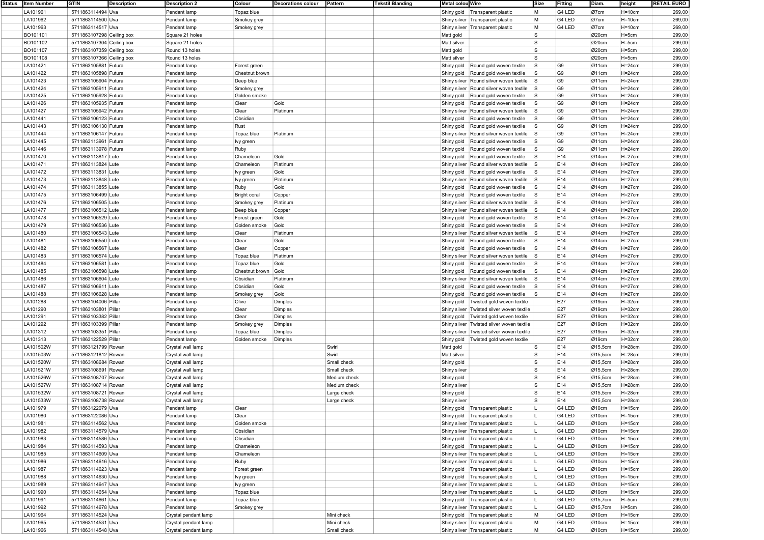| Status | Item Number | GTIN | Description | Description 2 | Colour | Decorations colour | Pattern | Tekstil Blanding | Metal colou | Wire | Size | Fitting | Diam. | height | RETAIL EURO |
|---|---|---|---|---|---|---|---|---|---|---|---|---|---|---|---|
| | LA101961 | 5711863114494 | Uva | Pendant lamp | Topaz blue | | | | Shiny gold | Transparent plastic | M | G4 LED | Ø7cm | H=10cm | 269,00 |
| | LA101962 | 5711863114500 | Uva | Pendant lamp | Smokey grey | | | | Shiny gold | Transparent plastic | M | G4 LED | Ø7cm | H=10cm | 269,00 |
| | LA101963 | 5711863114517 | Uva | Pendant lamp | Smokey grey | | | | Shiny silver | Transparent plastic | M | G4 LED | Ø7cm | H=10cm | 269,00 |
| | BO101101 | 5711863107298 | Ceiling box | Square 21 holes | | | | | Matt gold | | S | | Ø20cm | H=5cm | 299,00 |
| | BO101102 | 5711863107304 | Ceiling box | Square 21 holes | | | | | Matt silver | | S | | Ø20cm | H=5cm | 299,00 |
| | BO101107 | 5711863107359 | Ceiling box | Round 13 holes | | | | | Matt gold | | S | | Ø20cm | H=5cm | 299,00 |
| | BO101108 | 5711863107366 | Ceiling box | Round 13 holes | | | | | Matt silver | | S | | Ø20cm | H=5cm | 299,00 |
| | LA101421 | 5711863105881 | Futura | Pendant lamp | Forest green | | | | Shiny gold | Round gold woven textile | S | G9 | Ø11cm | H=24cm | 299,00 |
| | LA101422 | 5711863105898 | Futura | Pendant lamp | Chestnut brown | | | | Shiny gold | Round gold woven textile | S | G9 | Ø11cm | H=24cm | 299,00 |
| | LA101423 | 5711863105904 | Futura | Pendant lamp | Deep blue | | | | Shiny silver | Round silver woven textile | S | G9 | Ø11cm | H=24cm | 299,00 |
| | LA101424 | 5711863105911 | Futura | Pendant lamp | Smokey grey | | | | Shiny silver | Round silver woven textile | S | G9 | Ø11cm | H=24cm | 299,00 |
| | LA101425 | 5711863105928 | Futura | Pendant lamp | Golden smoke | | | | Shiny gold | Round gold woven textile | S | G9 | Ø11cm | H=24cm | 299,00 |
| | LA101426 | 5711863105935 | Futura | Pendant lamp | Clear | Gold | | | Shiny gold | Round gold woven textile | S | G9 | Ø11cm | H=24cm | 299,00 |
| | LA101427 | 5711863105942 | Futura | Pendant lamp | Clear | Platinum | | | Shiny silver | Round silver woven textile | S | G9 | Ø11cm | H=24cm | 299,00 |
| | LA101441 | 5711863106123 | Futura | Pendant lamp | Obsidian | | | | Shiny gold | Round gold woven textile | S | G9 | Ø11cm | H=24cm | 299,00 |
| | LA101443 | 5711863106130 | Futura | Pendant lamp | Rust | | | | Shiny gold | Round gold woven textile | S | G9 | Ø11cm | H=24cm | 299,00 |
| | LA101444 | 5711863106147 | Futura | Pendant lamp | Topaz blue | Platinum | | | Shiny silver | Round silver woven textile | S | G9 | Ø11cm | H=24cm | 299,00 |
| | LA101445 | 5711863113961 | Futura | Pendant lamp | Ivy green | | | | Shiny gold | Round gold woven textile | S | G9 | Ø11cm | H=24cm | 299,00 |
| | LA101446 | 5711863113978 | Futura | Pendant lamp | Ruby | | | | Shiny gold | Round gold woven textile | S | G9 | Ø11cm | H=24cm | 299,00 |
| | LA101470 | 5711863113817 | Lute | Pendant lamp | Chameleon | Gold | | | Shiny gold | Round gold woven textile | S | E14 | Ø14cm | H=27cm | 299,00 |
| | LA101471 | 5711863113824 | Lute | Pendant lamp | Chameleon | Platinum | | | Shiny silver | Round silver woven textile | S | E14 | Ø14cm | H=27cm | 299,00 |
| | LA101472 | 5711863113831 | Lute | Pendant lamp | Ivy green | Gold | | | Shiny gold | Round gold woven textile | S | E14 | Ø14cm | H=27cm | 299,00 |
| | LA101473 | 5711863113848 | Lute | Pendant lamp | Ivy green | Platinum | | | Shiny silver | Round silver woven textile | S | E14 | Ø14cm | H=27cm | 299,00 |
| | LA101474 | 5711863113855 | Lute | Pendant lamp | Ruby | Gold | | | Shiny gold | Round gold woven textile | S | E14 | Ø14cm | H=27cm | 299,00 |
| | LA101475 | 5711863106499 | Lute | Pendant lamp | Bright coral | Copper | | | Shiny gold | Round gold woven textile | S | E14 | Ø14cm | H=27cm | 299,00 |
| | LA101476 | 5711863106505 | Lute | Pendant lamp | Smokey grey | Platinum | | | Shiny silver | Round silver woven textile | S | E14 | Ø14cm | H=27cm | 299,00 |
| | LA101477 | 5711863106512 | Lute | Pendant lamp | Deep blue | Copper | | | Shiny silver | Round silver woven textile | S | E14 | Ø14cm | H=27cm | 299,00 |
| | LA101478 | 5711863106529 | Lute | Pendant lamp | Forest green | Gold | | | Shiny gold | Round gold woven textile | S | E14 | Ø14cm | H=27cm | 299,00 |
| | LA101479 | 5711863106536 | Lute | Pendant lamp | Golden smoke | Gold | | | Shiny gold | Round gold woven textile | S | E14 | Ø14cm | H=27cm | 299,00 |
| | LA101480 | 5711863106543 | Lute | Pendant lamp | Clear | Platinum | | | Shiny silver | Round silver woven textile | S | E14 | Ø14cm | H=27cm | 299,00 |
| | LA101481 | 5711863106550 | Lute | Pendant lamp | Clear | Gold | | | Shiny gold | Round gold woven textile | S | E14 | Ø14cm | H=27cm | 299,00 |
| | LA101482 | 5711863106567 | Lute | Pendant lamp | Clear | Copper | | | Shiny gold | Round gold woven textile | S | E14 | Ø14cm | H=27cm | 299,00 |
| | LA101483 | 5711863106574 | Lute | Pendant lamp | Topaz blue | Platinum | | | Shiny silver | Round silver woven textile | S | E14 | Ø14cm | H=27cm | 299,00 |
| | LA101484 | 5711863106581 | Lute | Pendant lamp | Topaz blue | Gold | | | Shiny gold | Round gold woven textile | S | E14 | Ø14cm | H=27cm | 299,00 |
| | LA101485 | 5711863106598 | Lute | Pendant lamp | Chestnut brown | Gold | | | Shiny gold | Round gold woven textile | S | E14 | Ø14cm | H=27cm | 299,00 |
| | LA101486 | 5711863106604 | Lute | Pendant lamp | Obsidian | Platinum | | | Shiny silver | Round silver woven textile | S | E14 | Ø14cm | H=27cm | 299,00 |
| | LA101487 | 5711863106611 | Lute | Pendant lamp | Obsidian | Gold | | | Shiny gold | Round gold woven textile | S | E14 | Ø14cm | H=27cm | 299,00 |
| | LA101488 | 5711863106628 | Lute | Pendant lamp | Smokey grey | Gold | | | Shiny gold | Round gold woven textile | S | E14 | Ø14cm | H=27cm | 299,00 |
| | LA101288 | 5711863104006 | Pillar | Pendant lamp | Olive | Dimples | | | Shiny gold | Twisted gold woven textile | | E27 | Ø19cm | H=32cm | 299,00 |
| | LA101290 | 5711863103801 | Pillar | Pendant lamp | Clear | Dimples | | | Shiny silver | Twisted silver woven textile | | E27 | Ø19cm | H=32cm | 299,00 |
| | LA101291 | 5711863103382 | Pillar | Pendant lamp | Clear | Dimples | | | Shiny gold | Twisted gold woven textile | | E27 | Ø19cm | H=32cm | 299,00 |
| | LA101292 | 5711863103399 | Pillar | Pendant lamp | Smokey grey | Dimples | | | Shiny silver | Twisted silver woven textile | | E27 | Ø19cm | H=32cm | 299,00 |
| | LA101312 | 5711863103351 | Pillar | Pendant lamp | Topaz blue | Dimples | | | Shiny silver | Twisted silver woven textile | | E27 | Ø19cm | H=32cm | 299,00 |
| | LA101313 | 5711863122529 | Pillar | Pendant lamp | Golden smoke | Dimples | | | Shiny gold | Twisted gold woven textile | | E27 | Ø19cm | H=32cm | 299,00 |
| | LA101502W | 5711863121799 | Rowan | Crystal wall lamp | | | Swirl | | Matt gold | | S | E14 | Ø15,5cm | H=28cm | 299,00 |
| | LA101503W | 5711863121812 | Rowan | Crystal wall lamp | | | Swirl | | Matt silver | | S | E14 | Ø15,5cm | H=28cm | 299,00 |
| | LA101520W | 5711863108684 | Rowan | Crystal wall lamp | | | Small check | | Shiny gold | | S | E14 | Ø15,5cm | H=28cm | 299,00 |
| | LA101521W | 5711863108691 | Rowan | Crystal wall lamp | | | Small check | | Shiny silver | | S | E14 | Ø15,5cm | H=28cm | 299,00 |
| | LA101526W | 5711863108707 | Rowan | Crystal wall lamp | | | Medium check | | Shiny gold | | S | E14 | Ø15,5cm | H=28cm | 299,00 |
| | LA101527W | 5711863108714 | Rowan | Crystal wall lamp | | | Medium check | | Shiny silver | | S | E14 | Ø15,5cm | H=28cm | 299,00 |
| | LA101532W | 5711863108721 | Rowan | Crystal wall lamp | | | Large check | | Shiny gold | | S | E14 | Ø15,5cm | H=28cm | 299,00 |
| | LA101533W | 5711863108738 | Rowan | Crystal wall lamp | | | Large check | | Shiny silver | | S | E14 | Ø15,5cm | H=28cm | 299,00 |
| | LA101979 | 5711863122079 | Uva | Pendant lamp | Clear | | | | Shiny gold | Transparent plastic | L | G4 LED | Ø10cm | H=15cm | 299,00 |
| | LA101980 | 5711863122086 | Uva | Pendant lamp | Clear | | | | Shiny gold | Transparent plastic | L | G4 LED | Ø10cm | H=15cm | 299,00 |
| | LA101981 | 5711863114562 | Uva | Pendant lamp | Golden smoke | | | | Shiny silver | Transparent plastic | L | G4 LED | Ø10cm | H=15cm | 299,00 |
| | LA101982 | 5711863114579 | Uva | Pendant lamp | Obsidian | | | | Shiny silver | Transparent plastic | L | G4 LED | Ø10cm | H=15cm | 299,00 |
| | LA101983 | 5711863114586 | Uva | Pendant lamp | Obsidian | | | | Shiny gold | Transparent plastic | L | G4 LED | Ø10cm | H=15cm | 299,00 |
| | LA101984 | 5711863114593 | Uva | Pendant lamp | Chameleon | | | | Shiny gold | Transparent plastic | L | G4 LED | Ø10cm | H=15cm | 299,00 |
| | LA101985 | 5711863114609 | Uva | Pendant lamp | Chameleon | | | | Shiny silver | Transparent plastic | L | G4 LED | Ø10cm | H=15cm | 299,00 |
| | LA101986 | 5711863114616 | Uva | Pendant lamp | Ruby | | | | Shiny silver | Transparent plastic | L | G4 LED | Ø10cm | H=15cm | 299,00 |
| | LA101987 | 5711863114623 | Uva | Pendant lamp | Forest green | | | | Shiny gold | Transparent plastic | L | G4 LED | Ø10cm | H=15cm | 299,00 |
| | LA101988 | 5711863114630 | Uva | Pendant lamp | Ivy green | | | | Shiny gold | Transparent plastic | L | G4 LED | Ø10cm | H=15cm | 299,00 |
| | LA101989 | 5711863114647 | Uva | Pendant lamp | Ivy green | | | | Shiny silver | Transparent plastic | L | G4 LED | Ø10cm | H=15cm | 299,00 |
| | LA101990 | 5711863114654 | Uva | Pendant lamp | Topaz blue | | | | Shiny silver | Transparent plastic | L | G4 LED | Ø10cm | H=15cm | 299,00 |
| | LA101991 | 5711863114661 | Uva | Pendant lamp | Topaz blue | | | | Shiny gold | Transparent plastic | L | G4 LED | Ø15,7cm | H=5cm | 299,00 |
| | LA101992 | 5711863114678 | Uva | Pendant lamp | Smokey grey | | | | Shiny silver | Transparent plastic | L | G4 LED | Ø15,7cm | H=5cm | 299,00 |
| | LA101964 | 5711863114524 | Uva | Crystal pendant lamp | | | Mini check | | Shiny gold | Transparent plastic | M | G4 LED | Ø10cm | H=15cm | 299,00 |
| | LA101965 | 5711863114531 | Uva | Crystal pendant lamp | | | Mini check | | Shiny silver | Transparent plastic | M | G4 LED | Ø10cm | H=15cm | 299,00 |
| | LA101966 | 5711863114548 | Uva | Crystal pendant lamp | | | Small check | | Shiny silver | Transparent plastic | M | G4 LED | Ø10cm | H=15cm | 299,00 |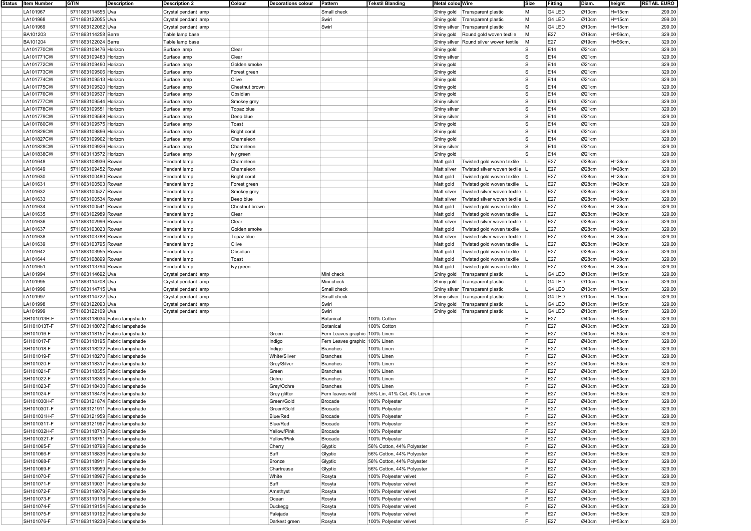| Status | Item Number | GTIN | Description | Description 2 | Colour | Decorations colour | Pattern | Tekstil Blanding | Metal colou | Wire | Size | Fitting | Diam. | height | RETAIL EURO |
|---|---|---|---|---|---|---|---|---|---|---|---|---|---|---|---|
| | LA101967 | 5711863114555 | Uva | Crystal pendant lamp | | | Small check | | Shiny gold | Transparent plastic | M | G4 LED | Ø10cm | H=15cm | 299,00 |
| | LA101968 | 5711863122055 | Uva | Crystal pendant lamp | | | Swirl | | Shiny gold | Transparent plastic | M | G4 LED | Ø10cm | H=15cm | 299,00 |
| | LA101969 | 5711863122062 | Uva | Crystal pendant lamp | | | Swirl | | Shiny silver | Transparent plastic | M | G4 LED | Ø10cm | H=15cm | 299,00 |
| | BA101203 | 5711863114258 | Barre | Table lamp base | | | | | Shiny gold | Round gold woven textile | M | E27 | Ø19cm | H=56cm, | 329,00 |
| | BA101204 | 5711863122024 | Barre | Table lamp base | | | | | Shiny silver | Round silver woven textile | M | E27 | Ø19cm | H=56cm, | 329,00 |
| | LA101770CW | 5711863109476 | Horizon | Surface lamp | Clear | | | | Shiny gold | | S | E14 | Ø21cm | | 329,00 |
| | LA101771CW | 5711863109483 | Horizon | Surface lamp | Clear | | | | Shiny silver | | S | E14 | Ø21cm | | 329,00 |
| | LA101772CW | 5711863109490 | Horizon | Surface lamp | Golden smoke | | | | Shiny gold | | S | E14 | Ø21cm | | 329,00 |
| | LA101773CW | 5711863109506 | Horizon | Surface lamp | Forest green | | | | Shiny gold | | S | E14 | Ø21cm | | 329,00 |
| | LA101774CW | 5711863109513 | Horizon | Surface lamp | Olive | | | | Shiny gold | | S | E14 | Ø21cm | | 329,00 |
| | LA101775CW | 5711863109520 | Horizon | Surface lamp | Chestnut brown | | | | Shiny gold | | S | E14 | Ø21cm | | 329,00 |
| | LA101776CW | 5711863109537 | Horizon | Surface lamp | Obsidian | | | | Shiny gold | | S | E14 | Ø21cm | | 329,00 |
| | LA101777CW | 5711863109544 | Horizon | Surface lamp | Smokey grey | | | | Shiny silver | | S | E14 | Ø21cm | | 329,00 |
| | LA101778CW | 5711863109551 | Horizon | Surface lamp | Topaz blue | | | | Shiny silver | | S | E14 | Ø21cm | | 329,00 |
| | LA101779CW | 5711863109568 | Horizon | Surface lamp | Deep blue | | | | Shiny silver | | S | E14 | Ø21cm | | 329,00 |
| | LA101780CW | 5711863109575 | Horizon | Surface lamp | Toast | | | | Shiny gold | | S | E14 | Ø21cm | | 329,00 |
| | LA101826CW | 5711863109896 | Horizon | Surface lamp | Bright coral | | | | Shiny gold | | S | E14 | Ø21cm | | 329,00 |
| | LA101827CW | 5711863109902 | Horizon | Surface lamp | Chameleon | | | | Shiny gold | | S | E14 | Ø21cm | | 329,00 |
| | LA101828CW | 5711863109926 | Horizon | Surface lamp | Chameleon | | | | Shiny silver | | S | E14 | Ø21cm | | 329,00 |
| | LA101838CW | 5711863113572 | Horizon | Surface lamp | Ivy green | | | | Shiny gold | | S | E14 | Ø21cm | | 329,00 |
| | LA101648 | 5711863108936 | Rowan | Pendant lamp | Chameleon | | | | Matt gold | Twisted gold woven textile | L | E27 | Ø28cm | H=28cm | 329,00 |
| | LA101649 | 5711863109452 | Rowan | Pendant lamp | Chameleon | | | | Matt silver | Twisted silver woven textile | L | E27 | Ø28cm | H=28cm | 329,00 |
| | LA101630 | 5711863100480 | Rowan | Pendant lamp | Bright coral | | | | Matt gold | Twisted gold woven textile | L | E27 | Ø28cm | H=28cm | 329,00 |
| | LA101631 | 5711863100503 | Rowan | Pendant lamp | Forest green | | | | Matt gold | Twisted gold woven textile | L | E27 | Ø28cm | H=28cm | 329,00 |
| | LA101632 | 5711863100527 | Rowan | Pendant lamp | Smokey grey | | | | Matt silver | Twisted silver woven textile | L | E27 | Ø28cm | H=28cm | 329,00 |
| | LA101633 | 5711863100534 | Rowan | Pendant lamp | Deep blue | | | | Matt silver | Twisted silver woven textile | L | E27 | Ø28cm | H=28cm | 329,00 |
| | LA101634 | 5711863100541 | Rowan | Pendant lamp | Chestnut brown | | | | Matt gold | Twisted gold woven textile | L | E27 | Ø28cm | H=28cm | 329,00 |
| | LA101635 | 5711863102989 | Rowan | Pendant lamp | Clear | | | | Matt gold | Twisted gold woven textile | L | E27 | Ø28cm | H=28cm | 329,00 |
| | LA101636 | 5711863102996 | Rowan | Pendant lamp | Clear | | | | Matt silver | Twisted silver woven textile | L | E27 | Ø28cm | H=28cm | 329,00 |
| | LA101637 | 5711863103023 | Rowan | Pendant lamp | Golden smoke | | | | Matt gold | Twisted gold woven textile | L | E27 | Ø28cm | H=28cm | 329,00 |
| | LA101638 | 5711863103788 | Rowan | Pendant lamp | Topaz blue | | | | Matt silver | Twisted silver woven textile | L | E27 | Ø28cm | H=28cm | 329,00 |
| | LA101639 | 5711863103795 | Rowan | Pendant lamp | Olive | | | | Matt gold | Twisted gold woven textile | L | E27 | Ø28cm | H=28cm | 329,00 |
| | LA101642 | 5711863103955 | Rowan | Pendant lamp | Obsidian | | | | Matt gold | Twisted gold woven textile | L | E27 | Ø28cm | H=28cm | 329,00 |
| | LA101644 | 5711863108899 | Rowan | Pendant lamp | Toast | | | | Matt gold | Twisted gold woven textile | L | E27 | Ø28cm | H=28cm | 329,00 |
| | LA101651 | 5711863113794 | Rowan | Pendant lamp | Ivy green | | | | Matt gold | Twisted gold woven textile | L | E27 | Ø28cm | H=28cm | 329,00 |
| | LA101994 | 5711863114692 | Uva | Crystal pendant lamp | | | Mini check | | Shiny gold | Transparent plastic | L | G4 LED | Ø10cm | H=15cm | 329,00 |
| | LA101995 | 5711863114708 | Uva | Crystal pendant lamp | | | Mini check | | Shiny gold | Transparent plastic | L | G4 LED | Ø10cm | H=15cm | 329,00 |
| | LA101996 | 5711863114715 | Uva | Crystal pendant lamp | | | Small check | | Shiny silver | Transparent plastic | L | G4 LED | Ø10cm | H=15cm | 329,00 |
| | LA101997 | 5711863114722 | Uva | Crystal pendant lamp | | | Small check | | Shiny silver | Transparent plastic | L | G4 LED | Ø10cm | H=15cm | 329,00 |
| | LA101998 | 5711863122093 | Uva | Crystal pendant lamp | | | Swirl | | Shiny gold | Transparent plastic | L | G4 LED | Ø10cm | H=15cm | 329,00 |
| | LA101999 | 5711863122109 | Uva | Crystal pendant lamp | | | Swirl | | Shiny gold | Transparent plastic | L | G4 LED | Ø10cm | H=15cm | 329,00 |
| | SH101013H-F | 5711863118034 | Fabric lampshade | | | | Botanical | 100% Cotton | | | F | E27 | Ø40cm | H=53cm | 329,00 |
| | SH101013T-F | 5711863118072 | Fabric lampshade | | | | Botanical | 100% Cotton | | | F | E27 | Ø40cm | H=53cm | 329,00 |
| | SH101016-F | 5711863118157 | Fabric lampshade | | | Green | Fern Leaves graphic | 100% Linen | | | F | E27 | Ø40cm | H=53cm | 329,00 |
| | SH101017-F | 5711863118195 | Fabric lampshade | | | Indigo | Fern Leaves graphic | 100% Linen | | | F | E27 | Ø40cm | H=53cm | 329,00 |
| | SH101018-F | 5711863118232 | Fabric lampshade | | | Indigo | Branches | 100% Linen | | | F | E27 | Ø40cm | H=53cm | 329,00 |
| | SH101019-F | 5711863118270 | Fabric lampshade | | | White/Silver | Branches | 100% Linen | | | F | E27 | Ø40cm | H=53cm | 329,00 |
| | SH101020-F | 5711863118317 | Fabric lampshade | | | Grey/Silver | Branches | 100% Linen | | | F | E27 | Ø40cm | H=53cm | 329,00 |
| | SH101021-F | 5711863118355 | Fabric lampshade | | | Green | Branches | 100% Linen | | | F | E27 | Ø40cm | H=53cm | 329,00 |
| | SH101022-F | 5711863118393 | Fabric lampshade | | | Ochre | Branches | 100% Linen | | | F | E27 | Ø40cm | H=53cm | 329,00 |
| | SH101023-F | 5711863118430 | Fabric lampshade | | | Grey/Ochre | Branches | 100% Linen | | | F | E27 | Ø40cm | H=53cm | 329,00 |
| | SH101024-F | 5711863118478 | Fabric lampshade | | | Grey glitter | Fern leaves wild | 55% Lin, 41% Cot, 4% Lurex | | | F | E27 | Ø40cm | H=53cm | 329,00 |
| | SH101030H-F | 5711863121874 | Fabric lampshade | | | Green/Gold | Brocade | 100% Polyester | | | F | E27 | Ø40cm | H=53cm | 329,00 |
| | SH101030T-F | 5711863121911 | Fabric lampshade | | | Green/Gold | Brocade | 100% Polyester | | | F | E27 | Ø40cm | H=53cm | 329,00 |
| | SH101031H-F | 5711863121959 | Fabric lampshade | | | Blue/Red | Brocade | 100% Polyester | | | F | E27 | Ø40cm | H=53cm | 329,00 |
| | SH101031T-F | 5711863121997 | Fabric lampshade | | | Blue/Red | Brocade | 100% Polyester | | | F | E27 | Ø40cm | H=53cm | 329,00 |
| | SH101032H-F | 5711863118713 | Fabric lampshade | | | Yellow/Pink | Brocade | 100% Polyester | | | F | E27 | Ø40cm | H=53cm | 329,00 |
| | SH101032T-F | 5711863118751 | Fabric lampshade | | | Yellow/Pink | Brocade | 100% Polyester | | | F | E27 | Ø40cm | H=53cm | 329,00 |
| | SH101065-F | 5711863118799 | Fabric lampshade | | | Cherry | Glyptic | 56% Cotton, 44% Polyester | | | F | E27 | Ø40cm | H=53cm | 329,00 |
| | SH101066-F | 5711863118836 | Fabric lampshade | | | Buff | Glyptic | 56% Cotton, 44% Polyester | | | F | E27 | Ø40cm | H=53cm | 329,00 |
| | SH101068-F | 5711863118911 | Fabric lampshade | | | Bronze | Glyptic | 56% Cotton, 44% Polyester | | | F | E27 | Ø40cm | H=53cm | 329,00 |
| | SH101069-F | 5711863118959 | Fabric lampshade | | | Chartreuse | Glyptic | 56% Cotton, 44% Polyester | | | F | E27 | Ø40cm | H=53cm | 329,00 |
| | SH101070-F | 5711863118997 | Fabric lampshade | | | White | Rosyta | 100% Polyester velvet | | | F | E27 | Ø40cm | H=53cm | 329,00 |
| | SH101071-F | 5711863119031 | Fabric lampshade | | | Buff | Rosyta | 100% Polyester velvet | | | F | E27 | Ø40cm | H=53cm | 329,00 |
| | SH101072-F | 5711863119079 | Fabric lampshade | | | Amethyst | Rosyta | 100% Polyester velvet | | | F | E27 | Ø40cm | H=53cm | 329,00 |
| | SH101073-F | 5711863119116 | Fabric lampshade | | | Ocean | Rosyta | 100% Polyester velvet | | | F | E27 | Ø40cm | H=53cm | 329,00 |
| | SH101074-F | 5711863119154 | Fabric lampshade | | | Duckegg | Rosyta | 100% Polyester velvet | | | F | E27 | Ø40cm | H=53cm | 329,00 |
| | SH101075-F | 5711863119192 | Fabric lampshade | | | Palejade | Rosyta | 100% Polyester velvet | | | F | E27 | Ø40cm | H=53cm | 329,00 |
| | SH101076-F | 5711863119239 | Fabric lampshade | | | Darkest green | Rosyta | 100% Polyester velvet | | | F | E27 | Ø40cm | H=53cm | 329,00 |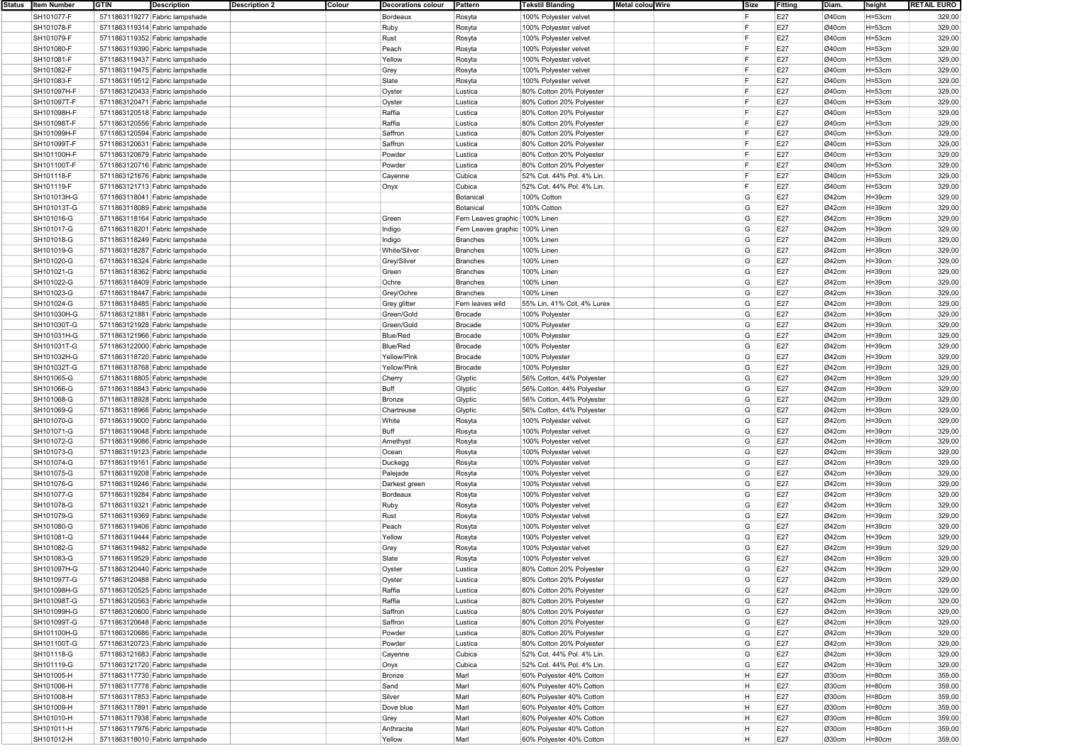| Status | Item Number | GTIN | Description | Description 2 | Colour | Decorations colour | Pattern | Tekstil Blanding | Metal colou | Wire | Size | Fitting | Diam. | height | RETAIL EURO |
|---|---|---|---|---|---|---|---|---|---|---|---|---|---|---|---|
| | SH101077-F | 5711863119277 | Fabric lampshade | | | Bordeaux | Rosyta | 100% Polyester velvet | | | F | E27 | Ø40cm | H=53cm | 329,00 |
| | SH101078-F | 5711863119314 | Fabric lampshade | | | Ruby | Rosyta | 100% Polyester velvet | | | F | E27 | Ø40cm | H=53cm | 329,00 |
| | SH101079-F | 5711863119352 | Fabric lampshade | | | Rust | Rosyta | 100% Polyester velvet | | | F | E27 | Ø40cm | H=53cm | 329,00 |
| | SH101080-F | 5711863119390 | Fabric lampshade | | | Peach | Rosyta | 100% Polyester velvet | | | F | E27 | Ø40cm | H=53cm | 329,00 |
| | SH101081-F | 5711863119437 | Fabric lampshade | | | Yellow | Rosyta | 100% Polyester velvet | | | F | E27 | Ø40cm | H=53cm | 329,00 |
| | SH101082-F | 5711863119475 | Fabric lampshade | | | Grey | Rosyta | 100% Polyester velvet | | | F | E27 | Ø40cm | H=53cm | 329,00 |
| | SH101083-F | 5711863119512 | Fabric lampshade | | | Slate | Rosyta | 100% Polyester velvet | | | F | E27 | Ø40cm | H=53cm | 329,00 |
| | SH101097H-F | 5711863120433 | Fabric lampshade | | | Oyster | Lustica | 80% Cotton 20% Polyester | | | F | E27 | Ø40cm | H=53cm | 329,00 |
| | SH101097T-F | 5711863120471 | Fabric lampshade | | | Oyster | Lustica | 80% Cotton 20% Polyester | | | F | E27 | Ø40cm | H=53cm | 329,00 |
| | SH101098H-F | 5711863120518 | Fabric lampshade | | | Raffia | Lustica | 80% Cotton 20% Polyester | | | F | E27 | Ø40cm | H=53cm | 329,00 |
| | SH101098T-F | 5711863120556 | Fabric lampshade | | | Raffia | Lustica | 80% Cotton 20% Polyester | | | F | E27 | Ø40cm | H=53cm | 329,00 |
| | SH101099H-F | 5711863120594 | Fabric lampshade | | | Saffron | Lustica | 80% Cotton 20% Polyester | | | F | E27 | Ø40cm | H=53cm | 329,00 |
| | SH101099T-F | 5711863120631 | Fabric lampshade | | | Saffron | Lustica | 80% Cotton 20% Polyester | | | F | E27 | Ø40cm | H=53cm | 329,00 |
| | SH101100H-F | 5711863120679 | Fabric lampshade | | | Powder | Lustica | 80% Cotton 20% Polyester | | | F | E27 | Ø40cm | H=53cm | 329,00 |
| | SH101100T-F | 5711863120716 | Fabric lampshade | | | Powder | Lustica | 80% Cotton 20% Polyester | | | F | E27 | Ø40cm | H=53cm | 329,00 |
| | SH101118-F | 5711863121676 | Fabric lampshade | | | Cayenne | Cubica | 52% Cot. 44% Pol. 4% Lin. | | | F | E27 | Ø40cm | H=53cm | 329,00 |
| | SH101119-F | 5711863121713 | Fabric lampshade | | | Onyx | Cubica | 52% Cot. 44% Pol. 4% Lin. | | | F | E27 | Ø40cm | H=53cm | 329,00 |
| | SH101013H-G | 5711863118041 | Fabric lampshade | | | | Botanical | 100% Cotton | | | G | E27 | Ø42cm | H=39cm | 329,00 |
| | SH101013T-G | 5711863118089 | Fabric lampshade | | | | Botanical | 100% Cotton | | | G | E27 | Ø42cm | H=39cm | 329,00 |
| | SH101016-G | 5711863118164 | Fabric lampshade | | | Green | Fern Leaves graphic | 100% Linen | | | G | E27 | Ø42cm | H=39cm | 329,00 |
| | SH101017-G | 5711863118201 | Fabric lampshade | | | Indigo | Fern Leaves graphic | 100% Linen | | | G | E27 | Ø42cm | H=39cm | 329,00 |
| | SH101018-G | 5711863118249 | Fabric lampshade | | | Indigo | Branches | 100% Linen | | | G | E27 | Ø42cm | H=39cm | 329,00 |
| | SH101019-G | 5711863118287 | Fabric lampshade | | | White/Silver | Branches | 100% Linen | | | G | E27 | Ø42cm | H=39cm | 329,00 |
| | SH101020-G | 5711863118324 | Fabric lampshade | | | Grey/Silver | Branches | 100% Linen | | | G | E27 | Ø42cm | H=39cm | 329,00 |
| | SH101021-G | 5711863118362 | Fabric lampshade | | | Green | Branches | 100% Linen | | | G | E27 | Ø42cm | H=39cm | 329,00 |
| | SH101022-G | 5711863118409 | Fabric lampshade | | | Ochre | Branches | 100% Linen | | | G | E27 | Ø42cm | H=39cm | 329,00 |
| | SH101023-G | 5711863118447 | Fabric lampshade | | | Grey/Ochre | Branches | 100% Linen | | | G | E27 | Ø42cm | H=39cm | 329,00 |
| | SH101024-G | 5711863118485 | Fabric lampshade | | | Grey glitter | Fern leaves wild | 55% Lin, 41% Cot, 4% Lurex | | | G | E27 | Ø42cm | H=39cm | 329,00 |
| | SH101030H-G | 5711863121881 | Fabric lampshade | | | Green/Gold | Brocade | 100% Polyester | | | G | E27 | Ø42cm | H=39cm | 329,00 |
| | SH101030T-G | 5711863121928 | Fabric lampshade | | | Green/Gold | Brocade | 100% Polyester | | | G | E27 | Ø42cm | H=39cm | 329,00 |
| | SH101031H-G | 5711863121966 | Fabric lampshade | | | Blue/Red | Brocade | 100% Polyester | | | G | E27 | Ø42cm | H=39cm | 329,00 |
| | SH101031T-G | 5711863122000 | Fabric lampshade | | | Blue/Red | Brocade | 100% Polyester | | | G | E27 | Ø42cm | H=39cm | 329,00 |
| | SH101032H-G | 5711863118720 | Fabric lampshade | | | Yellow/Pink | Brocade | 100% Polyester | | | G | E27 | Ø42cm | H=39cm | 329,00 |
| | SH101032T-G | 5711863118768 | Fabric lampshade | | | Yellow/Pink | Brocade | 100% Polyester | | | G | E27 | Ø42cm | H=39cm | 329,00 |
| | SH101065-G | 5711863118805 | Fabric lampshade | | | Cherry | Glyptic | 56% Cotton, 44% Polyester | | | G | E27 | Ø42cm | H=39cm | 329,00 |
| | SH101066-G | 5711863118843 | Fabric lampshade | | | Buff | Glyptic | 56% Cotton, 44% Polyester | | | G | E27 | Ø42cm | H=39cm | 329,00 |
| | SH101068-G | 5711863118928 | Fabric lampshade | | | Bronze | Glyptic | 56% Cotton, 44% Polyester | | | G | E27 | Ø42cm | H=39cm | 329,00 |
| | SH101069-G | 5711863118966 | Fabric lampshade | | | Chartreuse | Glyptic | 56% Cotton, 44% Polyester | | | G | E27 | Ø42cm | H=39cm | 329,00 |
| | SH101070-G | 5711863119000 | Fabric lampshade | | | White | Rosyta | 100% Polyester velvet | | | G | E27 | Ø42cm | H=39cm | 329,00 |
| | SH101071-G | 5711863119048 | Fabric lampshade | | | Buff | Rosyta | 100% Polyester velvet | | | G | E27 | Ø42cm | H=39cm | 329,00 |
| | SH101072-G | 5711863119086 | Fabric lampshade | | | Amethyst | Rosyta | 100% Polyester velvet | | | G | E27 | Ø42cm | H=39cm | 329,00 |
| | SH101073-G | 5711863119123 | Fabric lampshade | | | Ocean | Rosyta | 100% Polyester velvet | | | G | E27 | Ø42cm | H=39cm | 329,00 |
| | SH101074-G | 5711863119161 | Fabric lampshade | | | Duckegg | Rosyta | 100% Polyester velvet | | | G | E27 | Ø42cm | H=39cm | 329,00 |
| | SH101075-G | 5711863119208 | Fabric lampshade | | | Palejade | Rosyta | 100% Polyester velvet | | | G | E27 | Ø42cm | H=39cm | 329,00 |
| | SH101076-G | 5711863119246 | Fabric lampshade | | | Darkest green | Rosyta | 100% Polyester velvet | | | G | E27 | Ø42cm | H=39cm | 329,00 |
| | SH101077-G | 5711863119284 | Fabric lampshade | | | Bordeaux | Rosyta | 100% Polyester velvet | | | G | E27 | Ø42cm | H=39cm | 329,00 |
| | SH101078-G | 5711863119321 | Fabric lampshade | | | Ruby | Rosyta | 100% Polyester velvet | | | G | E27 | Ø42cm | H=39cm | 329,00 |
| | SH101079-G | 5711863119369 | Fabric lampshade | | | Rust | Rosyta | 100% Polyester velvet | | | G | E27 | Ø42cm | H=39cm | 329,00 |
| | SH101080-G | 5711863119406 | Fabric lampshade | | | Peach | Rosyta | 100% Polyester velvet | | | G | E27 | Ø42cm | H=39cm | 329,00 |
| | SH101081-G | 5711863119444 | Fabric lampshade | | | Yellow | Rosyta | 100% Polyester velvet | | | G | E27 | Ø42cm | H=39cm | 329,00 |
| | SH101082-G | 5711863119482 | Fabric lampshade | | | Grey | Rosyta | 100% Polyester velvet | | | G | E27 | Ø42cm | H=39cm | 329,00 |
| | SH101083-G | 5711863119529 | Fabric lampshade | | | Slate | Rosyta | 100% Polyester velvet | | | G | E27 | Ø42cm | H=39cm | 329,00 |
| | SH101097H-G | 5711863120440 | Fabric lampshade | | | Oyster | Lustica | 80% Cotton 20% Polyester | | | G | E27 | Ø42cm | H=39cm | 329,00 |
| | SH101097T-G | 5711863120488 | Fabric lampshade | | | Oyster | Lustica | 80% Cotton 20% Polyester | | | G | E27 | Ø42cm | H=39cm | 329,00 |
| | SH101098H-G | 5711863120525 | Fabric lampshade | | | Raffia | Lustica | 80% Cotton 20% Polyester | | | G | E27 | Ø42cm | H=39cm | 329,00 |
| | SH101098T-G | 5711863120563 | Fabric lampshade | | | Raffia | Lustica | 80% Cotton 20% Polyester | | | G | E27 | Ø42cm | H=39cm | 329,00 |
| | SH101099H-G | 5711863120600 | Fabric lampshade | | | Saffron | Lustica | 80% Cotton 20% Polyester | | | G | E27 | Ø42cm | H=39cm | 329,00 |
| | SH101099T-G | 5711863120648 | Fabric lampshade | | | Saffron | Lustica | 80% Cotton 20% Polyester | | | G | E27 | Ø42cm | H=39cm | 329,00 |
| | SH101100H-G | 5711863120686 | Fabric lampshade | | | Powder | Lustica | 80% Cotton 20% Polyester | | | G | E27 | Ø42cm | H=39cm | 329,00 |
| | SH101100T-G | 5711863120723 | Fabric lampshade | | | Powder | Lustica | 80% Cotton 20% Polyester | | | G | E27 | Ø42cm | H=39cm | 329,00 |
| | SH101118-G | 5711863121683 | Fabric lampshade | | | Cayenne | Cubica | 52% Cot. 44% Pol. 4% Lin. | | | G | E27 | Ø42cm | H=39cm | 329,00 |
| | SH101119-G | 5711863121720 | Fabric lampshade | | | Onyx | Cubica | 52% Cot. 44% Pol. 4% Lin. | | | G | E27 | Ø42cm | H=39cm | 329,00 |
| | SH101005-H | 5711863117730 | Fabric lampshade | | | Bronze | Marl | 60% Polyester 40% Cotton | | | H | E27 | Ø30cm | H=80cm | 359,00 |
| | SH101006-H | 5711863117778 | Fabric lampshade | | | Sand | Marl | 60% Polyester 40% Cotton | | | H | E27 | Ø30cm | H=80cm | 359,00 |
| | SH101008-H | 5711863117853 | Fabric lampshade | | | Silver | Marl | 60% Polyester 40% Cotton | | | H | E27 | Ø30cm | H=80cm | 359,00 |
| | SH101009-H | 5711863117891 | Fabric lampshade | | | Dove blue | Marl | 60% Polyester 40% Cotton | | | H | E27 | Ø30cm | H=80cm | 359,00 |
| | SH101010-H | 5711863117938 | Fabric lampshade | | | Grey | Marl | 60% Polyester 40% Cotton | | | H | E27 | Ø30cm | H=80cm | 359,00 |
| | SH101011-H | 5711863117976 | Fabric lampshade | | | Anthracite | Marl | 60% Polyester 40% Cotton | | | H | E27 | Ø30cm | H=80cm | 359,00 |
| | SH101012-H | 5711863118010 | Fabric lampshade | | | Yellow | Marl | 60% Polyester 40% Cotton | | | H | E27 | Ø30cm | H=80cm | 359,00 |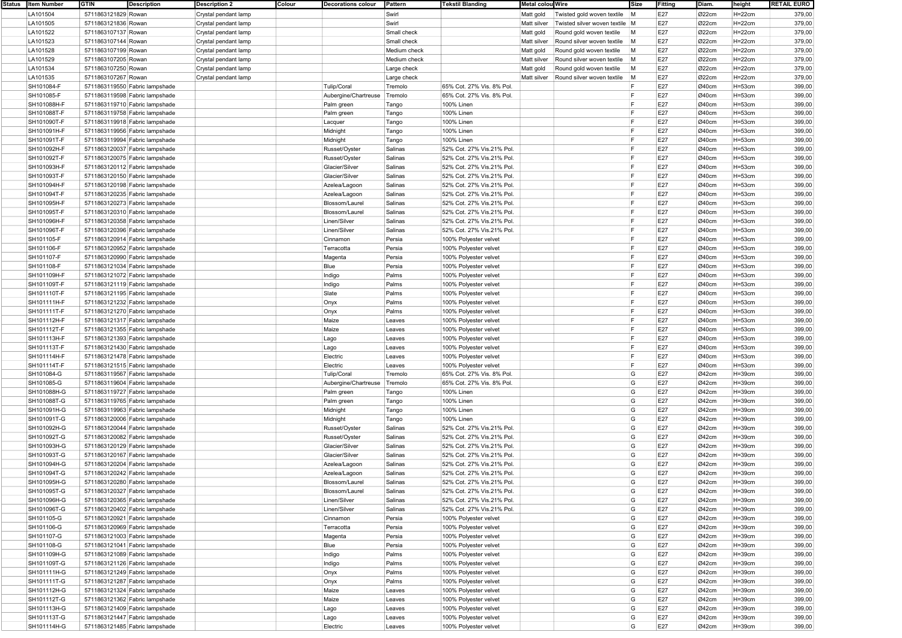| Status | Item Number | GTIN | Description | Description 2 | Colour | Decorations colour | Pattern | Tekstil Blanding | Metal colou | Wire | Size | Fitting | Diam. | height | RETAIL EURO |
|---|---|---|---|---|---|---|---|---|---|---|---|---|---|---|---|
| | LA101504 | 5711863121829 | Rowan | Crystal pendant lamp | | | Swirl | | Matt gold | Twisted gold woven textile | M | E27 | Ø22cm | H=22cm | 379,00 |
| | LA101505 | 5711863121836 | Rowan | Crystal pendant lamp | | | Swirl | | Matt silver | Twisted silver woven textile | M | E27 | Ø22cm | H=22cm | 379,00 |
| | LA101522 | 5711863107137 | Rowan | Crystal pendant lamp | | | Small check | | Matt gold | Round gold woven textile | M | E27 | Ø22cm | H=22cm | 379,00 |
| | LA101523 | 5711863107144 | Rowan | Crystal pendant lamp | | | Small check | | Matt silver | Round silver woven textile | M | E27 | Ø22cm | H=22cm | 379,00 |
| | LA101528 | 5711863107199 | Rowan | Crystal pendant lamp | | | Medium check | | Matt gold | Round gold woven textile | M | E27 | Ø22cm | H=22cm | 379,00 |
| | LA101529 | 5711863107205 | Rowan | Crystal pendant lamp | | | Medium check | | Matt silver | Round silver woven textile | M | E27 | Ø22cm | H=22cm | 379,00 |
| | LA101534 | 5711863107250 | Rowan | Crystal pendant lamp | | | Large check | | Matt gold | Round gold woven textile | M | E27 | Ø22cm | H=22cm | 379,00 |
| | LA101535 | 5711863107267 | Rowan | Crystal pendant lamp | | | Large check | | Matt silver | Round silver woven textile | M | E27 | Ø22cm | H=22cm | 379,00 |
| | SH101084-F | 5711863119550 | Fabric lampshade | | | Tulip/Coral | Tremolo | 65% Cot. 27% Vis. 8% Pol. | | | F | E27 | Ø40cm | H=53cm | 399,00 |
| | SH101085-F | 5711863119598 | Fabric lampshade | | | Aubergine/Chartreuse | Tremolo | 65% Cot. 27% Vis. 8% Pol. | | | F | E27 | Ø40cm | H=53cm | 399,00 |
| | SH101088H-F | 5711863119710 | Fabric lampshade | | | Palm green | Tango | 100% Linen | | | F | E27 | Ø40cm | H=53cm | 399,00 |
| | SH101088T-F | 5711863119758 | Fabric lampshade | | | Palm green | Tango | 100% Linen | | | F | E27 | Ø40cm | H=53cm | 399,00 |
| | SH101090T-F | 5711863119918 | Fabric lampshade | | | Lacquer | Tango | 100% Linen | | | F | E27 | Ø40cm | H=53cm | 399,00 |
| | SH101091H-F | 5711863119956 | Fabric lampshade | | | Midnight | Tango | 100% Linen | | | F | E27 | Ø40cm | H=53cm | 399,00 |
| | SH101091T-F | 5711863119994 | Fabric lampshade | | | Midnight | Tango | 100% Linen | | | F | E27 | Ø40cm | H=53cm | 399,00 |
| | SH101092H-F | 5711863120037 | Fabric lampshade | | | Russet/Oyster | Salinas | 52% Cot. 27% Vis.21% Pol. | | | F | E27 | Ø40cm | H=53cm | 399,00 |
| | SH101092T-F | 5711863120075 | Fabric lampshade | | | Russet/Oyster | Salinas | 52% Cot. 27% Vis.21% Pol. | | | F | E27 | Ø40cm | H=53cm | 399,00 |
| | SH101093H-F | 5711863120112 | Fabric lampshade | | | Glacier/Silver | Salinas | 52% Cot. 27% Vis.21% Pol. | | | F | E27 | Ø40cm | H=53cm | 399,00 |
| | SH101093T-F | 5711863120150 | Fabric lampshade | | | Glacier/Silver | Salinas | 52% Cot. 27% Vis.21% Pol. | | | F | E27 | Ø40cm | H=53cm | 399,00 |
| | SH101094H-F | 5711863120198 | Fabric lampshade | | | Azelea/Lagoon | Salinas | 52% Cot. 27% Vis.21% Pol. | | | F | E27 | Ø40cm | H=53cm | 399,00 |
| | SH101094T-F | 5711863120235 | Fabric lampshade | | | Azelea/Lagoon | Salinas | 52% Cot. 27% Vis.21% Pol. | | | F | E27 | Ø40cm | H=53cm | 399,00 |
| | SH101095H-F | 5711863120273 | Fabric lampshade | | | Blossom/Laurel | Salinas | 52% Cot. 27% Vis.21% Pol. | | | F | E27 | Ø40cm | H=53cm | 399,00 |
| | SH101095T-F | 5711863120310 | Fabric lampshade | | | Blossom/Laurel | Salinas | 52% Cot. 27% Vis.21% Pol. | | | F | E27 | Ø40cm | H=53cm | 399,00 |
| | SH101096H-F | 5711863120358 | Fabric lampshade | | | Linen/Silver | Salinas | 52% Cot. 27% Vis.21% Pol. | | | F | E27 | Ø40cm | H=53cm | 399,00 |
| | SH101096T-F | 5711863120396 | Fabric lampshade | | | Linen/Silver | Salinas | 52% Cot. 27% Vis.21% Pol. | | | F | E27 | Ø40cm | H=53cm | 399,00 |
| | SH101105-F | 5711863120914 | Fabric lampshade | | | Cinnamon | Persia | 100% Polyester velvet | | | F | E27 | Ø40cm | H=53cm | 399,00 |
| | SH101106-F | 5711863120952 | Fabric lampshade | | | Terracotta | Persia | 100% Polyester velvet | | | F | E27 | Ø40cm | H=53cm | 399,00 |
| | SH101107-F | 5711863120990 | Fabric lampshade | | | Magenta | Persia | 100% Polyester velvet | | | F | E27 | Ø40cm | H=53cm | 399,00 |
| | SH101108-F | 5711863121034 | Fabric lampshade | | | Blue | Persia | 100% Polyester velvet | | | F | E27 | Ø40cm | H=53cm | 399,00 |
| | SH101109H-F | 5711863121072 | Fabric lampshade | | | Indigo | Palms | 100% Polyester velvet | | | F | E27 | Ø40cm | H=53cm | 399,00 |
| | SH101109T-F | 5711863121119 | Fabric lampshade | | | Indigo | Palms | 100% Polyester velvet | | | F | E27 | Ø40cm | H=53cm | 399,00 |
| | SH101110T-F | 5711863121195 | Fabric lampshade | | | Slate | Palms | 100% Polyester velvet | | | F | E27 | Ø40cm | H=53cm | 399,00 |
| | SH101111H-F | 5711863121232 | Fabric lampshade | | | Onyx | Palms | 100% Polyester velvet | | | F | E27 | Ø40cm | H=53cm | 399,00 |
| | SH101111T-F | 5711863121270 | Fabric lampshade | | | Onyx | Palms | 100% Polyester velvet | | | F | E27 | Ø40cm | H=53cm | 399,00 |
| | SH101112H-F | 5711863121317 | Fabric lampshade | | | Maize | Leaves | 100% Polyester velvet | | | F | E27 | Ø40cm | H=53cm | 399,00 |
| | SH101112T-F | 5711863121355 | Fabric lampshade | | | Maize | Leaves | 100% Polyester velvet | | | F | E27 | Ø40cm | H=53cm | 399,00 |
| | SH101113H-F | 5711863121393 | Fabric lampshade | | | Lago | Leaves | 100% Polyester velvet | | | F | E27 | Ø40cm | H=53cm | 399,00 |
| | SH101113T-F | 5711863121430 | Fabric lampshade | | | Lago | Leaves | 100% Polyester velvet | | | F | E27 | Ø40cm | H=53cm | 399,00 |
| | SH101114H-F | 5711863121478 | Fabric lampshade | | | Electric | Leaves | 100% Polyester velvet | | | F | E27 | Ø40cm | H=53cm | 399,00 |
| | SH101114T-F | 5711863121515 | Fabric lampshade | | | Electric | Leaves | 100% Polyester velvet | | | F | E27 | Ø40cm | H=53cm | 399,00 |
| | SH101084-G | 5711863119567 | Fabric lampshade | | | Tulip/Coral | Tremolo | 65% Cot. 27% Vis. 8% Pol. | | | G | E27 | Ø42cm | H=39cm | 399,00 |
| | SH101085-G | 5711863119604 | Fabric lampshade | | | Aubergine/Chartreuse | Tremolo | 65% Cot. 27% Vis. 8% Pol. | | | G | E27 | Ø42cm | H=39cm | 399,00 |
| | SH101088H-G | 5711863119727 | Fabric lampshade | | | Palm green | Tango | 100% Linen | | | G | E27 | Ø42cm | H=39cm | 399,00 |
| | SH101088T-G | 5711863119765 | Fabric lampshade | | | Palm green | Tango | 100% Linen | | | G | E27 | Ø42cm | H=39cm | 399,00 |
| | SH101091H-G | 5711863119963 | Fabric lampshade | | | Midnight | Tango | 100% Linen | | | G | E27 | Ø42cm | H=39cm | 399,00 |
| | SH101091T-G | 5711863120006 | Fabric lampshade | | | Midnight | Tango | 100% Linen | | | G | E27 | Ø42cm | H=39cm | 399,00 |
| | SH101092H-G | 5711863120044 | Fabric lampshade | | | Russet/Oyster | Salinas | 52% Cot. 27% Vis.21% Pol. | | | G | E27 | Ø42cm | H=39cm | 399,00 |
| | SH101092T-G | 5711863120082 | Fabric lampshade | | | Russet/Oyster | Salinas | 52% Cot. 27% Vis.21% Pol. | | | G | E27 | Ø42cm | H=39cm | 399,00 |
| | SH101093H-G | 5711863120129 | Fabric lampshade | | | Glacier/Silver | Salinas | 52% Cot. 27% Vis.21% Pol. | | | G | E27 | Ø42cm | H=39cm | 399,00 |
| | SH101093T-G | 5711863120167 | Fabric lampshade | | | Glacier/Silver | Salinas | 52% Cot. 27% Vis.21% Pol. | | | G | E27 | Ø42cm | H=39cm | 399,00 |
| | SH101094H-G | 5711863120204 | Fabric lampshade | | | Azelea/Lagoon | Salinas | 52% Cot. 27% Vis.21% Pol. | | | G | E27 | Ø42cm | H=39cm | 399,00 |
| | SH101094T-G | 5711863120242 | Fabric lampshade | | | Azelea/Lagoon | Salinas | 52% Cot. 27% Vis.21% Pol. | | | G | E27 | Ø42cm | H=39cm | 399,00 |
| | SH101095H-G | 5711863120280 | Fabric lampshade | | | Blossom/Laurel | Salinas | 52% Cot. 27% Vis.21% Pol. | | | G | E27 | Ø42cm | H=39cm | 399,00 |
| | SH101095T-G | 5711863120327 | Fabric lampshade | | | Blossom/Laurel | Salinas | 52% Cot. 27% Vis.21% Pol. | | | G | E27 | Ø42cm | H=39cm | 399,00 |
| | SH101096H-G | 5711863120365 | Fabric lampshade | | | Linen/Silver | Salinas | 52% Cot. 27% Vis.21% Pol. | | | G | E27 | Ø42cm | H=39cm | 399,00 |
| | SH101096T-G | 5711863120402 | Fabric lampshade | | | Linen/Silver | Salinas | 52% Cot. 27% Vis.21% Pol. | | | G | E27 | Ø42cm | H=39cm | 399,00 |
| | SH101105-G | 5711863120921 | Fabric lampshade | | | Cinnamon | Persia | 100% Polyester velvet | | | G | E27 | Ø42cm | H=39cm | 399,00 |
| | SH101106-G | 5711863120969 | Fabric lampshade | | | Terracotta | Persia | 100% Polyester velvet | | | G | E27 | Ø42cm | H=39cm | 399,00 |
| | SH101107-G | 5711863121003 | Fabric lampshade | | | Magenta | Persia | 100% Polyester velvet | | | G | E27 | Ø42cm | H=39cm | 399,00 |
| | SH101108-G | 5711863121041 | Fabric lampshade | | | Blue | Persia | 100% Polyester velvet | | | G | E27 | Ø42cm | H=39cm | 399,00 |
| | SH101109H-G | 5711863121089 | Fabric lampshade | | | Indigo | Palms | 100% Polyester velvet | | | G | E27 | Ø42cm | H=39cm | 399,00 |
| | SH101109T-G | 5711863121126 | Fabric lampshade | | | Indigo | Palms | 100% Polyester velvet | | | G | E27 | Ø42cm | H=39cm | 399,00 |
| | SH101111H-G | 5711863121249 | Fabric lampshade | | | Onyx | Palms | 100% Polyester velvet | | | G | E27 | Ø42cm | H=39cm | 399,00 |
| | SH101111T-G | 5711863121287 | Fabric lampshade | | | Onyx | Palms | 100% Polyester velvet | | | G | E27 | Ø42cm | H=39cm | 399,00 |
| | SH101112H-G | 5711863121324 | Fabric lampshade | | | Maize | Leaves | 100% Polyester velvet | | | G | E27 | Ø42cm | H=39cm | 399,00 |
| | SH101112T-G | 5711863121362 | Fabric lampshade | | | Maize | Leaves | 100% Polyester velvet | | | G | E27 | Ø42cm | H=39cm | 399,00 |
| | SH101113H-G | 5711863121409 | Fabric lampshade | | | Lago | Leaves | 100% Polyester velvet | | | G | E27 | Ø42cm | H=39cm | 399,00 |
| | SH101113T-G | 5711863121447 | Fabric lampshade | | | Lago | Leaves | 100% Polyester velvet | | | G | E27 | Ø42cm | H=39cm | 399,00 |
| | SH101114H-G | 5711863121485 | Fabric lampshade | | | Electric | Leaves | 100% Polyester velvet | | | G | E27 | Ø42cm | H=39cm | 399,00 |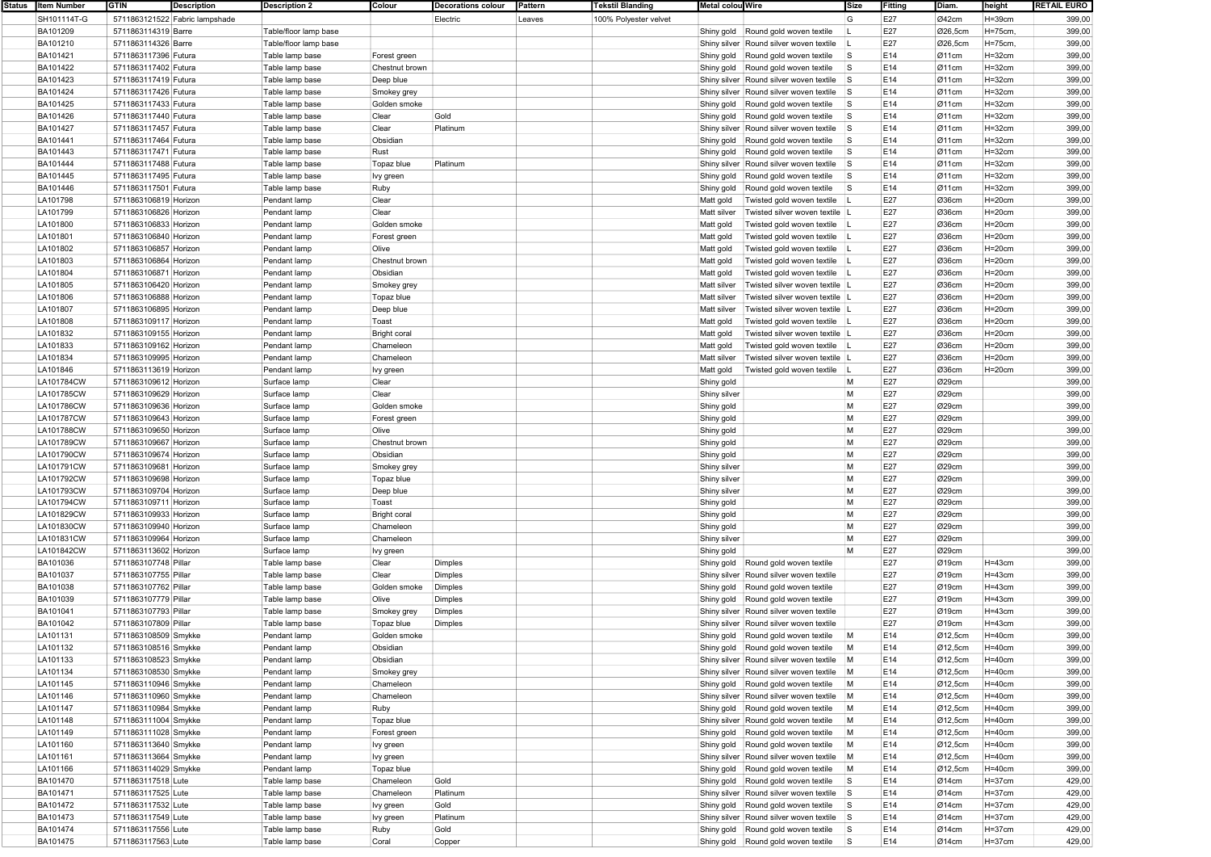| Status | Item Number | GTIN | Description | Description 2 | Colour | Decorations colour | Pattern | Tekstil Blanding | Metal colou | Wire | Size | Fitting | Diam. | height | RETAIL EURO |
|---|---|---|---|---|---|---|---|---|---|---|---|---|---|---|---|
| | SH101114T-G | 5711863121522 | Fabric lampshade | | | Electric | Leaves | 100% Polyester velvet | | | G | E27 | Ø42cm | H=39cm | 399,00 |
| | BA101209 | 5711863114319 | Barre | Table/floor lamp base | | | | | Shiny gold | Round gold woven textile | L | E27 | Ø26,5cm | H=75cm, | 399,00 |
| | BA101210 | 5711863114326 | Barre | Table/floor lamp base | | | | | Shiny silver | Round silver woven textile | L | E27 | Ø26,5cm | H=75cm, | 399,00 |
| | BA101421 | 5711863117396 | Futura | Table lamp base | Forest green | | | | Shiny gold | Round gold woven textile | S | E14 | Ø11cm | H=32cm | 399,00 |
| | BA101422 | 5711863117402 | Futura | Table lamp base | Chestnut brown | | | | Shiny gold | Round gold woven textile | S | E14 | Ø11cm | H=32cm | 399,00 |
| | BA101423 | 5711863117419 | Futura | Table lamp base | Deep blue | | | | Shiny silver | Round silver woven textile | S | E14 | Ø11cm | H=32cm | 399,00 |
| | BA101424 | 5711863117426 | Futura | Table lamp base | Smokey grey | | | | Shiny silver | Round silver woven textile | S | E14 | Ø11cm | H=32cm | 399,00 |
| | BA101425 | 5711863117433 | Futura | Table lamp base | Golden smoke | | | | Shiny gold | Round gold woven textile | S | E14 | Ø11cm | H=32cm | 399,00 |
| | BA101426 | 5711863117440 | Futura | Table lamp base | Clear | Gold | | | Shiny gold | Round gold woven textile | S | E14 | Ø11cm | H=32cm | 399,00 |
| | BA101427 | 5711863117457 | Futura | Table lamp base | Clear | Platinum | | | Shiny silver | Round silver woven textile | S | E14 | Ø11cm | H=32cm | 399,00 |
| | BA101441 | 5711863117464 | Futura | Table lamp base | Obsidian | | | | Shiny gold | Round gold woven textile | S | E14 | Ø11cm | H=32cm | 399,00 |
| | BA101443 | 5711863117471 | Futura | Table lamp base | Rust | | | | Shiny gold | Round gold woven textile | S | E14 | Ø11cm | H=32cm | 399,00 |
| | BA101444 | 5711863117488 | Futura | Table lamp base | Topaz blue | Platinum | | | Shiny silver | Round silver woven textile | S | E14 | Ø11cm | H=32cm | 399,00 |
| | BA101445 | 5711863117495 | Futura | Table lamp base | Ivy green | | | | Shiny gold | Round gold woven textile | S | E14 | Ø11cm | H=32cm | 399,00 |
| | BA101446 | 5711863117501 | Futura | Table lamp base | Ruby | | | | Shiny gold | Round gold woven textile | S | E14 | Ø11cm | H=32cm | 399,00 |
| | LA101798 | 5711863106819 | Horizon | Pendant lamp | Clear | | | | Matt gold | Twisted gold woven textile | L | E27 | Ø36cm | H=20cm | 399,00 |
| | LA101799 | 5711863106826 | Horizon | Pendant lamp | Clear | | | | Matt silver | Twisted silver woven textile | L | E27 | Ø36cm | H=20cm | 399,00 |
| | LA101800 | 5711863106833 | Horizon | Pendant lamp | Golden smoke | | | | Matt gold | Twisted gold woven textile | L | E27 | Ø36cm | H=20cm | 399,00 |
| | LA101801 | 5711863106840 | Horizon | Pendant lamp | Forest green | | | | Matt gold | Twisted gold woven textile | L | E27 | Ø36cm | H=20cm | 399,00 |
| | LA101802 | 5711863106857 | Horizon | Pendant lamp | Olive | | | | Matt gold | Twisted gold woven textile | L | E27 | Ø36cm | H=20cm | 399,00 |
| | LA101803 | 5711863106864 | Horizon | Pendant lamp | Chestnut brown | | | | Matt gold | Twisted gold woven textile | L | E27 | Ø36cm | H=20cm | 399,00 |
| | LA101804 | 5711863106871 | Horizon | Pendant lamp | Obsidian | | | | Matt gold | Twisted gold woven textile | L | E27 | Ø36cm | H=20cm | 399,00 |
| | LA101805 | 5711863106420 | Horizon | Pendant lamp | Smokey grey | | | | Matt silver | Twisted silver woven textile | L | E27 | Ø36cm | H=20cm | 399,00 |
| | LA101806 | 5711863106888 | Horizon | Pendant lamp | Topaz blue | | | | Matt silver | Twisted silver woven textile | L | E27 | Ø36cm | H=20cm | 399,00 |
| | LA101807 | 5711863106895 | Horizon | Pendant lamp | Deep blue | | | | Matt silver | Twisted silver woven textile | L | E27 | Ø36cm | H=20cm | 399,00 |
| | LA101808 | 5711863109117 | Horizon | Pendant lamp | Toast | | | | Matt gold | Twisted gold woven textile | L | E27 | Ø36cm | H=20cm | 399,00 |
| | LA101832 | 5711863109155 | Horizon | Pendant lamp | Bright coral | | | | Matt gold | Twisted silver woven textile | L | E27 | Ø36cm | H=20cm | 399,00 |
| | LA101833 | 5711863109162 | Horizon | Pendant lamp | Chameleon | | | | Matt gold | Twisted gold woven textile | L | E27 | Ø36cm | H=20cm | 399,00 |
| | LA101834 | 5711863109995 | Horizon | Pendant lamp | Chameleon | | | | Matt silver | Twisted silver woven textile | L | E27 | Ø36cm | H=20cm | 399,00 |
| | LA101846 | 5711863113619 | Horizon | Pendant lamp | Ivy green | | | | Matt gold | Twisted gold woven textile | L | E27 | Ø36cm | H=20cm | 399,00 |
| | LA101784CW | 5711863109612 | Horizon | Surface lamp | Clear | | | | Shiny gold | | M | E27 | Ø29cm | | 399,00 |
| | LA101785CW | 5711863109629 | Horizon | Surface lamp | Clear | | | | Shiny silver | | M | E27 | Ø29cm | | 399,00 |
| | LA101786CW | 5711863109636 | Horizon | Surface lamp | Golden smoke | | | | Shiny gold | | M | E27 | Ø29cm | | 399,00 |
| | LA101787CW | 5711863109643 | Horizon | Surface lamp | Forest green | | | | Shiny gold | | M | E27 | Ø29cm | | 399,00 |
| | LA101788CW | 5711863109650 | Horizon | Surface lamp | Olive | | | | Shiny gold | | M | E27 | Ø29cm | | 399,00 |
| | LA101789CW | 5711863109667 | Horizon | Surface lamp | Chestnut brown | | | | Shiny gold | | M | E27 | Ø29cm | | 399,00 |
| | LA101790CW | 5711863109674 | Horizon | Surface lamp | Obsidian | | | | Shiny gold | | M | E27 | Ø29cm | | 399,00 |
| | LA101791CW | 5711863109681 | Horizon | Surface lamp | Smokey grey | | | | Shiny silver | | M | E27 | Ø29cm | | 399,00 |
| | LA101792CW | 5711863109698 | Horizon | Surface lamp | Topaz blue | | | | Shiny silver | | M | E27 | Ø29cm | | 399,00 |
| | LA101793CW | 5711863109704 | Horizon | Surface lamp | Deep blue | | | | Shiny silver | | M | E27 | Ø29cm | | 399,00 |
| | LA101794CW | 5711863109711 | Horizon | Surface lamp | Toast | | | | Shiny gold | | M | E27 | Ø29cm | | 399,00 |
| | LA101829CW | 5711863109933 | Horizon | Surface lamp | Bright coral | | | | Shiny gold | | M | E27 | Ø29cm | | 399,00 |
| | LA101830CW | 5711863109940 | Horizon | Surface lamp | Chameleon | | | | Shiny gold | | M | E27 | Ø29cm | | 399,00 |
| | LA101831CW | 5711863109964 | Horizon | Surface lamp | Chameleon | | | | Shiny silver | | M | E27 | Ø29cm | | 399,00 |
| | LA101842CW | 5711863113602 | Horizon | Surface lamp | Ivy green | | | | Shiny gold | | M | E27 | Ø29cm | | 399,00 |
| | BA101036 | 5711863107748 | Pillar | Table lamp base | Clear | Dimples | | | Shiny gold | Round gold woven textile | | E27 | Ø19cm | H=43cm | 399,00 |
| | BA101037 | 5711863107755 | Pillar | Table lamp base | Clear | Dimples | | | Shiny silver | Round silver woven textile | | E27 | Ø19cm | H=43cm | 399,00 |
| | BA101038 | 5711863107762 | Pillar | Table lamp base | Golden smoke | Dimples | | | Shiny gold | Round gold woven textile | | E27 | Ø19cm | H=43cm | 399,00 |
| | BA101039 | 5711863107779 | Pillar | Table lamp base | Olive | Dimples | | | Shiny gold | Round gold woven textile | | E27 | Ø19cm | H=43cm | 399,00 |
| | BA101041 | 5711863107793 | Pillar | Table lamp base | Smokey grey | Dimples | | | Shiny silver | Round silver woven textile | | E27 | Ø19cm | H=43cm | 399,00 |
| | BA101042 | 5711863107809 | Pillar | Table lamp base | Topaz blue | Dimples | | | Shiny silver | Round silver woven textile | | E27 | Ø19cm | H=43cm | 399,00 |
| | LA101131 | 5711863108509 | Smykke | Pendant lamp | Golden smoke | | | | Shiny gold | Round gold woven textile | M | E14 | Ø12,5cm | H=40cm | 399,00 |
| | LA101132 | 5711863108516 | Smykke | Pendant lamp | Obsidian | | | | Shiny gold | Round gold woven textile | M | E14 | Ø12,5cm | H=40cm | 399,00 |
| | LA101133 | 5711863108523 | Smykke | Pendant lamp | Obsidian | | | | Shiny silver | Round silver woven textile | M | E14 | Ø12,5cm | H=40cm | 399,00 |
| | LA101134 | 5711863108530 | Smykke | Pendant lamp | Smokey grey | | | | Shiny silver | Round silver woven textile | M | E14 | Ø12,5cm | H=40cm | 399,00 |
| | LA101145 | 5711863110946 | Smykke | Pendant lamp | Chameleon | | | | Shiny gold | Round gold woven textile | M | E14 | Ø12,5cm | H=40cm | 399,00 |
| | LA101146 | 5711863110960 | Smykke | Pendant lamp | Chameleon | | | | Shiny silver | Round silver woven textile | M | E14 | Ø12,5cm | H=40cm | 399,00 |
| | LA101147 | 5711863110984 | Smykke | Pendant lamp | Ruby | | | | Shiny gold | Round gold woven textile | M | E14 | Ø12,5cm | H=40cm | 399,00 |
| | LA101148 | 5711863111004 | Smykke | Pendant lamp | Topaz blue | | | | Shiny silver | Round silver woven textile | M | E14 | Ø12,5cm | H=40cm | 399,00 |
| | LA101149 | 5711863111028 | Smykke | Pendant lamp | Forest green | | | | Shiny gold | Round gold woven textile | M | E14 | Ø12,5cm | H=40cm | 399,00 |
| | LA101160 | 5711863113640 | Smykke | Pendant lamp | Ivy green | | | | Shiny gold | Round gold woven textile | M | E14 | Ø12,5cm | H=40cm | 399,00 |
| | LA101161 | 5711863113664 | Smykke | Pendant lamp | Ivy green | | | | Shiny silver | Round silver woven textile | M | E14 | Ø12,5cm | H=40cm | 399,00 |
| | LA101166 | 5711863114029 | Smykke | Pendant lamp | Topaz blue | | | | Shiny gold | Round gold woven textile | M | E14 | Ø12,5cm | H=40cm | 399,00 |
| | BA101470 | 5711863117518 | Lute | Table lamp base | Chameleon | Gold | | | Shiny gold | Round gold woven textile | S | E14 | Ø14cm | H=37cm | 429,00 |
| | BA101471 | 5711863117525 | Lute | Table lamp base | Chameleon | Platinum | | | Shiny silver | Round silver woven textile | S | E14 | Ø14cm | H=37cm | 429,00 |
| | BA101472 | 5711863117532 | Lute | Table lamp base | Ivy green | Gold | | | Shiny gold | Round gold woven textile | S | E14 | Ø14cm | H=37cm | 429,00 |
| | BA101473 | 5711863117549 | Lute | Table lamp base | Ivy green | Platinum | | | Shiny silver | Round silver woven textile | S | E14 | Ø14cm | H=37cm | 429,00 |
| | BA101474 | 5711863117556 | Lute | Table lamp base | Ruby | Gold | | | Shiny gold | Round gold woven textile | S | E14 | Ø14cm | H=37cm | 429,00 |
| | BA101475 | 5711863117563 | Lute | Table lamp base | Coral | Copper | | | Shiny gold | Round gold woven textile | S | E14 | Ø14cm | H=37cm | 429,00 |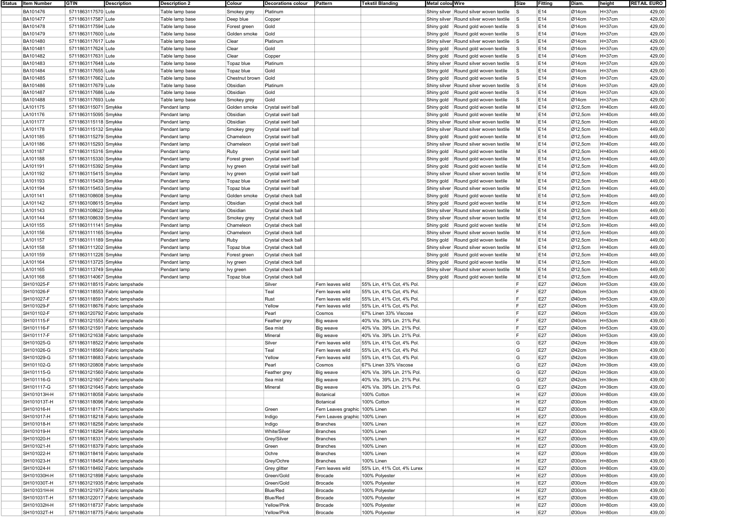| Status | Item Number | GTIN | Description | Description 2 | Colour | Decorations colour | Pattern | Tekstil Blanding | Metal colour | Wire | Size | Fitting | Diam. | height | RETAIL EURO |
|---|---|---|---|---|---|---|---|---|---|---|---|---|---|---|---|
| | BA101476 | 5711863117570 | Lute | Table lamp base | Smokey grey | Platinum | | | Shiny silver | Round silver woven textile | S | E14 | Ø14cm | H=37cm | 429,00 |
| | BA101477 | 5711863117587 | Lute | Table lamp base | Deep blue | Copper | | | Shiny silver | Round silver woven textile | S | E14 | Ø14cm | H=37cm | 429,00 |
| | BA101478 | 5711863117594 | Lute | Table lamp base | Forest green | Gold | | | Shiny gold | Round gold woven textile | S | E14 | Ø14cm | H=37cm | 429,00 |
| | BA101479 | 5711863117600 | Lute | Table lamp base | Golden smoke | Gold | | | Shiny gold | Round gold woven textile | S | E14 | Ø14cm | H=37cm | 429,00 |
| | BA101480 | 5711863117617 | Lute | Table lamp base | Clear | Platinum | | | Shiny silver | Round silver woven textile | S | E14 | Ø14cm | H=37cm | 429,00 |
| | BA101481 | 5711863117624 | Lute | Table lamp base | Clear | Gold | | | Shiny gold | Round gold woven textile | S | E14 | Ø14cm | H=37cm | 429,00 |
| | BA101482 | 5711863117631 | Lute | Table lamp base | Clear | Copper | | | Shiny gold | Round gold woven textile | S | E14 | Ø14cm | H=37cm | 429,00 |
| | BA101483 | 5711863117648 | Lute | Table lamp base | Topaz blue | Platinum | | | Shiny silver | Round silver woven textile | S | E14 | Ø14cm | H=37cm | 429,00 |
| | BA101484 | 5711863117655 | Lute | Table lamp base | Topaz blue | Gold | | | Shiny gold | Round gold woven textile | S | E14 | Ø14cm | H=37cm | 429,00 |
| | BA101485 | 5711863117662 | Lute | Table lamp base | Chestnut brown | Gold | | | Shiny gold | Round gold woven textile | S | E14 | Ø14cm | H=37cm | 429,00 |
| | BA101486 | 5711863117679 | Lute | Table lamp base | Obsidian | Platinum | | | Shiny silver | Round silver woven textile | S | E14 | Ø14cm | H=37cm | 429,00 |
| | BA101487 | 5711863117686 | Lute | Table lamp base | Obsidian | Gold | | | Shiny gold | Round gold woven textile | S | E14 | Ø14cm | H=37cm | 429,00 |
| | BA101488 | 5711863117693 | Lute | Table lamp base | Smokey grey | Gold | | | Shiny gold | Round gold woven textile | S | E14 | Ø14cm | H=37cm | 429,00 |
| | LA101175 | 5711863115071 | Smykke | Pendant lamp | Golden smoke | Crystal swirl ball | | | Shiny gold | Round gold woven textile | M | E14 | Ø12,5cm | H=40cm | 449,00 |
| | LA101176 | 5711863115095 | Smykke | Pendant lamp | Obsidian | Crystal swirl ball | | | Shiny gold | Round gold woven textile | M | E14 | Ø12,5cm | H=40cm | 449,00 |
| | LA101177 | 5711863115118 | Smykke | Pendant lamp | Obsidian | Crystal swirl ball | | | Shiny silver | Round silver woven textile | M | E14 | Ø12,5cm | H=40cm | 449,00 |
| | LA101178 | 5711863115132 | Smykke | Pendant lamp | Smokey grey | Crystal swirl ball | | | Shiny silver | Round silver woven textile | M | E14 | Ø12,5cm | H=40cm | 449,00 |
| | LA101185 | 5711863115279 | Smykke | Pendant lamp | Chameleon | Crystal swirl ball | | | Shiny gold | Round gold woven textile | M | E14 | Ø12,5cm | H=40cm | 449,00 |
| | LA101186 | 5711863115293 | Smykke | Pendant lamp | Chameleon | Crystal swirl ball | | | Shiny silver | Round silver woven textile | M | E14 | Ø12,5cm | H=40cm | 449,00 |
| | LA101187 | 5711863115316 | Smykke | Pendant lamp | Ruby | Crystal swirl ball | | | Shiny gold | Round gold woven textile | M | E14 | Ø12,5cm | H=40cm | 449,00 |
| | LA101188 | 5711863115330 | Smykke | Pendant lamp | Forest green | Crystal swirl ball | | | Shiny gold | Round gold woven textile | M | E14 | Ø12,5cm | H=40cm | 449,00 |
| | LA101191 | 5711863115392 | Smykke | Pendant lamp | Ivy green | Crystal swirl ball | | | Shiny gold | Round gold woven textile | M | E14 | Ø12,5cm | H=40cm | 449,00 |
| | LA101192 | 5711863115415 | Smykke | Pendant lamp | Ivy green | Crystal swirl ball | | | Shiny silver | Round silver woven textile | M | E14 | Ø12,5cm | H=40cm | 449,00 |
| | LA101193 | 5711863115439 | Smykke | Pendant lamp | Topaz blue | Crystal swirl ball | | | Shiny gold | Round gold woven textile | M | E14 | Ø12,5cm | H=40cm | 449,00 |
| | LA101194 | 5711863115453 | Smykke | Pendant lamp | Topaz blue | Crystal swirl ball | | | Shiny silver | Round silver woven textile | M | E14 | Ø12,5cm | H=40cm | 449,00 |
| | LA101141 | 5711863108608 | Smykke | Pendant lamp | Golden smoke | Crystal check ball | | | Shiny gold | Round gold woven textile | M | E14 | Ø12,5cm | H=40cm | 449,00 |
| | LA101142 | 5711863108615 | Smykke | Pendant lamp | Obsidian | Crystal check ball | | | Shiny gold | Round gold woven textile | M | E14 | Ø12,5cm | H=40cm | 449,00 |
| | LA101143 | 5711863108622 | Smykke | Pendant lamp | Obsidian | Crystal check ball | | | Shiny silver | Round silver woven textile | M | E14 | Ø12,5cm | H=40cm | 449,00 |
| | LA101144 | 5711863108639 | Smykke | Pendant lamp | Smokey grey | Crystal check ball | | | Shiny silver | Round silver woven textile | M | E14 | Ø12,5cm | H=40cm | 449,00 |
| | LA101155 | 5711863111141 | Smykke | Pendant lamp | Chameleon | Crystal check ball | | | Shiny gold | Round gold woven textile | M | E14 | Ø12,5cm | H=40cm | 449,00 |
| | LA101156 | 5711863111165 | Smykke | Pendant lamp | Chameleon | Crystal check ball | | | Shiny silver | Round silver woven textile | M | E14 | Ø12,5cm | H=40cm | 449,00 |
| | LA101157 | 5711863111189 | Smykke | Pendant lamp | Ruby | Crystal check ball | | | Shiny gold | Round gold woven textile | M | E14 | Ø12,5cm | H=40cm | 449,00 |
| | LA101158 | 5711863111202 | Smykke | Pendant lamp | Topaz blue | Crystal check ball | | | Shiny silver | Round silver woven textile | M | E14 | Ø12,5cm | H=40cm | 449,00 |
| | LA101159 | 5711863111226 | Smykke | Pendant lamp | Forest green | Crystal check ball | | | Shiny gold | Round gold woven textile | M | E14 | Ø12,5cm | H=40cm | 449,00 |
| | LA101164 | 5711863113725 | Smykke | Pendant lamp | Ivy green | Crystal check ball | | | Shiny gold | Round gold woven textile | M | E14 | Ø12,5cm | H=40cm | 449,00 |
| | LA101165 | 5711863113749 | Smykke | Pendant lamp | Ivy green | Crystal check ball | | | Shiny silver | Round silver woven textile | M | E14 | Ø12,5cm | H=40cm | 449,00 |
| | LA101168 | 5711863114067 | Smykke | Pendant lamp | Topaz blue | Crystal check ball | | | Shiny gold | Round gold woven textile | M | E14 | Ø12,5cm | H=40cm | 449,00 |
| | SH101025-F | 5711863118515 | Fabric lampshade | | | Silver | Fern leaves wild | 55% Lin, 41% Cot, 4% Pol. | | | F | E27 | Ø40cm | H=53cm | 439,00 |
| | SH101026-F | 5711863118553 | Fabric lampshade | | | Teal | Fern leaves wild | 55% Lin, 41% Cot, 4% Pol. | | | F | E27 | Ø40cm | H=53cm | 439,00 |
| | SH101027-F | 5711863118591 | Fabric lampshade | | | Rust | Fern leaves wild | 55% Lin, 41% Cot, 4% Pol. | | | F | E27 | Ø40cm | H=53cm | 439,00 |
| | SH101029-F | 5711863118676 | Fabric lampshade | | | Yellow | Fern leaves wild | 55% Lin, 41% Cot, 4% Pol. | | | F | E27 | Ø40cm | H=53cm | 439,00 |
| | SH101102-F | 5711863120792 | Fabric lampshade | | | Pearl | Cosmos | 67% Linen 33% Viscose | | | F | E27 | Ø40cm | H=53cm | 439,00 |
| | SH101115-F | 5711863121553 | Fabric lampshade | | | Feather grey | Big weave | 40% Vis. 39% Lin. 21% Pol. | | | F | E27 | Ø40cm | H=53cm | 439,00 |
| | SH101116-F | 5711863121591 | Fabric lampshade | | | Sea mist | Big weave | 40% Vis. 39% Lin. 21% Pol. | | | F | E27 | Ø40cm | H=53cm | 439,00 |
| | SH101117-F | 5711863121638 | Fabric lampshade | | | Mineral | Big weave | 40% Vis. 39% Lin. 21% Pol. | | | F | E27 | Ø40cm | H=53cm | 439,00 |
| | SH101025-G | 5711863118522 | Fabric lampshade | | | Silver | Fern leaves wild | 55% Lin, 41% Cot, 4% Pol. | | | G | E27 | Ø42cm | H=39cm | 439,00 |
| | SH101026-G | 5711863118560 | Fabric lampshade | | | Teal | Fern leaves wild | 55% Lin, 41% Cot, 4% Pol. | | | G | E27 | Ø42cm | H=39cm | 439,00 |
| | SH101029-G | 5711863118683 | Fabric lampshade | | | Yellow | Fern leaves wild | 55% Lin, 41% Cot, 4% Pol. | | | G | E27 | Ø42cm | H=39cm | 439,00 |
| | SH101102-G | 5711863120808 | Fabric lampshade | | | Pearl | Cosmos | 67% Linen 33% Viscose | | | G | E27 | Ø42cm | H=39cm | 439,00 |
| | SH101115-G | 5711863121560 | Fabric lampshade | | | Feather grey | Big weave | 40% Vis. 39% Lin. 21% Pol. | | | G | E27 | Ø42cm | H=39cm | 439,00 |
| | SH101116-G | 5711863121607 | Fabric lampshade | | | Sea mist | Big weave | 40% Vis. 39% Lin. 21% Pol. | | | G | E27 | Ø42cm | H=39cm | 439,00 |
| | SH101117-G | 5711863121645 | Fabric lampshade | | | Mineral | Big weave | 40% Vis. 39% Lin. 21% Pol. | | | G | E27 | Ø42cm | H=39cm | 439,00 |
| | SH101013H-H | 5711863118058 | Fabric lampshade | | | | Botanical | 100% Cotton | | | H | E27 | Ø30cm | H=80cm | 439,00 |
| | SH101013T-H | 5711863118096 | Fabric lampshade | | | | Botanical | 100% Cotton | | | H | E27 | Ø30cm | H=80cm | 439,00 |
| | SH101016-H | 5711863118171 | Fabric lampshade | | | Green | Fern Leaves graphic | 100% Linen | | | H | E27 | Ø30cm | H=80cm | 439,00 |
| | SH101017-H | 5711863118218 | Fabric lampshade | | | Indigo | Fern Leaves graphic | 100% Linen | | | H | E27 | Ø30cm | H=80cm | 439,00 |
| | SH101018-H | 5711863118256 | Fabric lampshade | | | Indigo | Branches | 100% Linen | | | H | E27 | Ø30cm | H=80cm | 439,00 |
| | SH101019-H | 5711863118294 | Fabric lampshade | | | White/Silver | Branches | 100% Linen | | | H | E27 | Ø30cm | H=80cm | 439,00 |
| | SH101020-H | 5711863118331 | Fabric lampshade | | | Grey/Silver | Branches | 100% Linen | | | H | E27 | Ø30cm | H=80cm | 439,00 |
| | SH101021-H | 5711863118379 | Fabric lampshade | | | Green | Branches | 100% Linen | | | H | E27 | Ø30cm | H=80cm | 439,00 |
| | SH101022-H | 5711863118416 | Fabric lampshade | | | Ochre | Branches | 100% Linen | | | H | E27 | Ø30cm | H=80cm | 439,00 |
| | SH101023-H | 5711863118454 | Fabric lampshade | | | Grey/Ochre | Branches | 100% Linen | | | H | E27 | Ø30cm | H=80cm | 439,00 |
| | SH101024-H | 5711863118492 | Fabric lampshade | | | Grey glitter | Fern leaves wild | 55% Lin, 41% Cot, 4% Lurex | | | H | E27 | Ø30cm | H=80cm | 439,00 |
| | SH101030H-H | 5711863121898 | Fabric lampshade | | | Green/Gold | Brocade | 100% Polyester | | | H | E27 | Ø30cm | H=80cm | 439,00 |
| | SH101030T-H | 5711863121935 | Fabric lampshade | | | Green/Gold | Brocade | 100% Polyester | | | H | E27 | Ø30cm | H=80cm | 439,00 |
| | SH101031H-H | 5711863121973 | Fabric lampshade | | | Blue/Red | Brocade | 100% Polyester | | | H | E27 | Ø30cm | H=80cm | 439,00 |
| | SH101031T-H | 5711863122017 | Fabric lampshade | | | Blue/Red | Brocade | 100% Polyester | | | H | E27 | Ø30cm | H=80cm | 439,00 |
| | SH101032H-H | 5711863118737 | Fabric lampshade | | | Yellow/Pink | Brocade | 100% Polyester | | | H | E27 | Ø30cm | H=80cm | 439,00 |
| | SH101032T-H | 5711863118775 | Fabric lampshade | | | Yellow/Pink | Brocade | 100% Polyester | | | H | E27 | Ø30cm | H=80cm | 439,00 |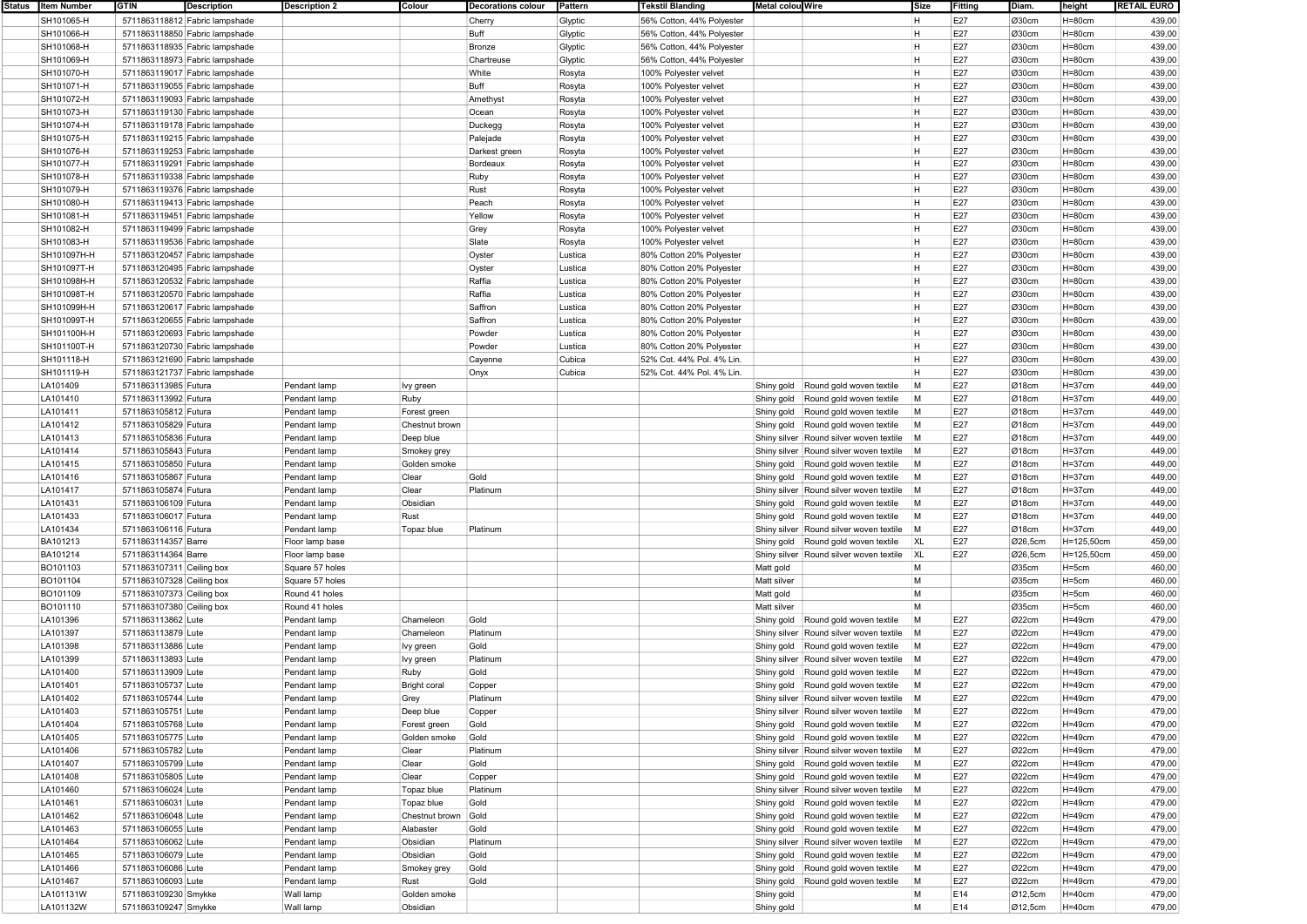| Status | Item Number | GTIN | Description | Description 2 | Colour | Decorations colour | Pattern | Tekstil Blanding | Metal colou | Wire | Size | Fitting | Diam. | height | RETAIL EURO |
|---|---|---|---|---|---|---|---|---|---|---|---|---|---|---|---|
| | SH101065-H | 5711863118812 | Fabric lampshade | | | Cherry | Glyptic | 56% Cotton, 44% Polyester | | | H | E27 | Ø30cm | H=80cm | 439,00 |
| | SH101066-H | 5711863118850 | Fabric lampshade | | | Buff | Glyptic | 56% Cotton, 44% Polyester | | | H | E27 | Ø30cm | H=80cm | 439,00 |
| | SH101068-H | 5711863118935 | Fabric lampshade | | | Bronze | Glyptic | 56% Cotton, 44% Polyester | | | H | E27 | Ø30cm | H=80cm | 439,00 |
| | SH101069-H | 5711863118973 | Fabric lampshade | | | Chartreuse | Glyptic | 56% Cotton, 44% Polyester | | | H | E27 | Ø30cm | H=80cm | 439,00 |
| | SH101070-H | 5711863119017 | Fabric lampshade | | | White | Rosyta | 100% Polyester velvet | | | H | E27 | Ø30cm | H=80cm | 439,00 |
| | SH101071-H | 5711863119055 | Fabric lampshade | | | Buff | Rosyta | 100% Polyester velvet | | | H | E27 | Ø30cm | H=80cm | 439,00 |
| | SH101072-H | 5711863119093 | Fabric lampshade | | | Amethyst | Rosyta | 100% Polyester velvet | | | H | E27 | Ø30cm | H=80cm | 439,00 |
| | SH101073-H | 5711863119130 | Fabric lampshade | | | Ocean | Rosyta | 100% Polyester velvet | | | H | E27 | Ø30cm | H=80cm | 439,00 |
| | SH101074-H | 5711863119178 | Fabric lampshade | | | Duckegg | Rosyta | 100% Polyester velvet | | | H | E27 | Ø30cm | H=80cm | 439,00 |
| | SH101075-H | 5711863119215 | Fabric lampshade | | | Palejade | Rosyta | 100% Polyester velvet | | | H | E27 | Ø30cm | H=80cm | 439,00 |
| | SH101076-H | 5711863119253 | Fabric lampshade | | | Darkest green | Rosyta | 100% Polyester velvet | | | H | E27 | Ø30cm | H=80cm | 439,00 |
| | SH101077-H | 5711863119291 | Fabric lampshade | | | Bordeaux | Rosyta | 100% Polyester velvet | | | H | E27 | Ø30cm | H=80cm | 439,00 |
| | SH101078-H | 5711863119338 | Fabric lampshade | | | Ruby | Rosyta | 100% Polyester velvet | | | H | E27 | Ø30cm | H=80cm | 439,00 |
| | SH101079-H | 5711863119376 | Fabric lampshade | | | Rust | Rosyta | 100% Polyester velvet | | | H | E27 | Ø30cm | H=80cm | 439,00 |
| | SH101080-H | 5711863119413 | Fabric lampshade | | | Peach | Rosyta | 100% Polyester velvet | | | H | E27 | Ø30cm | H=80cm | 439,00 |
| | SH101081-H | 5711863119451 | Fabric lampshade | | | Yellow | Rosyta | 100% Polyester velvet | | | H | E27 | Ø30cm | H=80cm | 439,00 |
| | SH101082-H | 5711863119499 | Fabric lampshade | | | Grey | Rosyta | 100% Polyester velvet | | | H | E27 | Ø30cm | H=80cm | 439,00 |
| | SH101083-H | 5711863119536 | Fabric lampshade | | | Slate | Rosyta | 100% Polyester velvet | | | H | E27 | Ø30cm | H=80cm | 439,00 |
| | SH101097H-H | 5711863120457 | Fabric lampshade | | | Oyster | Lustica | 80% Cotton 20% Polyester | | | H | E27 | Ø30cm | H=80cm | 439,00 |
| | SH101097T-H | 5711863120495 | Fabric lampshade | | | Oyster | Lustica | 80% Cotton 20% Polyester | | | H | E27 | Ø30cm | H=80cm | 439,00 |
| | SH101098H-H | 5711863120532 | Fabric lampshade | | | Raffia | Lustica | 80% Cotton 20% Polyester | | | H | E27 | Ø30cm | H=80cm | 439,00 |
| | SH101098T-H | 5711863120570 | Fabric lampshade | | | Raffia | Lustica | 80% Cotton 20% Polyester | | | H | E27 | Ø30cm | H=80cm | 439,00 |
| | SH101099H-H | 5711863120617 | Fabric lampshade | | | Saffron | Lustica | 80% Cotton 20% Polyester | | | H | E27 | Ø30cm | H=80cm | 439,00 |
| | SH101099T-H | 5711863120655 | Fabric lampshade | | | Saffron | Lustica | 80% Cotton 20% Polyester | | | H | E27 | Ø30cm | H=80cm | 439,00 |
| | SH101100H-H | 5711863120693 | Fabric lampshade | | | Powder | Lustica | 80% Cotton 20% Polyester | | | H | E27 | Ø30cm | H=80cm | 439,00 |
| | SH101100T-H | 5711863120730 | Fabric lampshade | | | Powder | Lustica | 80% Cotton 20% Polyester | | | H | E27 | Ø30cm | H=80cm | 439,00 |
| | SH101118-H | 5711863121690 | Fabric lampshade | | | Cayenne | Cubica | 52% Cot. 44% Pol. 4% Lin. | | | H | E27 | Ø30cm | H=80cm | 439,00 |
| | SH101119-H | 5711863121737 | Fabric lampshade | | | Onyx | Cubica | 52% Cot. 44% Pol. 4% Lin. | | | H | E27 | Ø30cm | H=80cm | 439,00 |
| | LA101409 | 5711863113985 | Futura | Pendant lamp | Ivy green | | | | Shiny gold | Round gold woven textile | M | E27 | Ø18cm | H=37cm | 449,00 |
| | LA101410 | 5711863113992 | Futura | Pendant lamp | Ruby | | | | Shiny gold | Round gold woven textile | M | E27 | Ø18cm | H=37cm | 449,00 |
| | LA101411 | 5711863105812 | Futura | Pendant lamp | Forest green | | | | Shiny gold | Round gold woven textile | M | E27 | Ø18cm | H=37cm | 449,00 |
| | LA101412 | 5711863105829 | Futura | Pendant lamp | Chestnut brown | | | | Shiny gold | Round gold woven textile | M | E27 | Ø18cm | H=37cm | 449,00 |
| | LA101413 | 5711863105836 | Futura | Pendant lamp | Deep blue | | | | Shiny silver | Round silver woven textile | M | E27 | Ø18cm | H=37cm | 449,00 |
| | LA101414 | 5711863105843 | Futura | Pendant lamp | Smokey grey | | | | Shiny silver | Round silver woven textile | M | E27 | Ø18cm | H=37cm | 449,00 |
| | LA101415 | 5711863105850 | Futura | Pendant lamp | Golden smoke | | | | Shiny gold | Round gold woven textile | M | E27 | Ø18cm | H=37cm | 449,00 |
| | LA101416 | 5711863105867 | Futura | Pendant lamp | Clear | Gold | | | Shiny gold | Round gold woven textile | M | E27 | Ø18cm | H=37cm | 449,00 |
| | LA101417 | 5711863105874 | Futura | Pendant lamp | Clear | Platinum | | | Shiny silver | Round silver woven textile | M | E27 | Ø18cm | H=37cm | 449,00 |
| | LA101431 | 5711863106109 | Futura | Pendant lamp | Obsidian | | | | Shiny gold | Round gold woven textile | M | E27 | Ø18cm | H=37cm | 449,00 |
| | LA101433 | 5711863106017 | Futura | Pendant lamp | Rust | | | | Shiny gold | Round gold woven textile | M | E27 | Ø18cm | H=37cm | 449,00 |
| | LA101434 | 5711863106116 | Futura | Pendant lamp | Topaz blue | Platinum | | | Shiny silver | Round silver woven textile | M | E27 | Ø18cm | H=37cm | 449,00 |
| | BA101213 | 5711863114357 | Barre | Floor lamp base | | | | | Shiny gold | Round gold woven textile | XL | E27 | Ø26,5cm | H=125,50cm | 459,00 |
| | BA101214 | 5711863114364 | Barre | Floor lamp base | | | | | Shiny silver | Round silver woven textile | XL | E27 | Ø26,5cm | H=125,50cm | 459,00 |
| | BO101103 | 5711863107311 | Ceiling box | Square 57 holes | | | | | Matt gold | | M | | Ø35cm | H=5cm | 460,00 |
| | BO101104 | 5711863107328 | Ceiling box | Square 57 holes | | | | | Matt silver | | M | | Ø35cm | H=5cm | 460,00 |
| | BO101109 | 5711863107373 | Ceiling box | Round 41 holes | | | | | Matt gold | | M | | Ø35cm | H=5cm | 460,00 |
| | BO101110 | 5711863107380 | Ceiling box | Round 41 holes | | | | | Matt silver | | M | | Ø35cm | H=5cm | 460,00 |
| | LA101396 | 5711863113862 | Lute | Pendant lamp | Chameleon | Gold | | | Shiny gold | Round gold woven textile | M | E27 | Ø22cm | H=49cm | 479,00 |
| | LA101397 | 5711863113879 | Lute | Pendant lamp | Chameleon | Platinum | | | Shiny silver | Round silver woven textile | M | E27 | Ø22cm | H=49cm | 479,00 |
| | LA101398 | 5711863113886 | Lute | Pendant lamp | Ivy green | Gold | | | Shiny gold | Round gold woven textile | M | E27 | Ø22cm | H=49cm | 479,00 |
| | LA101399 | 5711863113893 | Lute | Pendant lamp | Ivy green | Platinum | | | Shiny silver | Round silver woven textile | M | E27 | Ø22cm | H=49cm | 479,00 |
| | LA101400 | 5711863113909 | Lute | Pendant lamp | Ruby | Gold | | | Shiny gold | Round gold woven textile | M | E27 | Ø22cm | H=49cm | 479,00 |
| | LA101401 | 5711863105737 | Lute | Pendant lamp | Bright coral | Copper | | | Shiny gold | Round gold woven textile | M | E27 | Ø22cm | H=49cm | 479,00 |
| | LA101402 | 5711863105744 | Lute | Pendant lamp | Grey | Platinum | | | Shiny silver | Round silver woven textile | M | E27 | Ø22cm | H=49cm | 479,00 |
| | LA101403 | 5711863105751 | Lute | Pendant lamp | Deep blue | Copper | | | Shiny silver | Round silver woven textile | M | E27 | Ø22cm | H=49cm | 479,00 |
| | LA101404 | 5711863105768 | Lute | Pendant lamp | Forest green | Gold | | | Shiny gold | Round gold woven textile | M | E27 | Ø22cm | H=49cm | 479,00 |
| | LA101405 | 5711863105775 | Lute | Pendant lamp | Golden smoke | Gold | | | Shiny gold | Round gold woven textile | M | E27 | Ø22cm | H=49cm | 479,00 |
| | LA101406 | 5711863105782 | Lute | Pendant lamp | Clear | Platinum | | | Shiny silver | Round silver woven textile | M | E27 | Ø22cm | H=49cm | 479,00 |
| | LA101407 | 5711863105799 | Lute | Pendant lamp | Clear | Gold | | | Shiny gold | Round gold woven textile | M | E27 | Ø22cm | H=49cm | 479,00 |
| | LA101408 | 5711863105805 | Lute | Pendant lamp | Clear | Copper | | | Shiny gold | Round gold woven textile | M | E27 | Ø22cm | H=49cm | 479,00 |
| | LA101460 | 5711863106024 | Lute | Pendant lamp | Topaz blue | Platinum | | | Shiny silver | Round silver woven textile | M | E27 | Ø22cm | H=49cm | 479,00 |
| | LA101461 | 5711863106031 | Lute | Pendant lamp | Topaz blue | Gold | | | Shiny gold | Round gold woven textile | M | E27 | Ø22cm | H=49cm | 479,00 |
| | LA101462 | 5711863106048 | Lute | Pendant lamp | Chestnut brown | Gold | | | Shiny gold | Round gold woven textile | M | E27 | Ø22cm | H=49cm | 479,00 |
| | LA101463 | 5711863106055 | Lute | Pendant lamp | Alabaster | Gold | | | Shiny gold | Round gold woven textile | M | E27 | Ø22cm | H=49cm | 479,00 |
| | LA101464 | 5711863106062 | Lute | Pendant lamp | Obsidian | Platinum | | | Shiny silver | Round silver woven textile | M | E27 | Ø22cm | H=49cm | 479,00 |
| | LA101465 | 5711863106079 | Lute | Pendant lamp | Obsidian | Gold | | | Shiny gold | Round gold woven textile | M | E27 | Ø22cm | H=49cm | 479,00 |
| | LA101466 | 5711863106086 | Lute | Pendant lamp | Smokey grey | Gold | | | Shiny gold | Round gold woven textile | M | E27 | Ø22cm | H=49cm | 479,00 |
| | LA101467 | 5711863106093 | Lute | Pendant lamp | Rust | Gold | | | Shiny gold | Round gold woven textile | M | E27 | Ø22cm | H=49cm | 479,00 |
| | LA101131W | 5711863109230 | Smykke | Wall lamp | Golden smoke | | | | Shiny gold | | M | E14 | Ø12,5cm | H=40cm | 479,00 |
| | LA101132W | 5711863109247 | Smykke | Wall lamp | Obsidian | | | | Shiny gold | | M | E14 | Ø12,5cm | H=40cm | 479,00 |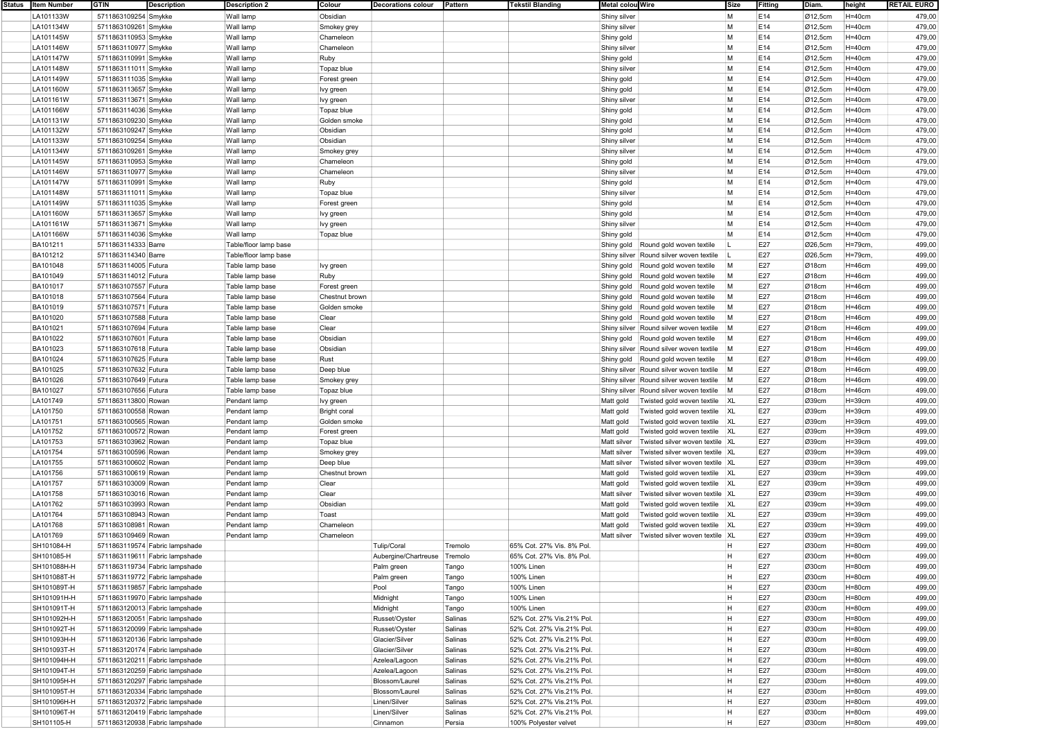| Status | Item Number | GTIN | Description | Description 2 | Colour | Decorations colour | Pattern | Tekstil Blanding | Metal colou | Wire | Size | Fitting | Diam. | height | RETAIL EURO |
|---|---|---|---|---|---|---|---|---|---|---|---|---|---|---|---|
| | LA101133W | 5711863109254 | Smykke | Wall lamp | Obsidian | | | | Shiny silver | | M | E14 | Ø12,5cm | H=40cm | 479,00 |
| | LA101134W | 5711863109261 | Smykke | Wall lamp | Smokey grey | | | | Shiny silver | | M | E14 | Ø12,5cm | H=40cm | 479,00 |
| | LA101145W | 5711863110953 | Smykke | Wall lamp | Chameleon | | | | Shiny gold | | M | E14 | Ø12,5cm | H=40cm | 479,00 |
| | LA101146W | 5711863110977 | Smykke | Wall lamp | Chameleon | | | | Shiny silver | | M | E14 | Ø12,5cm | H=40cm | 479,00 |
| | LA101147W | 5711863110991 | Smykke | Wall lamp | Ruby | | | | Shiny gold | | M | E14 | Ø12,5cm | H=40cm | 479,00 |
| | LA101148W | 5711863111011 | Smykke | Wall lamp | Topaz blue | | | | Shiny silver | | M | E14 | Ø12,5cm | H=40cm | 479,00 |
| | LA101149W | 5711863111035 | Smykke | Wall lamp | Forest green | | | | Shiny gold | | M | E14 | Ø12,5cm | H=40cm | 479,00 |
| | LA101160W | 5711863113657 | Smykke | Wall lamp | Ivy green | | | | Shiny gold | | M | E14 | Ø12,5cm | H=40cm | 479,00 |
| | LA101161W | 5711863113671 | Smykke | Wall lamp | Ivy green | | | | Shiny silver | | M | E14 | Ø12,5cm | H=40cm | 479,00 |
| | LA101166W | 5711863114036 | Smykke | Wall lamp | Topaz blue | | | | Shiny gold | | M | E14 | Ø12,5cm | H=40cm | 479,00 |
| | LA101131W | 5711863109230 | Smykke | Wall lamp | Golden smoke | | | | Shiny gold | | M | E14 | Ø12,5cm | H=40cm | 479,00 |
| | LA101132W | 5711863109247 | Smykke | Wall lamp | Obsidian | | | | Shiny gold | | M | E14 | Ø12,5cm | H=40cm | 479,00 |
| | LA101133W | 5711863109254 | Smykke | Wall lamp | Obsidian | | | | Shiny silver | | M | E14 | Ø12,5cm | H=40cm | 479,00 |
| | LA101134W | 5711863109261 | Smykke | Wall lamp | Smokey grey | | | | Shiny silver | | M | E14 | Ø12,5cm | H=40cm | 479,00 |
| | LA101145W | 5711863110953 | Smykke | Wall lamp | Chameleon | | | | Shiny gold | | M | E14 | Ø12,5cm | H=40cm | 479,00 |
| | LA101146W | 5711863110977 | Smykke | Wall lamp | Chameleon | | | | Shiny silver | | M | E14 | Ø12,5cm | H=40cm | 479,00 |
| | LA101147W | 5711863110991 | Smykke | Wall lamp | Ruby | | | | Shiny gold | | M | E14 | Ø12,5cm | H=40cm | 479,00 |
| | LA101148W | 5711863111011 | Smykke | Wall lamp | Topaz blue | | | | Shiny silver | | M | E14 | Ø12,5cm | H=40cm | 479,00 |
| | LA101149W | 5711863111035 | Smykke | Wall lamp | Forest green | | | | Shiny gold | | M | E14 | Ø12,5cm | H=40cm | 479,00 |
| | LA101160W | 5711863113657 | Smykke | Wall lamp | Ivy green | | | | Shiny gold | | M | E14 | Ø12,5cm | H=40cm | 479,00 |
| | LA101161W | 5711863113671 | Smykke | Wall lamp | Ivy green | | | | Shiny silver | | M | E14 | Ø12,5cm | H=40cm | 479,00 |
| | LA101166W | 5711863114036 | Smykke | Wall lamp | Topaz blue | | | | Shiny gold | | M | E14 | Ø12,5cm | H=40cm | 479,00 |
| | BA101211 | 5711863114333 | Barre | Table/floor lamp base | | | | | Shiny gold | Round gold woven textile | L | E27 | Ø26,5cm | H=79cm, | 499,00 |
| | BA101212 | 5711863114340 | Barre | Table/floor lamp base | | | | | Shiny silver | Round silver woven textile | L | E27 | Ø26,5cm | H=79cm, | 499,00 |
| | BA101048 | 5711863114005 | Futura | Table lamp base | Ivy green | | | | Shiny gold | Round gold woven textile | M | E27 | Ø18cm | H=46cm | 499,00 |
| | BA101049 | 5711863114012 | Futura | Table lamp base | Ruby | | | | Shiny gold | Round gold woven textile | M | E27 | Ø18cm | H=46cm | 499,00 |
| | BA101017 | 5711863107557 | Futura | Table lamp base | Forest green | | | | Shiny gold | Round gold woven textile | M | E27 | Ø18cm | H=46cm | 499,00 |
| | BA101018 | 5711863107564 | Futura | Table lamp base | Chestnut brown | | | | Shiny gold | Round gold woven textile | M | E27 | Ø18cm | H=46cm | 499,00 |
| | BA101019 | 5711863107571 | Futura | Table lamp base | Golden smoke | | | | Shiny gold | Round gold woven textile | M | E27 | Ø18cm | H=46cm | 499,00 |
| | BA101020 | 5711863107588 | Futura | Table lamp base | Clear | | | | Shiny gold | Round gold woven textile | M | E27 | Ø18cm | H=46cm | 499,00 |
| | BA101021 | 5711863107694 | Futura | Table lamp base | Clear | | | | Shiny silver | Round silver woven textile | M | E27 | Ø18cm | H=46cm | 499,00 |
| | BA101022 | 5711863107601 | Futura | Table lamp base | Obsidian | | | | Shiny gold | Round gold woven textile | M | E27 | Ø18cm | H=46cm | 499,00 |
| | BA101023 | 5711863107618 | Futura | Table lamp base | Obsidian | | | | Shiny silver | Round silver woven textile | M | E27 | Ø18cm | H=46cm | 499,00 |
| | BA101024 | 5711863107625 | Futura | Table lamp base | Rust | | | | Shiny gold | Round gold woven textile | M | E27 | Ø18cm | H=46cm | 499,00 |
| | BA101025 | 5711863107632 | Futura | Table lamp base | Deep blue | | | | Shiny silver | Round silver woven textile | M | E27 | Ø18cm | H=46cm | 499,00 |
| | BA101026 | 5711863107649 | Futura | Table lamp base | Smokey grey | | | | Shiny silver | Round silver woven textile | M | E27 | Ø18cm | H=46cm | 499,00 |
| | BA101027 | 5711863107656 | Futura | Table lamp base | Topaz blue | | | | Shiny silver | Round silver woven textile | M | E27 | Ø18cm | H=46cm | 499,00 |
| | LA101749 | 5711863113800 | Rowan | Pendant lamp | Ivy green | | | | Matt gold | Twisted gold woven textile | XL | E27 | Ø39cm | H=39cm | 499,00 |
| | LA101750 | 5711863100558 | Rowan | Pendant lamp | Bright coral | | | | Matt gold | Twisted gold woven textile | XL | E27 | Ø39cm | H=39cm | 499,00 |
| | LA101751 | 5711863100565 | Rowan | Pendant lamp | Golden smoke | | | | Matt gold | Twisted gold woven textile | XL | E27 | Ø39cm | H=39cm | 499,00 |
| | LA101752 | 5711863100572 | Rowan | Pendant lamp | Forest green | | | | Matt gold | Twisted gold woven textile | XL | E27 | Ø39cm | H=39cm | 499,00 |
| | LA101753 | 5711863103962 | Rowan | Pendant lamp | Topaz blue | | | | Matt silver | Twisted silver woven textile | XL | E27 | Ø39cm | H=39cm | 499,00 |
| | LA101754 | 5711863100596 | Rowan | Pendant lamp | Smokey grey | | | | Matt silver | Twisted silver woven textile | XL | E27 | Ø39cm | H=39cm | 499,00 |
| | LA101755 | 5711863100602 | Rowan | Pendant lamp | Deep blue | | | | Matt silver | Twisted silver woven textile | XL | E27 | Ø39cm | H=39cm | 499,00 |
| | LA101756 | 5711863100619 | Rowan | Pendant lamp | Chestnut brown | | | | Matt gold | Twisted gold woven textile | XL | E27 | Ø39cm | H=39cm | 499,00 |
| | LA101757 | 5711863103009 | Rowan | Pendant lamp | Clear | | | | Matt gold | Twisted gold woven textile | XL | E27 | Ø39cm | H=39cm | 499,00 |
| | LA101758 | 5711863103016 | Rowan | Pendant lamp | Clear | | | | Matt silver | Twisted silver woven textile | XL | E27 | Ø39cm | H=39cm | 499,00 |
| | LA101762 | 5711863103993 | Rowan | Pendant lamp | Obsidian | | | | Matt gold | Twisted gold woven textile | XL | E27 | Ø39cm | H=39cm | 499,00 |
| | LA101764 | 5711863108943 | Rowan | Pendant lamp | Toast | | | | Matt gold | Twisted gold woven textile | XL | E27 | Ø39cm | H=39cm | 499,00 |
| | LA101768 | 5711863108981 | Rowan | Pendant lamp | Chameleon | | | | Matt gold | Twisted gold woven textile | XL | E27 | Ø39cm | H=39cm | 499,00 |
| | LA101769 | 5711863109469 | Rowan | Pendant lamp | Chameleon | | | | Matt silver | Twisted silver woven textile | XL | E27 | Ø39cm | H=39cm | 499,00 |
| | SH101084-H | 5711863119574 | Fabric lampshade | | | Tulip/Coral | Tremolo | 65% Cot. 27% Vis. 8% Pol. | | | H | E27 | Ø30cm | H=80cm | 499,00 |
| | SH101085-H | 5711863119611 | Fabric lampshade | | | Aubergine/Chartreuse | Tremolo | 65% Cot. 27% Vis. 8% Pol. | | | H | E27 | Ø30cm | H=80cm | 499,00 |
| | SH101088H-H | 5711863119734 | Fabric lampshade | | | Palm green | Tango | 100% Linen | | | H | E27 | Ø30cm | H=80cm | 499,00 |
| | SH101088T-H | 5711863119772 | Fabric lampshade | | | Palm green | Tango | 100% Linen | | | H | E27 | Ø30cm | H=80cm | 499,00 |
| | SH101089T-H | 5711863119857 | Fabric lampshade | | | Pool | Tango | 100% Linen | | | H | E27 | Ø30cm | H=80cm | 499,00 |
| | SH101091H-H | 5711863119970 | Fabric lampshade | | | Midnight | Tango | 100% Linen | | | H | E27 | Ø30cm | H=80cm | 499,00 |
| | SH101091T-H | 5711863120013 | Fabric lampshade | | | Midnight | Tango | 100% Linen | | | H | E27 | Ø30cm | H=80cm | 499,00 |
| | SH101092H-H | 5711863120051 | Fabric lampshade | | | Russet/Oyster | Salinas | 52% Cot. 27% Vis.21% Pol. | | | H | E27 | Ø30cm | H=80cm | 499,00 |
| | SH101092T-H | 5711863120099 | Fabric lampshade | | | Russet/Oyster | Salinas | 52% Cot. 27% Vis.21% Pol. | | | H | E27 | Ø30cm | H=80cm | 499,00 |
| | SH101093H-H | 5711863120136 | Fabric lampshade | | | Glacier/Silver | Salinas | 52% Cot. 27% Vis.21% Pol. | | | H | E27 | Ø30cm | H=80cm | 499,00 |
| | SH101093T-H | 5711863120174 | Fabric lampshade | | | Glacier/Silver | Salinas | 52% Cot. 27% Vis.21% Pol. | | | H | E27 | Ø30cm | H=80cm | 499,00 |
| | SH101094H-H | 5711863120211 | Fabric lampshade | | | Azelea/Lagoon | Salinas | 52% Cot. 27% Vis.21% Pol. | | | H | E27 | Ø30cm | H=80cm | 499,00 |
| | SH101094T-H | 5711863120259 | Fabric lampshade | | | Azelea/Lagoon | Salinas | 52% Cot. 27% Vis.21% Pol. | | | H | E27 | Ø30cm | H=80cm | 499,00 |
| | SH101095H-H | 5711863120297 | Fabric lampshade | | | Blossom/Laurel | Salinas | 52% Cot. 27% Vis.21% Pol. | | | H | E27 | Ø30cm | H=80cm | 499,00 |
| | SH101095T-H | 5711863120334 | Fabric lampshade | | | Blossom/Laurel | Salinas | 52% Cot. 27% Vis.21% Pol. | | | H | E27 | Ø30cm | H=80cm | 499,00 |
| | SH101096H-H | 5711863120372 | Fabric lampshade | | | Linen/Silver | Salinas | 52% Cot. 27% Vis.21% Pol. | | | H | E27 | Ø30cm | H=80cm | 499,00 |
| | SH101096T-H | 5711863120419 | Fabric lampshade | | | Linen/Silver | Salinas | 52% Cot. 27% Vis.21% Pol. | | | H | E27 | Ø30cm | H=80cm | 499,00 |
| | SH101105-H | 5711863120938 | Fabric lampshade | | | Cinnamon | Persia | 100% Polyester velvet | | | H | E27 | Ø30cm | H=80cm | 499,00 |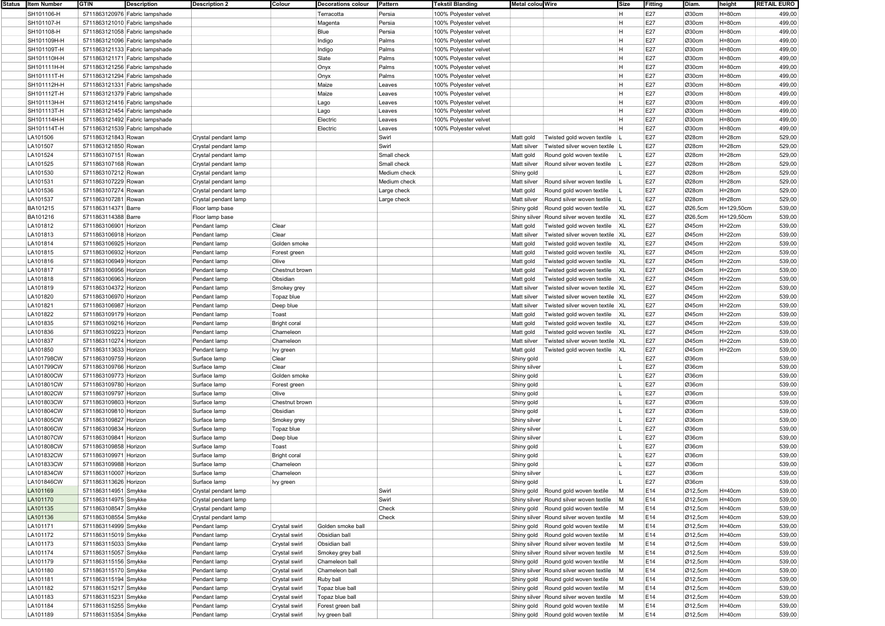| Status | Item Number | GTIN | Description | Description 2 | Colour | Decorations colour | Pattern | Tekstil Blanding | Metal colou | Wire | Size | Fitting | Diam. | height | RETAIL EURO |
|---|---|---|---|---|---|---|---|---|---|---|---|---|---|---|---|
| | SH101106-H | 5711863120976 | Fabric lampshade | | | Terracotta | Persia | 100% Polyester velvet | | | H | E27 | Ø30cm | H=80cm | 499,00 |
| | SH101107-H | 5711863121010 | Fabric lampshade | | | Magenta | Persia | 100% Polyester velvet | | | H | E27 | Ø30cm | H=80cm | 499,00 |
| | SH101108-H | 5711863121058 | Fabric lampshade | | | Blue | Persia | 100% Polyester velvet | | | H | E27 | Ø30cm | H=80cm | 499,00 |
| | SH101109H-H | 5711863121096 | Fabric lampshade | | | Indigo | Palms | 100% Polyester velvet | | | H | E27 | Ø30cm | H=80cm | 499,00 |
| | SH101109T-H | 5711863121133 | Fabric lampshade | | | Indigo | Palms | 100% Polyester velvet | | | H | E27 | Ø30cm | H=80cm | 499,00 |
| | SH101110H-H | 5711863121171 | Fabric lampshade | | | Slate | Palms | 100% Polyester velvet | | | H | E27 | Ø30cm | H=80cm | 499,00 |
| | SH101111H-H | 5711863121256 | Fabric lampshade | | | Onyx | Palms | 100% Polyester velvet | | | H | E27 | Ø30cm | H=80cm | 499,00 |
| | SH101111T-H | 5711863121294 | Fabric lampshade | | | Onyx | Palms | 100% Polyester velvet | | | H | E27 | Ø30cm | H=80cm | 499,00 |
| | SH101112H-H | 5711863121331 | Fabric lampshade | | | Maize | Leaves | 100% Polyester velvet | | | H | E27 | Ø30cm | H=80cm | 499,00 |
| | SH101112T-H | 5711863121379 | Fabric lampshade | | | Maize | Leaves | 100% Polyester velvet | | | H | E27 | Ø30cm | H=80cm | 499,00 |
| | SH101113H-H | 5711863121416 | Fabric lampshade | | | Lago | Leaves | 100% Polyester velvet | | | H | E27 | Ø30cm | H=80cm | 499,00 |
| | SH101113T-H | 5711863121454 | Fabric lampshade | | | Lago | Leaves | 100% Polyester velvet | | | H | E27 | Ø30cm | H=80cm | 499,00 |
| | SH101114H-H | 5711863121492 | Fabric lampshade | | | Electric | Leaves | 100% Polyester velvet | | | H | E27 | Ø30cm | H=80cm | 499,00 |
| | SH101114T-H | 5711863121539 | Fabric lampshade | | | Electric | Leaves | 100% Polyester velvet | | | H | E27 | Ø30cm | H=80cm | 499,00 |
| | LA101506 | 5711863121843 | Rowan | Crystal pendant lamp | | | Swirl | | Matt gold | Twisted gold woven textile | L | E27 | Ø28cm | H=28cm | 529,00 |
| | LA101507 | 5711863121850 | Rowan | Crystal pendant lamp | | | Swirl | | Matt silver | Twisted silver woven textile | L | E27 | Ø28cm | H=28cm | 529,00 |
| | LA101524 | 5711863107151 | Rowan | Crystal pendant lamp | | | Small check | | Matt gold | Round gold woven textile | L | E27 | Ø28cm | H=28cm | 529,00 |
| | LA101525 | 5711863107168 | Rowan | Crystal pendant lamp | | | Small check | | Matt silver | Round silver woven textile | L | E27 | Ø28cm | H=28cm | 529,00 |
| | LA101530 | 5711863107212 | Rowan | Crystal pendant lamp | | | Medium check | | Shiny gold | | L | E27 | Ø28cm | H=28cm | 529,00 |
| | LA101531 | 5711863107229 | Rowan | Crystal pendant lamp | | | Medium check | | Matt silver | Round silver woven textile | L | E27 | Ø28cm | H=28cm | 529,00 |
| | LA101536 | 5711863107274 | Rowan | Crystal pendant lamp | | | Large check | | Matt gold | Round gold woven textile | L | E27 | Ø28cm | H=28cm | 529,00 |
| | LA101537 | 5711863107281 | Rowan | Crystal pendant lamp | | | Large check | | Matt silver | Round silver woven textile | L | E27 | Ø28cm | H=28cm | 529,00 |
| | BA101215 | 5711863114371 | Barre | Floor lamp base | | | | | Shiny gold | Round gold woven textile | XL | E27 | Ø26,5cm | H=129,50cm | 539,00 |
| | BA101216 | 5711863114388 | Barre | Floor lamp base | | | | | Shiny silver | Round silver woven textile | XL | E27 | Ø26,5cm | H=129,50cm | 539,00 |
| | LA101812 | 5711863106901 | Horizon | Pendant lamp | Clear | | | | Matt gold | Twisted gold woven textile | XL | E27 | Ø45cm | H=22cm | 539,00 |
| | LA101813 | 5711863106918 | Horizon | Pendant lamp | Clear | | | | Matt silver | Twisted silver woven textile | XL | E27 | Ø45cm | H=22cm | 539,00 |
| | LA101814 | 5711863106925 | Horizon | Pendant lamp | Golden smoke | | | | Matt gold | Twisted gold woven textile | XL | E27 | Ø45cm | H=22cm | 539,00 |
| | LA101815 | 5711863106932 | Horizon | Pendant lamp | Forest green | | | | Matt gold | Twisted gold woven textile | XL | E27 | Ø45cm | H=22cm | 539,00 |
| | LA101816 | 5711863106949 | Horizon | Pendant lamp | Olive | | | | Matt gold | Twisted gold woven textile | XL | E27 | Ø45cm | H=22cm | 539,00 |
| | LA101817 | 5711863106956 | Horizon | Pendant lamp | Chestnut brown | | | | Matt gold | Twisted gold woven textile | XL | E27 | Ø45cm | H=22cm | 539,00 |
| | LA101818 | 5711863106963 | Horizon | Pendant lamp | Obsidian | | | | Matt gold | Twisted gold woven textile | XL | E27 | Ø45cm | H=22cm | 539,00 |
| | LA101819 | 5711863104372 | Horizon | Pendant lamp | Smokey grey | | | | Matt silver | Twisted silver woven textile | XL | E27 | Ø45cm | H=22cm | 539,00 |
| | LA101820 | 5711863106970 | Horizon | Pendant lamp | Topaz blue | | | | Matt silver | Twisted silver woven textile | XL | E27 | Ø45cm | H=22cm | 539,00 |
| | LA101821 | 5711863106987 | Horizon | Pendant lamp | Deep blue | | | | Matt silver | Twisted silver woven textile | XL | E27 | Ø45cm | H=22cm | 539,00 |
| | LA101822 | 5711863109179 | Horizon | Pendant lamp | Toast | | | | Matt gold | Twisted gold woven textile | XL | E27 | Ø45cm | H=22cm | 539,00 |
| | LA101835 | 5711863109216 | Horizon | Pendant lamp | Bright coral | | | | Matt gold | Twisted gold woven textile | XL | E27 | Ø45cm | H=22cm | 539,00 |
| | LA101836 | 5711863109223 | Horizon | Pendant lamp | Chameleon | | | | Matt gold | Twisted gold woven textile | XL | E27 | Ø45cm | H=22cm | 539,00 |
| | LA101837 | 5711863110274 | Horizon | Pendant lamp | Chameleon | | | | Matt silver | Twisted silver woven textile | XL | E27 | Ø45cm | H=22cm | 539,00 |
| | LA101850 | 5711863113633 | Horizon | Pendant lamp | Ivy green | | | | Matt gold | Twisted gold woven textile | XL | E27 | Ø45cm | H=22cm | 539,00 |
| | LA101798CW | 5711863109759 | Horizon | Surface lamp | Clear | | | | Shiny gold | | L | E27 | Ø36cm | | 539,00 |
| | LA101799CW | 5711863109766 | Horizon | Surface lamp | Clear | | | | Shiny silver | | L | E27 | Ø36cm | | 539,00 |
| | LA101800CW | 5711863109773 | Horizon | Surface lamp | Golden smoke | | | | Shiny gold | | L | E27 | Ø36cm | | 539,00 |
| | LA101801CW | 5711863109780 | Horizon | Surface lamp | Forest green | | | | Shiny gold | | L | E27 | Ø36cm | | 539,00 |
| | LA101802CW | 5711863109797 | Horizon | Surface lamp | Olive | | | | Shiny gold | | L | E27 | Ø36cm | | 539,00 |
| | LA101803CW | 5711863109803 | Horizon | Surface lamp | Chestnut brown | | | | Shiny gold | | L | E27 | Ø36cm | | 539,00 |
| | LA101804CW | 5711863109810 | Horizon | Surface lamp | Obsidian | | | | Shiny gold | | L | E27 | Ø36cm | | 539,00 |
| | LA101805CW | 5711863109827 | Horizon | Surface lamp | Smokey grey | | | | Shiny silver | | L | E27 | Ø36cm | | 539,00 |
| | LA101806CW | 5711863109834 | Horizon | Surface lamp | Topaz blue | | | | Shiny silver | | L | E27 | Ø36cm | | 539,00 |
| | LA101807CW | 5711863109841 | Horizon | Surface lamp | Deep blue | | | | Shiny silver | | L | E27 | Ø36cm | | 539,00 |
| | LA101808CW | 5711863109858 | Horizon | Surface lamp | Toast | | | | Shiny gold | | L | E27 | Ø36cm | | 539,00 |
| | LA101832CW | 5711863109971 | Horizon | Surface lamp | Bright coral | | | | Shiny gold | | L | E27 | Ø36cm | | 539,00 |
| | LA101833CW | 5711863109988 | Horizon | Surface lamp | Chameleon | | | | Shiny gold | | L | E27 | Ø36cm | | 539,00 |
| | LA101834CW | 5711863110007 | Horizon | Surface lamp | Chameleon | | | | Shiny silver | | L | E27 | Ø36cm | | 539,00 |
| | LA101846CW | 5711863113626 | Horizon | Surface lamp | Ivy green | | | | Shiny gold | | L | E27 | Ø36cm | | 539,00 |
| | LA101169 | 5711863114951 | Smykke | Crystal pendant lamp | | | Swirl | | Shiny gold | Round gold woven textile | M | E14 | Ø12,5cm | H=40cm | 539,00 |
| | LA101170 | 5711863114975 | Smykke | Crystal pendant lamp | | | Swirl | | Shiny silver | Round silver woven textile | M | E14 | Ø12,5cm | H=40cm | 539,00 |
| | LA101135 | 5711863108547 | Smykke | Crystal pendant lamp | | | Check | | Shiny gold | Round gold woven textile | M | E14 | Ø12,5cm | H=40cm | 539,00 |
| | LA101136 | 5711863108554 | Smykke | Crystal pendant lamp | | | Check | | Shiny silver | Round silver woven textile | M | E14 | Ø12,5cm | H=40cm | 539,00 |
| | LA101171 | 5711863114999 | Smykke | Pendant lamp | Crystal swirl | Golden smoke ball | | | Shiny gold | Round gold woven textile | M | E14 | Ø12,5cm | H=40cm | 539,00 |
| | LA101172 | 5711863115019 | Smykke | Pendant lamp | Crystal swirl | Obsidian ball | | | Shiny gold | Round gold woven textile | M | E14 | Ø12,5cm | H=40cm | 539,00 |
| | LA101173 | 5711863115033 | Smykke | Pendant lamp | Crystal swirl | Obsidian ball | | | Shiny silver | Round silver woven textile | M | E14 | Ø12,5cm | H=40cm | 539,00 |
| | LA101174 | 5711863115057 | Smykke | Pendant lamp | Crystal swirl | Smokey grey ball | | | Shiny silver | Round silver woven textile | M | E14 | Ø12,5cm | H=40cm | 539,00 |
| | LA101179 | 5711863115156 | Smykke | Pendant lamp | Crystal swirl | Chameleon ball | | | Shiny gold | Round gold woven textile | M | E14 | Ø12,5cm | H=40cm | 539,00 |
| | LA101180 | 5711863115170 | Smykke | Pendant lamp | Crystal swirl | Chameleon ball | | | Shiny silver | Round silver woven textile | M | E14 | Ø12,5cm | H=40cm | 539,00 |
| | LA101181 | 5711863115194 | Smykke | Pendant lamp | Crystal swirl | Ruby ball | | | Shiny gold | Round gold woven textile | M | E14 | Ø12,5cm | H=40cm | 539,00 |
| | LA101182 | 5711863115217 | Smykke | Pendant lamp | Crystal swirl | Topaz blue ball | | | Shiny gold | Round gold woven textile | M | E14 | Ø12,5cm | H=40cm | 539,00 |
| | LA101183 | 5711863115231 | Smykke | Pendant lamp | Crystal swirl | Topaz blue ball | | | Shiny silver | Round silver woven textile | M | E14 | Ø12,5cm | H=40cm | 539,00 |
| | LA101184 | 5711863115255 | Smykke | Pendant lamp | Crystal swirl | Forest green ball | | | Shiny gold | Round gold woven textile | M | E14 | Ø12,5cm | H=40cm | 539,00 |
| | LA101189 | 5711863115354 | Smykke | Pendant lamp | Crystal swirl | Ivy green ball | | | Shiny gold | Round gold woven textile | M | E14 | Ø12,5cm | H=40cm | 539,00 |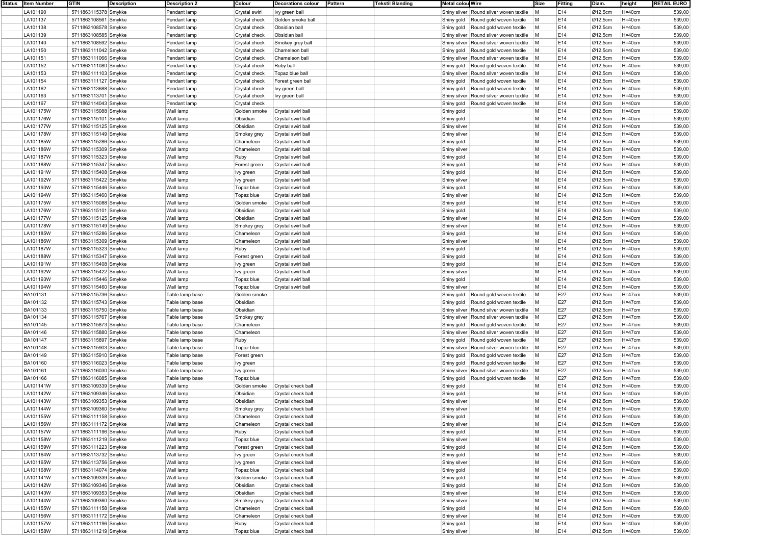| Status | Item Number | GTIN | Description | Description 2 | Colour | Decorations colour | Pattern | Tekstil Blanding | Metal colour | Wire | Size | Fitting | Diam. | height | RETAIL EURO |
|---|---|---|---|---|---|---|---|---|---|---|---|---|---|---|---|
| | LA101190 | 5711863115378 | Smykke | Pendant lamp | Crystal swirl | Ivy green ball | | | Shiny silver | Round silver woven textile | M | E14 | Ø12,5cm | H=40cm | 539,00 |
| | LA101137 | 5711863108561 | Smykke | Pendant lamp | Crystal check | Golden smoke ball | | | Shiny gold | Round gold woven textile | M | E14 | Ø12,5cm | H=40cm | 539,00 |
| | LA101138 | 5711863108578 | Smykke | Pendant lamp | Crystal check | Obsidian ball | | | Shiny gold | Round gold woven textile | M | E14 | Ø12,5cm | H=40cm | 539,00 |
| | LA101139 | 5711863108585 | Smykke | Pendant lamp | Crystal check | Obsidian ball | | | Shiny silver | Round silver woven textile | M | E14 | Ø12,5cm | H=40cm | 539,00 |
| | LA101140 | 5711863108592 | Smykke | Pendant lamp | Crystal check | Smokey grey ball | | | Shiny silver | Round silver woven textile | M | E14 | Ø12,5cm | H=40cm | 539,00 |
| | LA101150 | 5711863111042 | Smykke | Pendant lamp | Crystal check | Chameleon ball | | | Shiny gold | Round gold woven textile | M | E14 | Ø12,5cm | H=40cm | 539,00 |
| | LA101151 | 5711863111066 | Smykke | Pendant lamp | Crystal check | Chameleon ball | | | Shiny silver | Round silver woven textile | M | E14 | Ø12,5cm | H=40cm | 539,00 |
| | LA101152 | 5711863111080 | Smykke | Pendant lamp | Crystal check | Ruby ball | | | Shiny gold | Round gold woven textile | M | E14 | Ø12,5cm | H=40cm | 539,00 |
| | LA101153 | 5711863111103 | Smykke | Pendant lamp | Crystal check | Topaz blue ball | | | Shiny silver | Round silver woven textile | M | E14 | Ø12,5cm | H=40cm | 539,00 |
| | LA101154 | 5711863111127 | Smykke | Pendant lamp | Crystal check | Forest green ball | | | Shiny gold | Round gold woven textile | M | E14 | Ø12,5cm | H=40cm | 539,00 |
| | LA101162 | 5711863113688 | Smykke | Pendant lamp | Crystal check | Ivy green ball | | | Shiny gold | Round gold woven textile | M | E14 | Ø12,5cm | H=40cm | 539,00 |
| | LA101163 | 5711863113701 | Smykke | Pendant lamp | Crystal check | Ivy green ball | | | Shiny silver | Round silver woven textile | M | E14 | Ø12,5cm | H=40cm | 539,00 |
| | LA101167 | 5711863114043 | Smykke | Pendant lamp | Crystal check | | | | Shiny gold | Round gold woven textile | M | E14 | Ø12,5cm | H=40cm | 539,00 |
| | LA101175W | 5711863115088 | Smykke | Wall lamp | Golden smoke | Crystal swirl ball | | | Shiny gold | | M | E14 | Ø12,5cm | H=40cm | 539,00 |
| | LA101176W | 5711863115101 | Smykke | Wall lamp | Obsidian | Crystal swirl ball | | | Shiny gold | | M | E14 | Ø12,5cm | H=40cm | 539,00 |
| | LA101177W | 5711863115125 | Smykke | Wall lamp | Obsidian | Crystal swirl ball | | | Shiny silver | | M | E14 | Ø12,5cm | H=40cm | 539,00 |
| | LA101178W | 5711863115149 | Smykke | Wall lamp | Smokey grey | Crystal swirl ball | | | Shiny silver | | M | E14 | Ø12,5cm | H=40cm | 539,00 |
| | LA101185W | 5711863115286 | Smykke | Wall lamp | Chameleon | Crystal swirl ball | | | Shiny gold | | M | E14 | Ø12,5cm | H=40cm | 539,00 |
| | LA101186W | 5711863115309 | Smykke | Wall lamp | Chameleon | Crystal swirl ball | | | Shiny silver | | M | E14 | Ø12,5cm | H=40cm | 539,00 |
| | LA101187W | 5711863115323 | Smykke | Wall lamp | Ruby | Crystal swirl ball | | | Shiny gold | | M | E14 | Ø12,5cm | H=40cm | 539,00 |
| | LA101188W | 5711863115347 | Smykke | Wall lamp | Forest green | Crystal swirl ball | | | Shiny gold | | M | E14 | Ø12,5cm | H=40cm | 539,00 |
| | LA101191W | 5711863115408 | Smykke | Wall lamp | Ivy green | Crystal swirl ball | | | Shiny gold | | M | E14 | Ø12,5cm | H=40cm | 539,00 |
| | LA101192W | 5711863115422 | Smykke | Wall lamp | Ivy green | Crystal swirl ball | | | Shiny silver | | M | E14 | Ø12,5cm | H=40cm | 539,00 |
| | LA101193W | 5711863115446 | Smykke | Wall lamp | Topaz blue | Crystal swirl ball | | | Shiny gold | | M | E14 | Ø12,5cm | H=40cm | 539,00 |
| | LA101194W | 5711863115460 | Smykke | Wall lamp | Topaz blue | Crystal swirl ball | | | Shiny silver | | M | E14 | Ø12,5cm | H=40cm | 539,00 |
| | LA101175W | 5711863115088 | Smykke | Wall lamp | Golden smoke | Crystal swirl ball | | | Shiny gold | | M | E14 | Ø12,5cm | H=40cm | 539,00 |
| | LA101176W | 5711863115101 | Smykke | Wall lamp | Obsidian | Crystal swirl ball | | | Shiny gold | | M | E14 | Ø12,5cm | H=40cm | 539,00 |
| | LA101177W | 5711863115125 | Smykke | Wall lamp | Obsidian | Crystal swirl ball | | | Shiny silver | | M | E14 | Ø12,5cm | H=40cm | 539,00 |
| | LA101178W | 5711863115149 | Smykke | Wall lamp | Smokey grey | Crystal swirl ball | | | Shiny silver | | M | E14 | Ø12,5cm | H=40cm | 539,00 |
| | LA101185W | 5711863115286 | Smykke | Wall lamp | Chameleon | Crystal swirl ball | | | Shiny gold | | M | E14 | Ø12,5cm | H=40cm | 539,00 |
| | LA101186W | 5711863115309 | Smykke | Wall lamp | Chameleon | Crystal swirl ball | | | Shiny silver | | M | E14 | Ø12,5cm | H=40cm | 539,00 |
| | LA101187W | 5711863115323 | Smykke | Wall lamp | Ruby | Crystal swirl ball | | | Shiny gold | | M | E14 | Ø12,5cm | H=40cm | 539,00 |
| | LA101188W | 5711863115347 | Smykke | Wall lamp | Forest green | Crystal swirl ball | | | Shiny gold | | M | E14 | Ø12,5cm | H=40cm | 539,00 |
| | LA101191W | 5711863115408 | Smykke | Wall lamp | Ivy green | Crystal swirl ball | | | Shiny gold | | M | E14 | Ø12,5cm | H=40cm | 539,00 |
| | LA101192W | 5711863115422 | Smykke | Wall lamp | Ivy green | Crystal swirl ball | | | Shiny silver | | M | E14 | Ø12,5cm | H=40cm | 539,00 |
| | LA101193W | 5711863115446 | Smykke | Wall lamp | Topaz blue | Crystal swirl ball | | | Shiny gold | | M | E14 | Ø12,5cm | H=40cm | 539,00 |
| | LA101194W | 5711863115460 | Smykke | Wall lamp | Topaz blue | Crystal swirl ball | | | Shiny silver | | M | E14 | Ø12,5cm | H=40cm | 539,00 |
| | BA101131 | 5711863115736 | Smykke | Table lamp base | Golden smoke | | | | Shiny gold | Round gold woven textile | M | E27 | Ø12,5cm | H=47cm | 539,00 |
| | BA101132 | 5711863115743 | Smykke | Table lamp base | Obsidian | | | | Shiny gold | Round gold woven textile | M | E27 | Ø12,5cm | H=47cm | 539,00 |
| | BA101133 | 5711863115750 | Smykke | Table lamp base | Obsidian | | | | Shiny silver | Round silver woven textile | M | E27 | Ø12,5cm | H=47cm | 539,00 |
| | BA101134 | 5711863115767 | Smykke | Table lamp base | Smokey grey | | | | Shiny silver | Round silver woven textile | M | E27 | Ø12,5cm | H=47cm | 539,00 |
| | BA101145 | 5711863115873 | Smykke | Table lamp base | Chameleon | | | | Shiny gold | Round gold woven textile | M | E27 | Ø12,5cm | H=47cm | 539,00 |
| | BA101146 | 5711863115880 | Smykke | Table lamp base | Chameleon | | | | Shiny silver | Round silver woven textile | M | E27 | Ø12,5cm | H=47cm | 539,00 |
| | BA101147 | 5711863115897 | Smykke | Table lamp base | Ruby | | | | Shiny gold | Round gold woven textile | M | E27 | Ø12,5cm | H=47cm | 539,00 |
| | BA101148 | 5711863115903 | Smykke | Table lamp base | Topaz blue | | | | Shiny silver | Round silver woven textile | M | E27 | Ø12,5cm | H=47cm | 539,00 |
| | BA101149 | 5711863115910 | Smykke | Table lamp base | Forest green | | | | Shiny gold | Round gold woven textile | M | E27 | Ø12,5cm | H=47cm | 539,00 |
| | BA101160 | 5711863116023 | Smykke | Table lamp base | Ivy green | | | | Shiny gold | Round gold woven textile | M | E27 | Ø12,5cm | H=47cm | 539,00 |
| | BA101161 | 5711863116030 | Smykke | Table lamp base | Ivy green | | | | Shiny silver | Round silver woven textile | M | E27 | Ø12,5cm | H=47cm | 539,00 |
| | BA101166 | 5711863116085 | Smykke | Table lamp base | Topaz blue | | | | Shiny gold | Round gold woven textile | M | E27 | Ø12,5cm | H=47cm | 539,00 |
| | LA101141W | 5711863109339 | Smykke | Wall lamp | Golden smoke | Crystal check ball | | | Shiny gold | | M | E14 | Ø12,5cm | H=40cm | 539,00 |
| | LA101142W | 5711863109346 | Smykke | Wall lamp | Obsidian | Crystal check ball | | | Shiny gold | | M | E14 | Ø12,5cm | H=40cm | 539,00 |
| | LA101143W | 5711863109353 | Smykke | Wall lamp | Obsidian | Crystal check ball | | | Shiny silver | | M | E14 | Ø12,5cm | H=40cm | 539,00 |
| | LA101144W | 5711863109360 | Smykke | Wall lamp | Smokey grey | Crystal check ball | | | Shiny silver | | M | E14 | Ø12,5cm | H=40cm | 539,00 |
| | LA101155W | 5711863111158 | Smykke | Wall lamp | Chameleon | Crystal check ball | | | Shiny gold | | M | E14 | Ø12,5cm | H=40cm | 539,00 |
| | LA101156W | 5711863111172 | Smykke | Wall lamp | Chameleon | Crystal check ball | | | Shiny silver | | M | E14 | Ø12,5cm | H=40cm | 539,00 |
| | LA101157W | 5711863111196 | Smykke | Wall lamp | Ruby | Crystal check ball | | | Shiny gold | | M | E14 | Ø12,5cm | H=40cm | 539,00 |
| | LA101158W | 5711863111219 | Smykke | Wall lamp | Topaz blue | Crystal check ball | | | Shiny silver | | M | E14 | Ø12,5cm | H=40cm | 539,00 |
| | LA101159W | 5711863111223 | Smykke | Wall lamp | Forest green | Crystal check ball | | | Shiny gold | | M | E14 | Ø12,5cm | H=40cm | 539,00 |
| | LA101164W | 5711863113732 | Smykke | Wall lamp | Ivy green | Crystal check ball | | | Shiny gold | | M | E14 | Ø12,5cm | H=40cm | 539,00 |
| | LA101165W | 5711863113756 | Smykke | Wall lamp | Ivy green | Crystal check ball | | | Shiny silver | | M | E14 | Ø12,5cm | H=40cm | 539,00 |
| | LA101168W | 5711863114074 | Smykke | Wall lamp | Topaz blue | Crystal check ball | | | Shiny gold | | M | E14 | Ø12,5cm | H=40cm | 539,00 |
| | LA101141W | 5711863109339 | Smykke | Wall lamp | Golden smoke | Crystal check ball | | | Shiny gold | | M | E14 | Ø12,5cm | H=40cm | 539,00 |
| | LA101142W | 5711863109346 | Smykke | Wall lamp | Obsidian | Crystal check ball | | | Shiny gold | | M | E14 | Ø12,5cm | H=40cm | 539,00 |
| | LA101143W | 5711863109353 | Smykke | Wall lamp | Obsidian | Crystal check ball | | | Shiny silver | | M | E14 | Ø12,5cm | H=40cm | 539,00 |
| | LA101144W | 5711863109360 | Smykke | Wall lamp | Smokey grey | Crystal check ball | | | Shiny silver | | M | E14 | Ø12,5cm | H=40cm | 539,00 |
| | LA101155W | 5711863111158 | Smykke | Wall lamp | Chameleon | Crystal check ball | | | Shiny gold | | M | E14 | Ø12,5cm | H=40cm | 539,00 |
| | LA101156W | 5711863111172 | Smykke | Wall lamp | Chameleon | Crystal check ball | | | Shiny silver | | M | E14 | Ø12,5cm | H=40cm | 539,00 |
| | LA101157W | 5711863111196 | Smykke | Wall lamp | Ruby | Crystal check ball | | | Shiny gold | | M | E14 | Ø12,5cm | H=40cm | 539,00 |
| | LA101158W | 5711863111219 | Smykke | Wall lamp | Topaz blue | Crystal check ball | | | Shiny silver | | M | E14 | Ø12,5cm | H=40cm | 539,00 |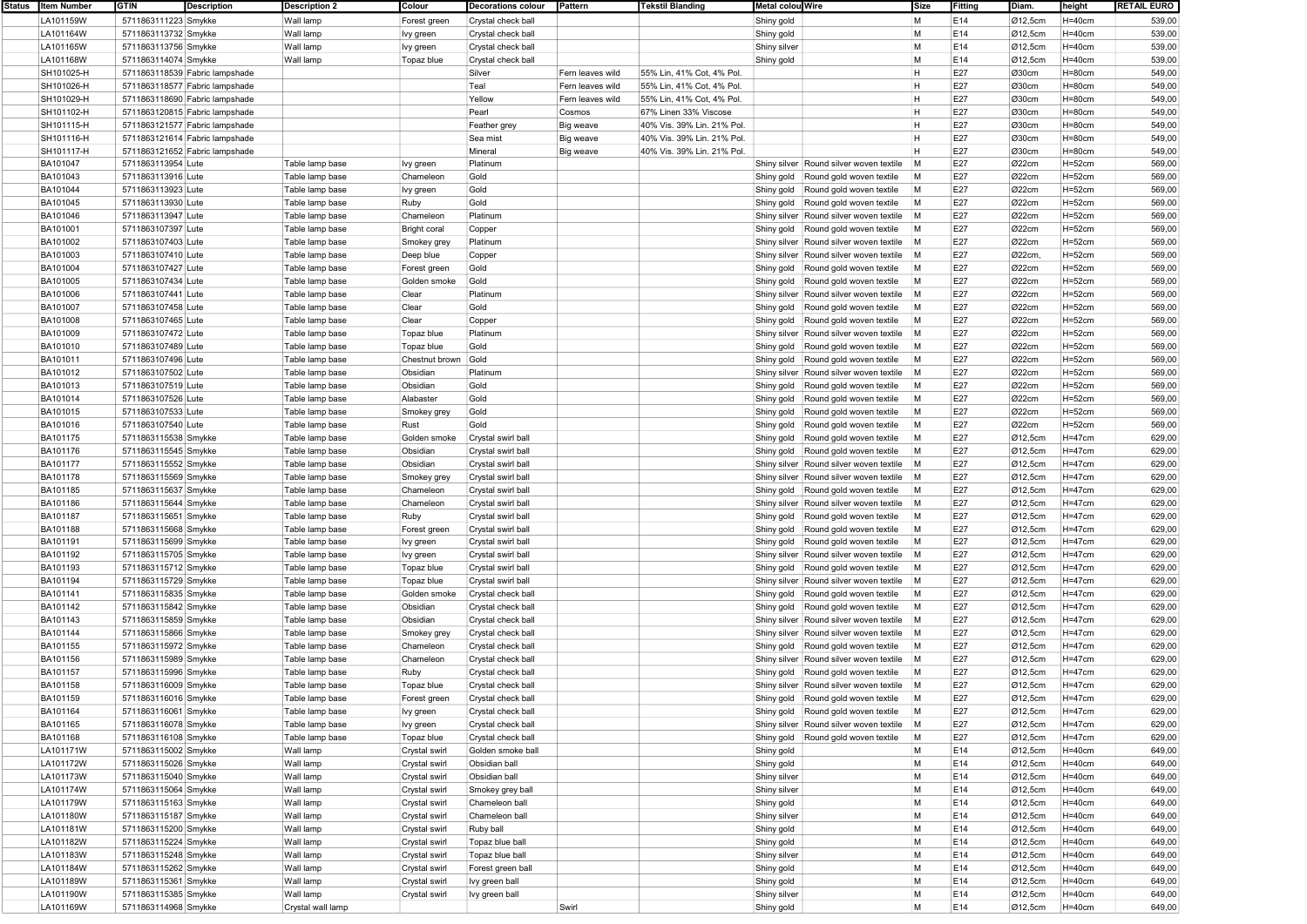| Status | Item Number | GTIN | Description | Description 2 | Colour | Decorations colour | Pattern | Tekstil Blanding | Metal colou | Wire | Size | Fitting | Diam. | height | RETAIL EURO |
|---|---|---|---|---|---|---|---|---|---|---|---|---|---|---|---|
| | LA101159W | 5711863111223 | Smykke | Wall lamp | Forest green | Crystal check ball | | | Shiny gold | | M | E14 | Ø12,5cm | H=40cm | 539,00 |
| | LA101164W | 5711863113732 | Smykke | Wall lamp | Ivy green | Crystal check ball | | | Shiny gold | | M | E14 | Ø12,5cm | H=40cm | 539,00 |
| | LA101165W | 5711863113756 | Smykke | Wall lamp | Ivy green | Crystal check ball | | | Shiny silver | | M | E14 | Ø12,5cm | H=40cm | 539,00 |
| | LA101168W | 5711863114074 | Smykke | Wall lamp | Topaz blue | Crystal check ball | | | Shiny gold | | M | E14 | Ø12,5cm | H=40cm | 539,00 |
| | SH101025-H | 5711863118539 | Fabric lampshade | | | Silver | Fern leaves wild | 55% Lin, 41% Cot, 4% Pol. | | | H | E27 | Ø30cm | H=80cm | 549,00 |
| | SH101026-H | 5711863118577 | Fabric lampshade | | | Teal | Fern leaves wild | 55% Lin, 41% Cot, 4% Pol. | | | H | E27 | Ø30cm | H=80cm | 549,00 |
| | SH101029-H | 5711863118690 | Fabric lampshade | | | Yellow | Fern leaves wild | 55% Lin, 41% Cot, 4% Pol. | | | H | E27 | Ø30cm | H=80cm | 549,00 |
| | SH101102-H | 5711863120815 | Fabric lampshade | | | Pearl | Cosmos | 67% Linen 33% Viscose | | | H | E27 | Ø30cm | H=80cm | 549,00 |
| | SH101115-H | 5711863121577 | Fabric lampshade | | | Feather grey | Big weave | 40% Vis. 39% Lin. 21% Pol. | | | H | E27 | Ø30cm | H=80cm | 549,00 |
| | SH101116-H | 5711863121614 | Fabric lampshade | | | Sea mist | Big weave | 40% Vis. 39% Lin. 21% Pol. | | | H | E27 | Ø30cm | H=80cm | 549,00 |
| | SH101117-H | 5711863121652 | Fabric lampshade | | | Mineral | Big weave | 40% Vis. 39% Lin. 21% Pol. | | | H | E27 | Ø30cm | H=80cm | 549,00 |
| | BA101047 | 5711863113954 | Lute | Table lamp base | Ivy green | Platinum | | | Shiny silver | Round silver woven textile | M | E27 | Ø22cm | H=52cm | 569,00 |
| | BA101043 | 5711863113916 | Lute | Table lamp base | Chameleon | Gold | | | Shiny gold | Round gold woven textile | M | E27 | Ø22cm | H=52cm | 569,00 |
| | BA101044 | 5711863113923 | Lute | Table lamp base | Ivy green | Gold | | | Shiny gold | Round gold woven textile | M | E27 | Ø22cm | H=52cm | 569,00 |
| | BA101045 | 5711863113930 | Lute | Table lamp base | Ruby | Gold | | | Shiny gold | Round gold woven textile | M | E27 | Ø22cm | H=52cm | 569,00 |
| | BA101046 | 5711863113947 | Lute | Table lamp base | Chameleon | Platinum | | | Shiny silver | Round silver woven textile | M | E27 | Ø22cm | H=52cm | 569,00 |
| | BA101001 | 5711863107397 | Lute | Table lamp base | Bright coral | Copper | | | Shiny gold | Round gold woven textile | M | E27 | Ø22cm | H=52cm | 569,00 |
| | BA101002 | 5711863107403 | Lute | Table lamp base | Smokey grey | Platinum | | | Shiny silver | Round silver woven textile | M | E27 | Ø22cm | H=52cm | 569,00 |
| | BA101003 | 5711863107410 | Lute | Table lamp base | Deep blue | Copper | | | Shiny silver | Round silver woven textile | M | E27 | Ø22cm, | H=52cm | 569,00 |
| | BA101004 | 5711863107427 | Lute | Table lamp base | Forest green | Gold | | | Shiny gold | Round gold woven textile | M | E27 | Ø22cm | H=52cm | 569,00 |
| | BA101005 | 5711863107434 | Lute | Table lamp base | Golden smoke | Gold | | | Shiny gold | Round gold woven textile | M | E27 | Ø22cm | H=52cm | 569,00 |
| | BA101006 | 5711863107441 | Lute | Table lamp base | Clear | Platinum | | | Shiny silver | Round silver woven textile | M | E27 | Ø22cm | H=52cm | 569,00 |
| | BA101007 | 5711863107458 | Lute | Table lamp base | Clear | Gold | | | Shiny gold | Round gold woven textile | M | E27 | Ø22cm | H=52cm | 569,00 |
| | BA101008 | 5711863107465 | Lute | Table lamp base | Clear | Copper | | | Shiny gold | Round gold woven textile | M | E27 | Ø22cm | H=52cm | 569,00 |
| | BA101009 | 5711863107472 | Lute | Table lamp base | Topaz blue | Platinum | | | Shiny silver | Round silver woven textile | M | E27 | Ø22cm | H=52cm | 569,00 |
| | BA101010 | 5711863107489 | Lute | Table lamp base | Topaz blue | Gold | | | Shiny gold | Round gold woven textile | M | E27 | Ø22cm | H=52cm | 569,00 |
| | BA101011 | 5711863107496 | Lute | Table lamp base | Chestnut brown | Gold | | | Shiny gold | Round gold woven textile | M | E27 | Ø22cm | H=52cm | 569,00 |
| | BA101012 | 5711863107502 | Lute | Table lamp base | Obsidian | Platinum | | | Shiny silver | Round silver woven textile | M | E27 | Ø22cm | H=52cm | 569,00 |
| | BA101013 | 5711863107519 | Lute | Table lamp base | Obsidian | Gold | | | Shiny gold | Round gold woven textile | M | E27 | Ø22cm | H=52cm | 569,00 |
| | BA101014 | 5711863107526 | Lute | Table lamp base | Alabaster | Gold | | | Shiny gold | Round gold woven textile | M | E27 | Ø22cm | H=52cm | 569,00 |
| | BA101015 | 5711863107533 | Lute | Table lamp base | Smokey grey | Gold | | | Shiny gold | Round gold woven textile | M | E27 | Ø22cm | H=52cm | 569,00 |
| | BA101016 | 5711863107540 | Lute | Table lamp base | Rust | Gold | | | Shiny gold | Round gold woven textile | M | E27 | Ø22cm | H=52cm | 569,00 |
| | BA101175 | 5711863115538 | Smykke | Table lamp base | Golden smoke | Crystal swirl ball | | | Shiny gold | Round gold woven textile | M | E27 | Ø12,5cm | H=47cm | 629,00 |
| | BA101176 | 5711863115545 | Smykke | Table lamp base | Obsidian | Crystal swirl ball | | | Shiny gold | Round gold woven textile | M | E27 | Ø12,5cm | H=47cm | 629,00 |
| | BA101177 | 5711863115552 | Smykke | Table lamp base | Obsidian | Crystal swirl ball | | | Shiny silver | Round silver woven textile | M | E27 | Ø12,5cm | H=47cm | 629,00 |
| | BA101178 | 5711863115569 | Smykke | Table lamp base | Smokey grey | Crystal swirl ball | | | Shiny silver | Round silver woven textile | M | E27 | Ø12,5cm | H=47cm | 629,00 |
| | BA101185 | 5711863115637 | Smykke | Table lamp base | Chameleon | Crystal swirl ball | | | Shiny gold | Round gold woven textile | M | E27 | Ø12,5cm | H=47cm | 629,00 |
| | BA101186 | 5711863115644 | Smykke | Table lamp base | Chameleon | Crystal swirl ball | | | Shiny silver | Round silver woven textile | M | E27 | Ø12,5cm | H=47cm | 629,00 |
| | BA101187 | 5711863115651 | Smykke | Table lamp base | Ruby | Crystal swirl ball | | | Shiny gold | Round gold woven textile | M | E27 | Ø12,5cm | H=47cm | 629,00 |
| | BA101188 | 5711863115668 | Smykke | Table lamp base | Forest green | Crystal swirl ball | | | Shiny gold | Round gold woven textile | M | E27 | Ø12,5cm | H=47cm | 629,00 |
| | BA101191 | 5711863115699 | Smykke | Table lamp base | Ivy green | Crystal swirl ball | | | Shiny gold | Round gold woven textile | M | E27 | Ø12,5cm | H=47cm | 629,00 |
| | BA101192 | 5711863115705 | Smykke | Table lamp base | Ivy green | Crystal swirl ball | | | Shiny silver | Round silver woven textile | M | E27 | Ø12,5cm | H=47cm | 629,00 |
| | BA101193 | 5711863115712 | Smykke | Table lamp base | Topaz blue | Crystal swirl ball | | | Shiny gold | Round gold woven textile | M | E27 | Ø12,5cm | H=47cm | 629,00 |
| | BA101194 | 5711863115729 | Smykke | Table lamp base | Topaz blue | Crystal swirl ball | | | Shiny silver | Round silver woven textile | M | E27 | Ø12,5cm | H=47cm | 629,00 |
| | BA101141 | 5711863115835 | Smykke | Table lamp base | Golden smoke | Crystal check ball | | | Shiny gold | Round gold woven textile | M | E27 | Ø12,5cm | H=47cm | 629,00 |
| | BA101142 | 5711863115842 | Smykke | Table lamp base | Obsidian | Crystal check ball | | | Shiny gold | Round gold woven textile | M | E27 | Ø12,5cm | H=47cm | 629,00 |
| | BA101143 | 5711863115859 | Smykke | Table lamp base | Obsidian | Crystal check ball | | | Shiny silver | Round silver woven textile | M | E27 | Ø12,5cm | H=47cm | 629,00 |
| | BA101144 | 5711863115866 | Smykke | Table lamp base | Smokey grey | Crystal check ball | | | Shiny silver | Round silver woven textile | M | E27 | Ø12,5cm | H=47cm | 629,00 |
| | BA101155 | 5711863115972 | Smykke | Table lamp base | Chameleon | Crystal check ball | | | Shiny gold | Round gold woven textile | M | E27 | Ø12,5cm | H=47cm | 629,00 |
| | BA101156 | 5711863115989 | Smykke | Table lamp base | Chameleon | Crystal check ball | | | Shiny silver | Round silver woven textile | M | E27 | Ø12,5cm | H=47cm | 629,00 |
| | BA101157 | 5711863115996 | Smykke | Table lamp base | Ruby | Crystal check ball | | | Shiny gold | Round gold woven textile | M | E27 | Ø12,5cm | H=47cm | 629,00 |
| | BA101158 | 5711863116009 | Smykke | Table lamp base | Topaz blue | Crystal check ball | | | Shiny silver | Round silver woven textile | M | E27 | Ø12,5cm | H=47cm | 629,00 |
| | BA101159 | 5711863116016 | Smykke | Table lamp base | Forest green | Crystal check ball | | | Shiny gold | Round gold woven textile | M | E27 | Ø12,5cm | H=47cm | 629,00 |
| | BA101164 | 5711863116061 | Smykke | Table lamp base | Ivy green | Crystal check ball | | | Shiny gold | Round gold woven textile | M | E27 | Ø12,5cm | H=47cm | 629,00 |
| | BA101165 | 5711863116078 | Smykke | Table lamp base | Ivy green | Crystal check ball | | | Shiny silver | Round silver woven textile | M | E27 | Ø12,5cm | H=47cm | 629,00 |
| | BA101168 | 5711863116108 | Smykke | Table lamp base | Topaz blue | Crystal check ball | | | Shiny gold | Round gold woven textile | M | E27 | Ø12,5cm | H=47cm | 629,00 |
| | LA101171W | 5711863115002 | Smykke | Wall lamp | Crystal swirl | Golden smoke ball | | | Shiny gold | | M | E14 | Ø12,5cm | H=40cm | 649,00 |
| | LA101172W | 5711863115026 | Smykke | Wall lamp | Crystal swirl | Obsidian ball | | | Shiny gold | | M | E14 | Ø12,5cm | H=40cm | 649,00 |
| | LA101173W | 5711863115040 | Smykke | Wall lamp | Crystal swirl | Obsidian ball | | | Shiny silver | | M | E14 | Ø12,5cm | H=40cm | 649,00 |
| | LA101174W | 5711863115064 | Smykke | Wall lamp | Crystal swirl | Smokey grey ball | | | Shiny silver | | M | E14 | Ø12,5cm | H=40cm | 649,00 |
| | LA101179W | 5711863115163 | Smykke | Wall lamp | Crystal swirl | Chameleon ball | | | Shiny gold | | M | E14 | Ø12,5cm | H=40cm | 649,00 |
| | LA101180W | 5711863115187 | Smykke | Wall lamp | Crystal swirl | Chameleon ball | | | Shiny silver | | M | E14 | Ø12,5cm | H=40cm | 649,00 |
| | LA101181W | 5711863115200 | Smykke | Wall lamp | Crystal swirl | Ruby ball | | | Shiny gold | | M | E14 | Ø12,5cm | H=40cm | 649,00 |
| | LA101182W | 5711863115224 | Smykke | Wall lamp | Crystal swirl | Topaz blue ball | | | Shiny gold | | M | E14 | Ø12,5cm | H=40cm | 649,00 |
| | LA101183W | 5711863115248 | Smykke | Wall lamp | Crystal swirl | Topaz blue ball | | | Shiny silver | | M | E14 | Ø12,5cm | H=40cm | 649,00 |
| | LA101184W | 5711863115262 | Smykke | Wall lamp | Crystal swirl | Forest green ball | | | Shiny gold | | M | E14 | Ø12,5cm | H=40cm | 649,00 |
| | LA101189W | 5711863115361 | Smykke | Wall lamp | Crystal swirl | Ivy green ball | | | Shiny gold | | M | E14 | Ø12,5cm | H=40cm | 649,00 |
| | LA101190W | 5711863115385 | Smykke | Wall lamp | Crystal swirl | Ivy green ball | | | Shiny silver | | M | E14 | Ø12,5cm | H=40cm | 649,00 |
| | LA101169W | 5711863114968 | Smykke | Crystal wall lamp | | | Swirl | | Shiny gold | | M | E14 | Ø12,5cm | H=40cm | 649,00 |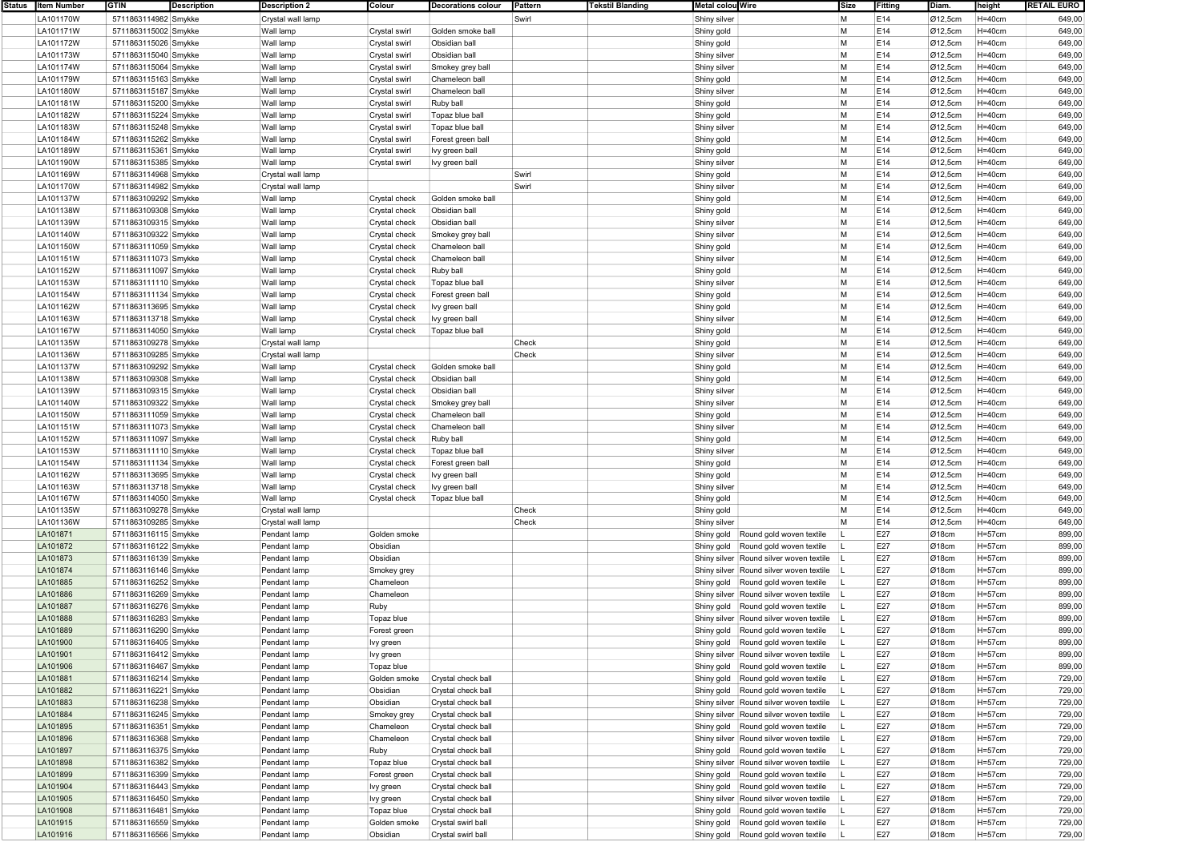| Status | Item Number | GTIN | Description | Description 2 | Colour | Decorations colour | Pattern | Tekstil Blanding | Metal colou | Wire | Size | Fitting | Diam. | height | RETAIL EURO |
|---|---|---|---|---|---|---|---|---|---|---|---|---|---|---|---|
| | LA101170W | 5711863114982 | Smykke | Crystal wall lamp | | | Swirl | | Shiny silver | | M | E14 | Ø12,5cm | H=40cm | 649,00 |
| | LA101171W | 5711863115002 | Smykke | Wall lamp | Crystal swirl | Golden smoke ball | | | Shiny gold | | M | E14 | Ø12,5cm | H=40cm | 649,00 |
| | LA101172W | 5711863115026 | Smykke | Wall lamp | Crystal swirl | Obsidian ball | | | Shiny gold | | M | E14 | Ø12,5cm | H=40cm | 649,00 |
| | LA101173W | 5711863115040 | Smykke | Wall lamp | Crystal swirl | Obsidian ball | | | Shiny silver | | M | E14 | Ø12,5cm | H=40cm | 649,00 |
| | LA101174W | 5711863115064 | Smykke | Wall lamp | Crystal swirl | Smokey grey ball | | | Shiny silver | | M | E14 | Ø12,5cm | H=40cm | 649,00 |
| | LA101179W | 5711863115163 | Smykke | Wall lamp | Crystal swirl | Chameleon ball | | | Shiny gold | | M | E14 | Ø12,5cm | H=40cm | 649,00 |
| | LA101180W | 5711863115187 | Smykke | Wall lamp | Crystal swirl | Chameleon ball | | | Shiny silver | | M | E14 | Ø12,5cm | H=40cm | 649,00 |
| | LA101181W | 5711863115200 | Smykke | Wall lamp | Crystal swirl | Ruby ball | | | Shiny gold | | M | E14 | Ø12,5cm | H=40cm | 649,00 |
| | LA101182W | 5711863115224 | Smykke | Wall lamp | Crystal swirl | Topaz blue ball | | | Shiny gold | | M | E14 | Ø12,5cm | H=40cm | 649,00 |
| | LA101183W | 5711863115248 | Smykke | Wall lamp | Crystal swirl | Topaz blue ball | | | Shiny silver | | M | E14 | Ø12,5cm | H=40cm | 649,00 |
| | LA101184W | 5711863115262 | Smykke | Wall lamp | Crystal swirl | Forest green ball | | | Shiny gold | | M | E14 | Ø12,5cm | H=40cm | 649,00 |
| | LA101189W | 5711863115361 | Smykke | Wall lamp | Crystal swirl | Ivy green ball | | | Shiny gold | | M | E14 | Ø12,5cm | H=40cm | 649,00 |
| | LA101190W | 5711863115385 | Smykke | Wall lamp | Crystal swirl | Ivy green ball | | | Shiny silver | | M | E14 | Ø12,5cm | H=40cm | 649,00 |
| | LA101169W | 5711863114968 | Smykke | Crystal wall lamp | | | Swirl | | Shiny gold | | M | E14 | Ø12,5cm | H=40cm | 649,00 |
| | LA101170W | 5711863114982 | Smykke | Crystal wall lamp | | | Swirl | | Shiny silver | | M | E14 | Ø12,5cm | H=40cm | 649,00 |
| | LA101137W | 5711863109292 | Smykke | Wall lamp | Crystal check | Golden smoke ball | | | Shiny gold | | M | E14 | Ø12,5cm | H=40cm | 649,00 |
| | LA101138W | 5711863109308 | Smykke | Wall lamp | Crystal check | Obsidian ball | | | Shiny gold | | M | E14 | Ø12,5cm | H=40cm | 649,00 |
| | LA101139W | 5711863109315 | Smykke | Wall lamp | Crystal check | Obsidian ball | | | Shiny silver | | M | E14 | Ø12,5cm | H=40cm | 649,00 |
| | LA101140W | 5711863109322 | Smykke | Wall lamp | Crystal check | Smokey grey ball | | | Shiny silver | | M | E14 | Ø12,5cm | H=40cm | 649,00 |
| | LA101150W | 5711863111059 | Smykke | Wall lamp | Crystal check | Chameleon ball | | | Shiny gold | | M | E14 | Ø12,5cm | H=40cm | 649,00 |
| | LA101151W | 5711863111073 | Smykke | Wall lamp | Crystal check | Chameleon ball | | | Shiny silver | | M | E14 | Ø12,5cm | H=40cm | 649,00 |
| | LA101152W | 5711863111097 | Smykke | Wall lamp | Crystal check | Ruby ball | | | Shiny gold | | M | E14 | Ø12,5cm | H=40cm | 649,00 |
| | LA101153W | 5711863111110 | Smykke | Wall lamp | Crystal check | Topaz blue ball | | | Shiny silver | | M | E14 | Ø12,5cm | H=40cm | 649,00 |
| | LA101154W | 5711863111134 | Smykke | Wall lamp | Crystal check | Forest green ball | | | Shiny gold | | M | E14 | Ø12,5cm | H=40cm | 649,00 |
| | LA101162W | 5711863113695 | Smykke | Wall lamp | Crystal check | Ivy green ball | | | Shiny gold | | M | E14 | Ø12,5cm | H=40cm | 649,00 |
| | LA101163W | 5711863113718 | Smykke | Wall lamp | Crystal check | Ivy green ball | | | Shiny silver | | M | E14 | Ø12,5cm | H=40cm | 649,00 |
| | LA101167W | 5711863114050 | Smykke | Wall lamp | Crystal check | Topaz blue ball | | | Shiny gold | | M | E14 | Ø12,5cm | H=40cm | 649,00 |
| | LA101135W | 5711863109278 | Smykke | Crystal wall lamp | | | Check | | Shiny gold | | M | E14 | Ø12,5cm | H=40cm | 649,00 |
| | LA101136W | 5711863109285 | Smykke | Crystal wall lamp | | | Check | | Shiny silver | | M | E14 | Ø12,5cm | H=40cm | 649,00 |
| | LA101137W | 5711863109292 | Smykke | Wall lamp | Crystal check | Golden smoke ball | | | Shiny gold | | M | E14 | Ø12,5cm | H=40cm | 649,00 |
| | LA101138W | 5711863109308 | Smykke | Wall lamp | Crystal check | Obsidian ball | | | Shiny gold | | M | E14 | Ø12,5cm | H=40cm | 649,00 |
| | LA101139W | 5711863109315 | Smykke | Wall lamp | Crystal check | Obsidian ball | | | Shiny silver | | M | E14 | Ø12,5cm | H=40cm | 649,00 |
| | LA101140W | 5711863109322 | Smykke | Wall lamp | Crystal check | Smokey grey ball | | | Shiny silver | | M | E14 | Ø12,5cm | H=40cm | 649,00 |
| | LA101150W | 5711863111059 | Smykke | Wall lamp | Crystal check | Chameleon ball | | | Shiny gold | | M | E14 | Ø12,5cm | H=40cm | 649,00 |
| | LA101151W | 5711863111073 | Smykke | Wall lamp | Crystal check | Chameleon ball | | | Shiny silver | | M | E14 | Ø12,5cm | H=40cm | 649,00 |
| | LA101152W | 5711863111097 | Smykke | Wall lamp | Crystal check | Ruby ball | | | Shiny gold | | M | E14 | Ø12,5cm | H=40cm | 649,00 |
| | LA101153W | 5711863111110 | Smykke | Wall lamp | Crystal check | Topaz blue ball | | | Shiny silver | | M | E14 | Ø12,5cm | H=40cm | 649,00 |
| | LA101154W | 5711863111134 | Smykke | Wall lamp | Crystal check | Forest green ball | | | Shiny gold | | M | E14 | Ø12,5cm | H=40cm | 649,00 |
| | LA101162W | 5711863113695 | Smykke | Wall lamp | Crystal check | Ivy green ball | | | Shiny gold | | M | E14 | Ø12,5cm | H=40cm | 649,00 |
| | LA101163W | 5711863113718 | Smykke | Wall lamp | Crystal check | Ivy green ball | | | Shiny silver | | M | E14 | Ø12,5cm | H=40cm | 649,00 |
| | LA101167W | 5711863114050 | Smykke | Wall lamp | Crystal check | Topaz blue ball | | | Shiny gold | | M | E14 | Ø12,5cm | H=40cm | 649,00 |
| | LA101135W | 5711863109278 | Smykke | Crystal wall lamp | | | Check | | Shiny gold | | M | E14 | Ø12,5cm | H=40cm | 649,00 |
| | LA101136W | 5711863109285 | Smykke | Crystal wall lamp | | | Check | | Shiny silver | | M | E14 | Ø12,5cm | H=40cm | 649,00 |
| | LA101871 | 5711863116115 | Smykke | Pendant lamp | Golden smoke | | | | Shiny gold | Round gold woven textile | L | E27 | Ø18cm | H=57cm | 899,00 |
| | LA101872 | 5711863116122 | Smykke | Pendant lamp | Obsidian | | | | Shiny gold | Round gold woven textile | L | E27 | Ø18cm | H=57cm | 899,00 |
| | LA101873 | 5711863116139 | Smykke | Pendant lamp | Obsidian | | | | Shiny silver | Round silver woven textile | L | E27 | Ø18cm | H=57cm | 899,00 |
| | LA101874 | 5711863116146 | Smykke | Pendant lamp | Smokey grey | | | | Shiny silver | Round silver woven textile | L | E27 | Ø18cm | H=57cm | 899,00 |
| | LA101885 | 5711863116252 | Smykke | Pendant lamp | Chameleon | | | | Shiny gold | Round gold woven textile | L | E27 | Ø18cm | H=57cm | 899,00 |
| | LA101886 | 5711863116269 | Smykke | Pendant lamp | Chameleon | | | | Shiny silver | Round silver woven textile | L | E27 | Ø18cm | H=57cm | 899,00 |
| | LA101887 | 5711863116276 | Smykke | Pendant lamp | Ruby | | | | Shiny gold | Round gold woven textile | L | E27 | Ø18cm | H=57cm | 899,00 |
| | LA101888 | 5711863116283 | Smykke | Pendant lamp | Topaz blue | | | | Shiny silver | Round silver woven textile | L | E27 | Ø18cm | H=57cm | 899,00 |
| | LA101889 | 5711863116290 | Smykke | Pendant lamp | Forest green | | | | Shiny gold | Round gold woven textile | L | E27 | Ø18cm | H=57cm | 899,00 |
| | LA101900 | 5711863116405 | Smykke | Pendant lamp | Ivy green | | | | Shiny gold | Round gold woven textile | L | E27 | Ø18cm | H=57cm | 899,00 |
| | LA101901 | 5711863116412 | Smykke | Pendant lamp | Ivy green | | | | Shiny silver | Round silver woven textile | L | E27 | Ø18cm | H=57cm | 899,00 |
| | LA101906 | 5711863116467 | Smykke | Pendant lamp | Topaz blue | | | | Shiny gold | Round gold woven textile | L | E27 | Ø18cm | H=57cm | 899,00 |
| | LA101881 | 5711863116214 | Smykke | Pendant lamp | Golden smoke | Crystal check ball | | | Shiny gold | Round gold woven textile | L | E27 | Ø18cm | H=57cm | 729,00 |
| | LA101882 | 5711863116221 | Smykke | Pendant lamp | Obsidian | Crystal check ball | | | Shiny gold | Round gold woven textile | L | E27 | Ø18cm | H=57cm | 729,00 |
| | LA101883 | 5711863116238 | Smykke | Pendant lamp | Obsidian | Crystal check ball | | | Shiny silver | Round silver woven textile | L | E27 | Ø18cm | H=57cm | 729,00 |
| | LA101884 | 5711863116245 | Smykke | Pendant lamp | Smokey grey | Crystal check ball | | | Shiny silver | Round silver woven textile | L | E27 | Ø18cm | H=57cm | 729,00 |
| | LA101895 | 5711863116351 | Smykke | Pendant lamp | Chameleon | Crystal check ball | | | Shiny gold | Round gold woven textile | L | E27 | Ø18cm | H=57cm | 729,00 |
| | LA101896 | 5711863116368 | Smykke | Pendant lamp | Chameleon | Crystal check ball | | | Shiny silver | Round silver woven textile | L | E27 | Ø18cm | H=57cm | 729,00 |
| | LA101897 | 5711863116375 | Smykke | Pendant lamp | Ruby | Crystal check ball | | | Shiny gold | Round gold woven textile | L | E27 | Ø18cm | H=57cm | 729,00 |
| | LA101898 | 5711863116382 | Smykke | Pendant lamp | Topaz blue | Crystal check ball | | | Shiny silver | Round silver woven textile | L | E27 | Ø18cm | H=57cm | 729,00 |
| | LA101899 | 5711863116399 | Smykke | Pendant lamp | Forest green | Crystal check ball | | | Shiny gold | Round gold woven textile | L | E27 | Ø18cm | H=57cm | 729,00 |
| | LA101904 | 5711863116443 | Smykke | Pendant lamp | Ivy green | Crystal check ball | | | Shiny gold | Round gold woven textile | L | E27 | Ø18cm | H=57cm | 729,00 |
| | LA101905 | 5711863116450 | Smykke | Pendant lamp | Ivy green | Crystal check ball | | | Shiny silver | Round silver woven textile | L | E27 | Ø18cm | H=57cm | 729,00 |
| | LA101908 | 5711863116481 | Smykke | Pendant lamp | Topaz blue | Crystal check ball | | | Shiny gold | Round gold woven textile | L | E27 | Ø18cm | H=57cm | 729,00 |
| | LA101915 | 5711863116559 | Smykke | Pendant lamp | Golden smoke | Crystal swirl ball | | | Shiny gold | Round gold woven textile | L | E27 | Ø18cm | H=57cm | 729,00 |
| | LA101916 | 5711863116566 | Smykke | Pendant lamp | Obsidian | Crystal swirl ball | | | Shiny gold | Round gold woven textile | L | E27 | Ø18cm | H=57cm | 729,00 |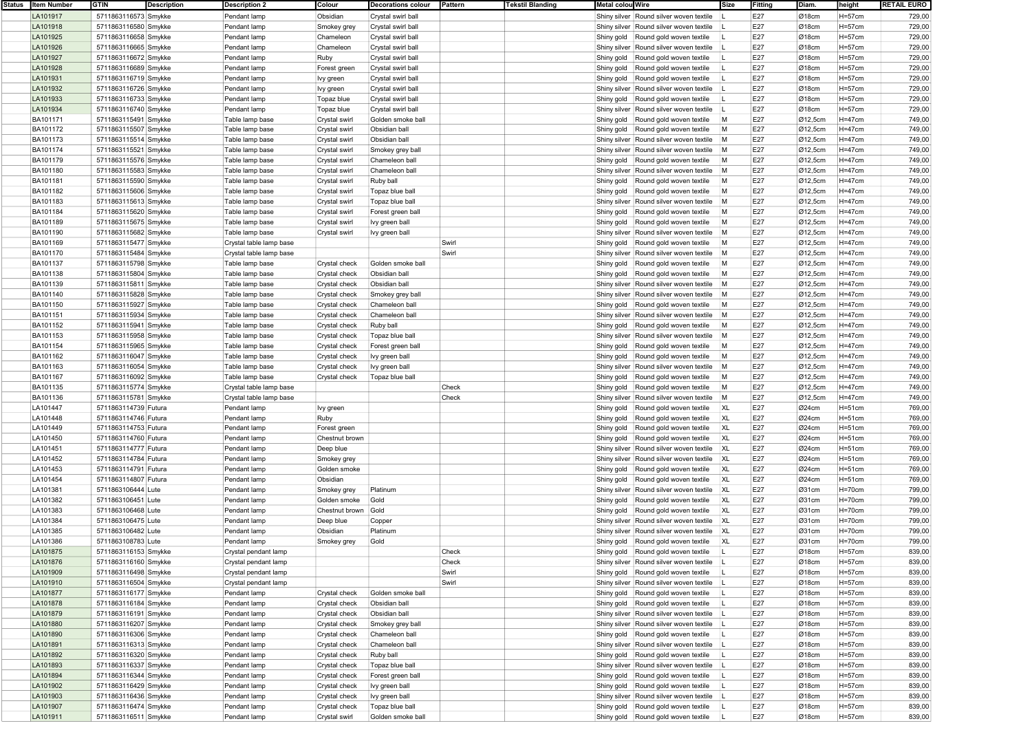| Status | Item Number | GTIN | Description | Description 2 | Colour | Decorations colour | Pattern | Tekstil Blanding | Metal colou | Wire | Size | Fitting | Diam. | height | RETAIL EURO |
|---|---|---|---|---|---|---|---|---|---|---|---|---|---|---|---|
| | LA101917 | 5711863116573 | Smykke | Pendant lamp | Obsidian | Crystal swirl ball | | | Shiny silver | Round silver woven textile | L | E27 | Ø18cm | H=57cm | 729,00 |
| | LA101918 | 5711863116580 | Smykke | Pendant lamp | Smokey grey | Crystal swirl ball | | | Shiny silver | Round silver woven textile | L | E27 | Ø18cm | H=57cm | 729,00 |
| | LA101925 | 5711863116658 | Smykke | Pendant lamp | Chameleon | Crystal swirl ball | | | Shiny gold | Round gold woven textile | L | E27 | Ø18cm | H=57cm | 729,00 |
| | LA101926 | 5711863116665 | Smykke | Pendant lamp | Chameleon | Crystal swirl ball | | | Shiny silver | Round silver woven textile | L | E27 | Ø18cm | H=57cm | 729,00 |
| | LA101927 | 5711863116672 | Smykke | Pendant lamp | Ruby | Crystal swirl ball | | | Shiny gold | Round gold woven textile | L | E27 | Ø18cm | H=57cm | 729,00 |
| | LA101928 | 5711863116689 | Smykke | Pendant lamp | Forest green | Crystal swirl ball | | | Shiny gold | Round gold woven textile | L | E27 | Ø18cm | H=57cm | 729,00 |
| | LA101931 | 5711863116719 | Smykke | Pendant lamp | Ivy green | Crystal swirl ball | | | Shiny gold | Round gold woven textile | L | E27 | Ø18cm | H=57cm | 729,00 |
| | LA101932 | 5711863116726 | Smykke | Pendant lamp | Ivy green | Crystal swirl ball | | | Shiny silver | Round silver woven textile | L | E27 | Ø18cm | H=57cm | 729,00 |
| | LA101933 | 5711863116733 | Smykke | Pendant lamp | Topaz blue | Crystal swirl ball | | | Shiny gold | Round gold woven textile | L | E27 | Ø18cm | H=57cm | 729,00 |
| | LA101934 | 5711863116740 | Smykke | Pendant lamp | Topaz blue | Crystal swirl ball | | | Shiny silver | Round silver woven textile | L | E27 | Ø18cm | H=57cm | 729,00 |
| | BA101171 | 5711863115491 | Smykke | Table lamp base | Crystal swirl | Golden smoke ball | | | Shiny gold | Round gold woven textile | M | E27 | Ø12,5cm | H=47cm | 749,00 |
| | BA101172 | 5711863115507 | Smykke | Table lamp base | Crystal swirl | Obsidian ball | | | Shiny gold | Round gold woven textile | M | E27 | Ø12,5cm | H=47cm | 749,00 |
| | BA101173 | 5711863115514 | Smykke | Table lamp base | Crystal swirl | Obsidian ball | | | Shiny silver | Round silver woven textile | M | E27 | Ø12,5cm | H=47cm | 749,00 |
| | BA101174 | 5711863115521 | Smykke | Table lamp base | Crystal swirl | Smokey grey ball | | | Shiny silver | Round silver woven textile | M | E27 | Ø12,5cm | H=47cm | 749,00 |
| | BA101179 | 5711863115576 | Smykke | Table lamp base | Crystal swirl | Chameleon ball | | | Shiny gold | Round gold woven textile | M | E27 | Ø12,5cm | H=47cm | 749,00 |
| | BA101180 | 5711863115583 | Smykke | Table lamp base | Crystal swirl | Chameleon ball | | | Shiny silver | Round silver woven textile | M | E27 | Ø12,5cm | H=47cm | 749,00 |
| | BA101181 | 5711863115590 | Smykke | Table lamp base | Crystal swirl | Ruby ball | | | Shiny gold | Round gold woven textile | M | E27 | Ø12,5cm | H=47cm | 749,00 |
| | BA101182 | 5711863115606 | Smykke | Table lamp base | Crystal swirl | Topaz blue ball | | | Shiny gold | Round gold woven textile | M | E27 | Ø12,5cm | H=47cm | 749,00 |
| | BA101183 | 5711863115613 | Smykke | Table lamp base | Crystal swirl | Topaz blue ball | | | Shiny silver | Round silver woven textile | M | E27 | Ø12,5cm | H=47cm | 749,00 |
| | BA101184 | 5711863115620 | Smykke | Table lamp base | Crystal swirl | Forest green ball | | | Shiny gold | Round gold woven textile | M | E27 | Ø12,5cm | H=47cm | 749,00 |
| | BA101189 | 5711863115675 | Smykke | Table lamp base | Crystal swirl | Ivy green ball | | | Shiny gold | Round gold woven textile | M | E27 | Ø12,5cm | H=47cm | 749,00 |
| | BA101190 | 5711863115682 | Smykke | Table lamp base | Crystal swirl | Ivy green ball | | | Shiny silver | Round silver woven textile | M | E27 | Ø12,5cm | H=47cm | 749,00 |
| | BA101169 | 5711863115477 | Smykke | Crystal table lamp base | | | Swirl | | Shiny gold | Round gold woven textile | M | E27 | Ø12,5cm | H=47cm | 749,00 |
| | BA101170 | 5711863115484 | Smykke | Crystal table lamp base | | | Swirl | | Shiny silver | Round silver woven textile | M | E27 | Ø12,5cm | H=47cm | 749,00 |
| | BA101137 | 5711863115798 | Smykke | Table lamp base | Crystal check | Golden smoke ball | | | Shiny gold | Round gold woven textile | M | E27 | Ø12,5cm | H=47cm | 749,00 |
| | BA101138 | 5711863115804 | Smykke | Table lamp base | Crystal check | Obsidian ball | | | Shiny gold | Round gold woven textile | M | E27 | Ø12,5cm | H=47cm | 749,00 |
| | BA101139 | 5711863115811 | Smykke | Table lamp base | Crystal check | Obsidian ball | | | Shiny silver | Round silver woven textile | M | E27 | Ø12,5cm | H=47cm | 749,00 |
| | BA101140 | 5711863115828 | Smykke | Table lamp base | Crystal check | Smokey grey ball | | | Shiny silver | Round silver woven textile | M | E27 | Ø12,5cm | H=47cm | 749,00 |
| | BA101150 | 5711863115927 | Smykke | Table lamp base | Crystal check | Chameleon ball | | | Shiny gold | Round gold woven textile | M | E27 | Ø12,5cm | H=47cm | 749,00 |
| | BA101151 | 5711863115934 | Smykke | Table lamp base | Crystal check | Chameleon ball | | | Shiny silver | Round silver woven textile | M | E27 | Ø12,5cm | H=47cm | 749,00 |
| | BA101152 | 5711863115941 | Smykke | Table lamp base | Crystal check | Ruby ball | | | Shiny gold | Round gold woven textile | M | E27 | Ø12,5cm | H=47cm | 749,00 |
| | BA101153 | 5711863115958 | Smykke | Table lamp base | Crystal check | Topaz blue ball | | | Shiny silver | Round silver woven textile | M | E27 | Ø12,5cm | H=47cm | 749,00 |
| | BA101154 | 5711863115965 | Smykke | Table lamp base | Crystal check | Forest green ball | | | Shiny gold | Round gold woven textile | M | E27 | Ø12,5cm | H=47cm | 749,00 |
| | BA101162 | 5711863116047 | Smykke | Table lamp base | Crystal check | Ivy green ball | | | Shiny gold | Round gold woven textile | M | E27 | Ø12,5cm | H=47cm | 749,00 |
| | BA101163 | 5711863116054 | Smykke | Table lamp base | Crystal check | Ivy green ball | | | Shiny silver | Round silver woven textile | M | E27 | Ø12,5cm | H=47cm | 749,00 |
| | BA101167 | 5711863116092 | Smykke | Table lamp base | Crystal check | Topaz blue ball | | | Shiny gold | Round gold woven textile | M | E27 | Ø12,5cm | H=47cm | 749,00 |
| | BA101135 | 5711863115774 | Smykke | Crystal table lamp base | | | Check | | Shiny gold | Round gold woven textile | M | E27 | Ø12,5cm | H=47cm | 749,00 |
| | BA101136 | 5711863115781 | Smykke | Crystal table lamp base | | | Check | | Shiny silver | Round silver woven textile | M | E27 | Ø12,5cm | H=47cm | 749,00 |
| | LA101447 | 5711863114739 | Futura | Pendant lamp | Ivy green | | | | Shiny gold | Round gold woven textile | XL | E27 | Ø24cm | H=51cm | 769,00 |
| | LA101448 | 5711863114746 | Futura | Pendant lamp | Ruby | | | | Shiny gold | Round gold woven textile | XL | E27 | Ø24cm | H=51cm | 769,00 |
| | LA101449 | 5711863114753 | Futura | Pendant lamp | Forest green | | | | Shiny gold | Round gold woven textile | XL | E27 | Ø24cm | H=51cm | 769,00 |
| | LA101450 | 5711863114760 | Futura | Pendant lamp | Chestnut brown | | | | Shiny gold | Round gold woven textile | XL | E27 | Ø24cm | H=51cm | 769,00 |
| | LA101451 | 5711863114777 | Futura | Pendant lamp | Deep blue | | | | Shiny silver | Round silver woven textile | XL | E27 | Ø24cm | H=51cm | 769,00 |
| | LA101452 | 5711863114784 | Futura | Pendant lamp | Smokey grey | | | | Shiny silver | Round silver woven textile | XL | E27 | Ø24cm | H=51cm | 769,00 |
| | LA101453 | 5711863114791 | Futura | Pendant lamp | Golden smoke | | | | Shiny gold | Round gold woven textile | XL | E27 | Ø24cm | H=51cm | 769,00 |
| | LA101454 | 5711863114807 | Futura | Pendant lamp | Obsidian | | | | Shiny gold | Round gold woven textile | XL | E27 | Ø24cm | H=51cm | 769,00 |
| | LA101381 | 5711863106444 | Lute | Pendant lamp | Smokey grey | Platinum | | | Shiny silver | Round silver woven textile | XL | E27 | Ø31cm | H=70cm | 799,00 |
| | LA101382 | 5711863106451 | Lute | Pendant lamp | Golden smoke | Gold | | | Shiny gold | Round gold woven textile | XL | E27 | Ø31cm | H=70cm | 799,00 |
| | LA101383 | 5711863106468 | Lute | Pendant lamp | Chestnut brown | Gold | | | Shiny gold | Round gold woven textile | XL | E27 | Ø31cm | H=70cm | 799,00 |
| | LA101384 | 5711863106475 | Lute | Pendant lamp | Deep blue | Copper | | | Shiny silver | Round silver woven textile | XL | E27 | Ø31cm | H=70cm | 799,00 |
| | LA101385 | 5711863106482 | Lute | Pendant lamp | Obsidian | Platinum | | | Shiny silver | Round silver woven textile | XL | E27 | Ø31cm | H=70cm | 799,00 |
| | LA101386 | 5711863108783 | Lute | Pendant lamp | Smokey grey | Gold | | | Shiny gold | Round gold woven textile | XL | E27 | Ø31cm | H=70cm | 799,00 |
| | LA101875 | 5711863116153 | Smykke | Crystal pendant lamp | | | Check | | Shiny gold | Round gold woven textile | L | E27 | Ø18cm | H=57cm | 839,00 |
| | LA101876 | 5711863116160 | Smykke | Crystal pendant lamp | | | Check | | Shiny silver | Round silver woven textile | L | E27 | Ø18cm | H=57cm | 839,00 |
| | LA101909 | 5711863116498 | Smykke | Crystal pendant lamp | | | Swirl | | Shiny gold | Round gold woven textile | L | E27 | Ø18cm | H=57cm | 839,00 |
| | LA101910 | 5711863116504 | Smykke | Crystal pendant lamp | | | Swirl | | Shiny silver | Round silver woven textile | L | E27 | Ø18cm | H=57cm | 839,00 |
| | LA101877 | 5711863116177 | Smykke | Pendant lamp | Crystal check | Golden smoke ball | | | Shiny gold | Round gold woven textile | L | E27 | Ø18cm | H=57cm | 839,00 |
| | LA101878 | 5711863116184 | Smykke | Pendant lamp | Crystal check | Obsidian ball | | | Shiny gold | Round gold woven textile | L | E27 | Ø18cm | H=57cm | 839,00 |
| | LA101879 | 5711863116191 | Smykke | Pendant lamp | Crystal check | Obsidian ball | | | Shiny silver | Round silver woven textile | L | E27 | Ø18cm | H=57cm | 839,00 |
| | LA101880 | 5711863116207 | Smykke | Pendant lamp | Crystal check | Smokey grey ball | | | Shiny silver | Round silver woven textile | L | E27 | Ø18cm | H=57cm | 839,00 |
| | LA101890 | 5711863116306 | Smykke | Pendant lamp | Crystal check | Chameleon ball | | | Shiny gold | Round gold woven textile | L | E27 | Ø18cm | H=57cm | 839,00 |
| | LA101891 | 5711863116313 | Smykke | Pendant lamp | Crystal check | Chameleon ball | | | Shiny silver | Round silver woven textile | L | E27 | Ø18cm | H=57cm | 839,00 |
| | LA101892 | 5711863116320 | Smykke | Pendant lamp | Crystal check | Ruby ball | | | Shiny gold | Round gold woven textile | L | E27 | Ø18cm | H=57cm | 839,00 |
| | LA101893 | 5711863116337 | Smykke | Pendant lamp | Crystal check | Topaz blue ball | | | Shiny silver | Round silver woven textile | L | E27 | Ø18cm | H=57cm | 839,00 |
| | LA101894 | 5711863116344 | Smykke | Pendant lamp | Crystal check | Forest green ball | | | Shiny gold | Round gold woven textile | L | E27 | Ø18cm | H=57cm | 839,00 |
| | LA101902 | 5711863116429 | Smykke | Pendant lamp | Crystal check | Ivy green ball | | | Shiny gold | Round gold woven textile | L | E27 | Ø18cm | H=57cm | 839,00 |
| | LA101903 | 5711863116436 | Smykke | Pendant lamp | Crystal check | Ivy green ball | | | Shiny silver | Round silver woven textile | L | E27 | Ø18cm | H=57cm | 839,00 |
| | LA101907 | 5711863116474 | Smykke | Pendant lamp | Crystal check | Topaz blue ball | | | Shiny gold | Round gold woven textile | L | E27 | Ø18cm | H=57cm | 839,00 |
| | LA101911 | 5711863116511 | Smykke | Pendant lamp | Crystal swirl | Golden smoke ball | | | Shiny gold | Round gold woven textile | L | E27 | Ø18cm | H=57cm | 839,00 |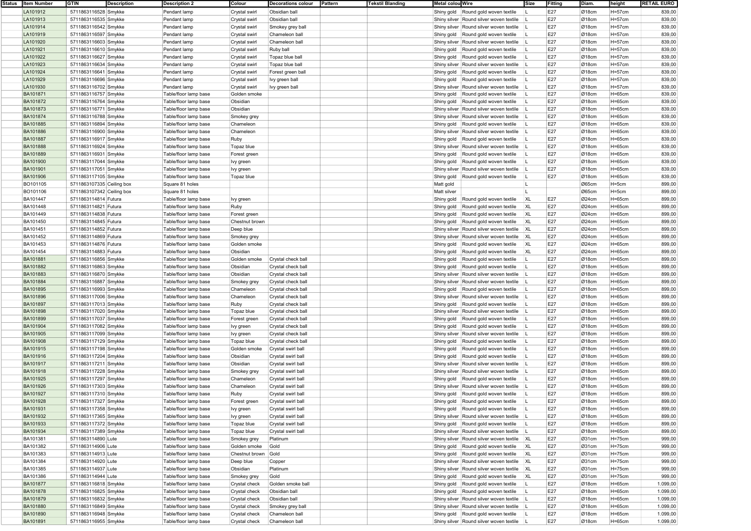| Status | Item Number | GTIN | Description | Description 2 | Colour | Decorations colour | Pattern | Tekstil Blanding | Metal colour | Wire | Size | Fitting | Diam. | height | RETAIL EURO |
|---|---|---|---|---|---|---|---|---|---|---|---|---|---|---|---|
| | LA101912 | 5711863116528 | Smykke | Pendant lamp | Crystal swirl | Obsidian ball | | | Shiny gold | Round gold woven textile | L | E27 | Ø18cm | H=57cm | 839,00 |
| | LA101913 | 5711863116535 | Smykke | Pendant lamp | Crystal swirl | Obsidian ball | | | Shiny silver | Round silver woven textile | L | E27 | Ø18cm | H=57cm | 839,00 |
| | LA101914 | 5711863116542 | Smykke | Pendant lamp | Crystal swirl | Smokey grey ball | | | Shiny silver | Round silver woven textile | L | E27 | Ø18cm | H=57cm | 839,00 |
| | LA101919 | 5711863116597 | Smykke | Pendant lamp | Crystal swirl | Chameleon ball | | | Shiny gold | Round gold woven textile | L | E27 | Ø18cm | H=57cm | 839,00 |
| | LA101920 | 5711863116603 | Smykke | Pendant lamp | Crystal swirl | Chameleon ball | | | Shiny silver | Round silver woven textile | L | E27 | Ø18cm | H=57cm | 839,00 |
| | LA101921 | 5711863116610 | Smykke | Pendant lamp | Crystal swirl | Ruby ball | | | Shiny gold | Round gold woven textile | L | E27 | Ø18cm | H=57cm | 839,00 |
| | LA101922 | 5711863116627 | Smykke | Pendant lamp | Crystal swirl | Topaz blue ball | | | Shiny gold | Round gold woven textile | L | E27 | Ø18cm | H=57cm | 839,00 |
| | LA101923 | 5711863116634 | Smykke | Pendant lamp | Crystal swirl | Topaz blue ball | | | Shiny silver | Round silver woven textile | L | E27 | Ø18cm | H=57cm | 839,00 |
| | LA101924 | 5711863116641 | Smykke | Pendant lamp | Crystal swirl | Forest green ball | | | Shiny gold | Round gold woven textile | L | E27 | Ø18cm | H=57cm | 839,00 |
| | LA101929 | 5711863116696 | Smykke | Pendant lamp | Crystal swirl | Ivy green ball | | | Shiny gold | Round gold woven textile | L | E27 | Ø18cm | H=57cm | 839,00 |
| | LA101930 | 5711863116702 | Smykke | Pendant lamp | Crystal swirl | Ivy green ball | | | Shiny silver | Round silver woven textile | L | E27 | Ø18cm | H=57cm | 839,00 |
| | BA101871 | 5711863116757 | Smykke | Table/floor lamp base | Golden smoke | | | | Shiny gold | Round gold woven textile | L | E27 | Ø18cm | H=65cm | 839,00 |
| | BA101872 | 5711863116764 | Smykke | Table/floor lamp base | Obsidian | | | | Shiny gold | Round gold woven textile | L | E27 | Ø18cm | H=65cm | 839,00 |
| | BA101873 | 5711863116771 | Smykke | Table/floor lamp base | Obsidian | | | | Shiny silver | Round silver woven textile | L | E27 | Ø18cm | H=65cm | 839,00 |
| | BA101874 | 5711863116788 | Smykke | Table/floor lamp base | Smokey grey | | | | Shiny silver | Round silver woven textile | L | E27 | Ø18cm | H=65cm | 839,00 |
| | BA101885 | 5711863116894 | Smykke | Table/floor lamp base | Chameleon | | | | Shiny gold | Round gold woven textile | L | E27 | Ø18cm | H=65cm | 839,00 |
| | BA101886 | 5711863116900 | Smykke | Table/floor lamp base | Chameleon | | | | Shiny silver | Round silver woven textile | L | E27 | Ø18cm | H=65cm | 839,00 |
| | BA101887 | 5711863116917 | Smykke | Table/floor lamp base | Ruby | | | | Shiny gold | Round gold woven textile | L | E27 | Ø18cm | H=65cm | 839,00 |
| | BA101888 | 5711863116924 | Smykke | Table/floor lamp base | Topaz blue | | | | Shiny silver | Round silver woven textile | L | E27 | Ø18cm | H=65cm | 839,00 |
| | BA101889 | 5711863116931 | Smykke | Table/floor lamp base | Forest green | | | | Shiny gold | Round gold woven textile | L | E27 | Ø18cm | H=65cm | 839,00 |
| | BA101900 | 5711863117044 | Smykke | Table/floor lamp base | Ivy green | | | | Shiny gold | Round gold woven textile | L | E27 | Ø18cm | H=65cm | 839,00 |
| | BA101901 | 5711863117051 | Smykke | Table/floor lamp base | Ivy green | | | | Shiny silver | Round silver woven textile | L | E27 | Ø18cm | H=65cm | 839,00 |
| | BA101906 | 5711863117105 | Smykke | Table/floor lamp base | Topaz blue | | | | Shiny gold | Round gold woven textile | L | E27 | Ø18cm | H=65cm | 839,00 |
| | BO101105 | 5711863107335 | Ceiling box | Square 81 holes | | | | | Matt gold | | L | | Ø65cm | H=5cm | 899,00 |
| | BO101106 | 5711863107342 | Ceiling box | Square 81 holes | | | | | Matt silver | | L | | Ø65cm | H=5cm | 899,00 |
| | BA101447 | 5711863114814 | Futura | Table/floor lamp base | Ivy green | | | | Shiny gold | Round gold woven textile | XL | E27 | Ø24cm | H=65cm | 899,00 |
| | BA101448 | 5711863114821 | Futura | Table/floor lamp base | Ruby | | | | Shiny gold | Round gold woven textile | XL | E27 | Ø24cm | H=65cm | 899,00 |
| | BA101449 | 5711863114838 | Futura | Table/floor lamp base | Forest green | | | | Shiny gold | Round gold woven textile | XL | E27 | Ø24cm | H=65cm | 899,00 |
| | BA101450 | 5711863114845 | Futura | Table/floor lamp base | Chestnut brown | | | | Shiny gold | Round gold woven textile | XL | E27 | Ø24cm | H=65cm | 899,00 |
| | BA101451 | 5711863114852 | Futura | Table/floor lamp base | Deep blue | | | | Shiny silver | Round silver woven textile | XL | E27 | Ø24cm | H=65cm | 899,00 |
| | BA101452 | 5711863114869 | Futura | Table/floor lamp base | Smokey grey | | | | Shiny silver | Round silver woven textile | XL | E27 | Ø24cm | H=65cm | 899,00 |
| | BA101453 | 5711863114876 | Futura | Table/floor lamp base | Golden smoke | | | | Shiny gold | Round gold woven textile | XL | E27 | Ø24cm | H=65cm | 899,00 |
| | BA101454 | 5711863114883 | Futura | Table/floor lamp base | Obsidian | | | | Shiny gold | Round gold woven textile | XL | E27 | Ø24cm | H=65cm | 899,00 |
| | BA101881 | 5711863116856 | Smykke | Table/floor lamp base | Golden smoke | Crystal check ball | | | Shiny gold | Round gold woven textile | L | E27 | Ø18cm | H=65cm | 899,00 |
| | BA101882 | 5711863116863 | Smykke | Table/floor lamp base | Obsidian | Crystal check ball | | | Shiny gold | Round gold woven textile | L | E27 | Ø18cm | H=65cm | 899,00 |
| | BA101883 | 5711863116870 | Smykke | Table/floor lamp base | Obsidian | Crystal check ball | | | Shiny silver | Round silver woven textile | L | E27 | Ø18cm | H=65cm | 899,00 |
| | BA101884 | 5711863116887 | Smykke | Table/floor lamp base | Smokey grey | Crystal check ball | | | Shiny silver | Round silver woven textile | L | E27 | Ø18cm | H=65cm | 899,00 |
| | BA101895 | 5711863116993 | Smykke | Table/floor lamp base | Chameleon | Crystal check ball | | | Shiny gold | Round gold woven textile | L | E27 | Ø18cm | H=65cm | 899,00 |
| | BA101896 | 5711863117006 | Smykke | Table/floor lamp base | Chameleon | Crystal check ball | | | Shiny silver | Round silver woven textile | L | E27 | Ø18cm | H=65cm | 899,00 |
| | BA101897 | 5711863117013 | Smykke | Table/floor lamp base | Ruby | Crystal check ball | | | Shiny gold | Round gold woven textile | L | E27 | Ø18cm | H=65cm | 899,00 |
| | BA101898 | 5711863117020 | Smykke | Table/floor lamp base | Topaz blue | Crystal check ball | | | Shiny silver | Round silver woven textile | L | E27 | Ø18cm | H=65cm | 899,00 |
| | BA101899 | 5711863117037 | Smykke | Table/floor lamp base | Forest green | Crystal check ball | | | Shiny gold | Round gold woven textile | L | E27 | Ø18cm | H=65cm | 899,00 |
| | BA101904 | 5711863117082 | Smykke | Table/floor lamp base | Ivy green | Crystal check ball | | | Shiny gold | Round gold woven textile | L | E27 | Ø18cm | H=65cm | 899,00 |
| | BA101905 | 5711863117099 | Smykke | Table/floor lamp base | Ivy green | Crystal check ball | | | Shiny silver | Round silver woven textile | L | E27 | Ø18cm | H=65cm | 899,00 |
| | BA101908 | 5711863117129 | Smykke | Table/floor lamp base | Topaz blue | Crystal check ball | | | Shiny gold | Round gold woven textile | L | E27 | Ø18cm | H=65cm | 899,00 |
| | BA101915 | 5711863117198 | Smykke | Table/floor lamp base | Golden smoke | Crystal swirl ball | | | Shiny gold | Round gold woven textile | L | E27 | Ø18cm | H=65cm | 899,00 |
| | BA101916 | 5711863117204 | Smykke | Table/floor lamp base | Obsidian | Crystal swirl ball | | | Shiny gold | Round gold woven textile | L | E27 | Ø18cm | H=65cm | 899,00 |
| | BA101917 | 5711863117211 | Smykke | Table/floor lamp base | Obsidian | Crystal swirl ball | | | Shiny silver | Round silver woven textile | L | E27 | Ø18cm | H=65cm | 899,00 |
| | BA101918 | 5711863117228 | Smykke | Table/floor lamp base | Smokey grey | Crystal swirl ball | | | Shiny silver | Round silver woven textile | L | E27 | Ø18cm | H=65cm | 899,00 |
| | BA101925 | 5711863117297 | Smykke | Table/floor lamp base | Chameleon | Crystal swirl ball | | | Shiny gold | Round gold woven textile | L | E27 | Ø18cm | H=65cm | 899,00 |
| | BA101926 | 5711863117303 | Smykke | Table/floor lamp base | Chameleon | Crystal swirl ball | | | Shiny silver | Round silver woven textile | L | E27 | Ø18cm | H=65cm | 899,00 |
| | BA101927 | 5711863117310 | Smykke | Table/floor lamp base | Ruby | Crystal swirl ball | | | Shiny gold | Round gold woven textile | L | E27 | Ø18cm | H=65cm | 899,00 |
| | BA101928 | 5711863117327 | Smykke | Table/floor lamp base | Forest green | Crystal swirl ball | | | Shiny gold | Round gold woven textile | L | E27 | Ø18cm | H=65cm | 899,00 |
| | BA101931 | 5711863117358 | Smykke | Table/floor lamp base | Ivy green | Crystal swirl ball | | | Shiny gold | Round gold woven textile | L | E27 | Ø18cm | H=65cm | 899,00 |
| | BA101932 | 5711863117365 | Smykke | Table/floor lamp base | Ivy green | Crystal swirl ball | | | Shiny silver | Round silver woven textile | L | E27 | Ø18cm | H=65cm | 899,00 |
| | BA101933 | 5711863117372 | Smykke | Table/floor lamp base | Topaz blue | Crystal swirl ball | | | Shiny gold | Round gold woven textile | L | E27 | Ø18cm | H=65cm | 899,00 |
| | BA101934 | 5711863117389 | Smykke | Table/floor lamp base | Topaz blue | Crystal swirl ball | | | Shiny silver | Round silver woven textile | L | E27 | Ø18cm | H=65cm | 899,00 |
| | BA101381 | 5711863114890 | Lute | Table/floor lamp base | Smokey grey | Platinum | | | Shiny silver | Round silver woven textile | XL | E27 | Ø31cm | H=75cm | 999,00 |
| | BA101382 | 5711863114906 | Lute | Table/floor lamp base | Golden smoke | Gold | | | Shiny gold | Round gold woven textile | XL | E27 | Ø31cm | H=75cm | 999,00 |
| | BA101383 | 5711863114913 | Lute | Table/floor lamp base | Chestnut brown | Gold | | | Shiny gold | Round gold woven textile | XL | E27 | Ø31cm | H=75cm | 999,00 |
| | BA101384 | 5711863114920 | Lute | Table/floor lamp base | Deep blue | Copper | | | Shiny silver | Round silver woven textile | XL | E27 | Ø31cm | H=75cm | 999,00 |
| | BA101385 | 5711863114937 | Lute | Table/floor lamp base | Obsidian | Platinum | | | Shiny silver | Round silver woven textile | XL | E27 | Ø31cm | H=75cm | 999,00 |
| | BA101386 | 5711863114944 | Lute | Table/floor lamp base | Smokey grey | Gold | | | Shiny gold | Round gold woven textile | XL | E27 | Ø31cm | H=75cm | 999,00 |
| | BA101877 | 5711863116818 | Smykke | Table/floor lamp base | Crystal check | Golden smoke ball | | | Shiny gold | Round gold woven textile | L | E27 | Ø18cm | H=65cm | 1.099,00 |
| | BA101878 | 5711863116825 | Smykke | Table/floor lamp base | Crystal check | Obsidian ball | | | Shiny gold | Round gold woven textile | L | E27 | Ø18cm | H=65cm | 1.099,00 |
| | BA101879 | 5711863116832 | Smykke | Table/floor lamp base | Crystal check | Obsidian ball | | | Shiny silver | Round silver woven textile | L | E27 | Ø18cm | H=65cm | 1.099,00 |
| | BA101880 | 5711863116849 | Smykke | Table/floor lamp base | Crystal check | Smokey grey ball | | | Shiny silver | Round silver woven textile | L | E27 | Ø18cm | H=65cm | 1.099,00 |
| | BA101890 | 5711863116948 | Smykke | Table/floor lamp base | Crystal check | Chameleon ball | | | Shiny gold | Round gold woven textile | L | E27 | Ø18cm | H=65cm | 1.099,00 |
| | BA101891 | 5711863116955 | Smykke | Table/floor lamp base | Crystal check | Chameleon ball | | | Shiny silver | Round silver woven textile | L | E27 | Ø18cm | H=65cm | 1.099,00 |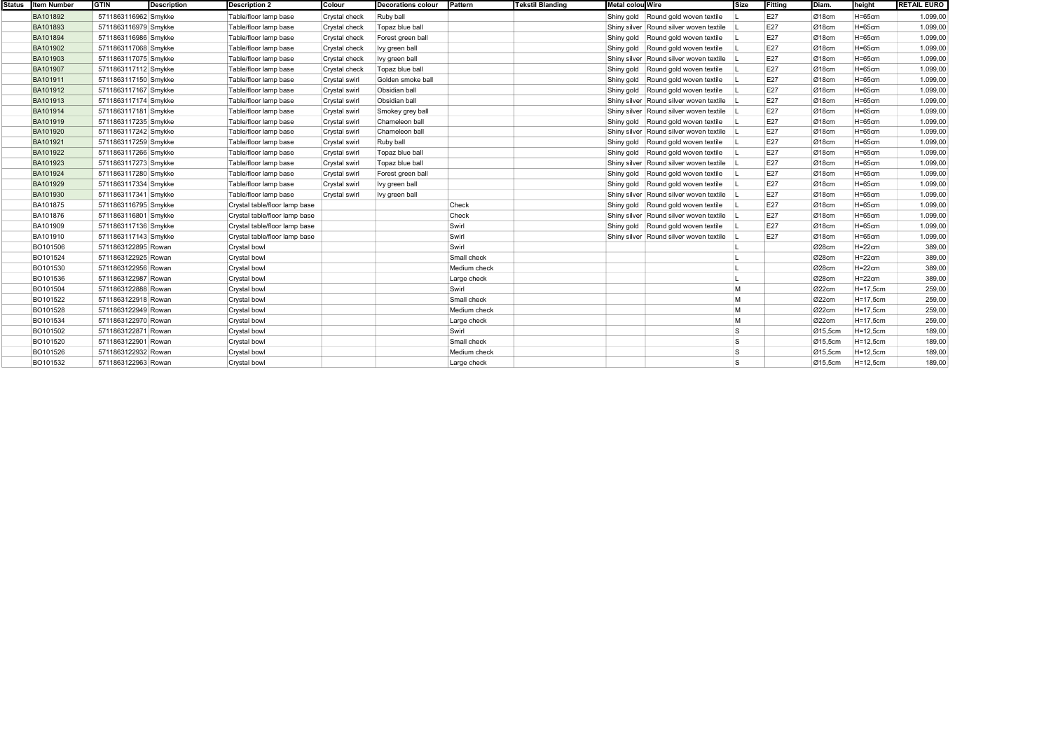| Status | Item Number | GTIN | Description | Description 2 | Colour | Decorations colour | Pattern | Tekstil Blanding | Metal colou | Wire | Size | Fitting | Diam. | height | RETAIL EURO |
|---|---|---|---|---|---|---|---|---|---|---|---|---|---|---|---|
| | BA101892 | 5711863116962 | Smykke | Table/floor lamp base | Crystal check | Ruby ball | | | Shiny gold | Round gold woven textile | L | E27 | Ø18cm | H=65cm | 1.099,00 |
| | BA101893 | 5711863116979 | Smykke | Table/floor lamp base | Crystal check | Topaz blue ball | | | Shiny silver | Round silver woven textile | L | E27 | Ø18cm | H=65cm | 1.099,00 |
| | BA101894 | 5711863116986 | Smykke | Table/floor lamp base | Crystal check | Forest green ball | | | Shiny gold | Round gold woven textile | L | E27 | Ø18cm | H=65cm | 1.099,00 |
| | BA101902 | 5711863117068 | Smykke | Table/floor lamp base | Crystal check | Ivy green ball | | | Shiny gold | Round gold woven textile | L | E27 | Ø18cm | H=65cm | 1.099,00 |
| | BA101903 | 5711863117075 | Smykke | Table/floor lamp base | Crystal check | Ivy green ball | | | Shiny silver | Round silver woven textile | L | E27 | Ø18cm | H=65cm | 1.099,00 |
| | BA101907 | 5711863117112 | Smykke | Table/floor lamp base | Crystal check | Topaz blue ball | | | Shiny gold | Round gold woven textile | L | E27 | Ø18cm | H=65cm | 1.099,00 |
| | BA101911 | 5711863117150 | Smykke | Table/floor lamp base | Crystal swirl | Golden smoke ball | | | Shiny gold | Round gold woven textile | L | E27 | Ø18cm | H=65cm | 1.099,00 |
| | BA101912 | 5711863117167 | Smykke | Table/floor lamp base | Crystal swirl | Obsidian ball | | | Shiny gold | Round gold woven textile | L | E27 | Ø18cm | H=65cm | 1.099,00 |
| | BA101913 | 5711863117174 | Smykke | Table/floor lamp base | Crystal swirl | Obsidian ball | | | Shiny silver | Round silver woven textile | L | E27 | Ø18cm | H=65cm | 1.099,00 |
| | BA101914 | 5711863117181 | Smykke | Table/floor lamp base | Crystal swirl | Smokey grey ball | | | Shiny silver | Round silver woven textile | L | E27 | Ø18cm | H=65cm | 1.099,00 |
| | BA101919 | 5711863117235 | Smykke | Table/floor lamp base | Crystal swirl | Chameleon ball | | | Shiny gold | Round gold woven textile | L | E27 | Ø18cm | H=65cm | 1.099,00 |
| | BA101920 | 5711863117242 | Smykke | Table/floor lamp base | Crystal swirl | Chameleon ball | | | Shiny silver | Round silver woven textile | L | E27 | Ø18cm | H=65cm | 1.099,00 |
| | BA101921 | 5711863117259 | Smykke | Table/floor lamp base | Crystal swirl | Ruby ball | | | Shiny gold | Round gold woven textile | L | E27 | Ø18cm | H=65cm | 1.099,00 |
| | BA101922 | 5711863117266 | Smykke | Table/floor lamp base | Crystal swirl | Topaz blue ball | | | Shiny gold | Round gold woven textile | L | E27 | Ø18cm | H=65cm | 1.099,00 |
| | BA101923 | 5711863117273 | Smykke | Table/floor lamp base | Crystal swirl | Topaz blue ball | | | Shiny silver | Round silver woven textile | L | E27 | Ø18cm | H=65cm | 1.099,00 |
| | BA101924 | 5711863117280 | Smykke | Table/floor lamp base | Crystal swirl | Forest green ball | | | Shiny gold | Round gold woven textile | L | E27 | Ø18cm | H=65cm | 1.099,00 |
| | BA101929 | 5711863117334 | Smykke | Table/floor lamp base | Crystal swirl | Ivy green ball | | | Shiny gold | Round gold woven textile | L | E27 | Ø18cm | H=65cm | 1.099,00 |
| | BA101930 | 5711863117341 | Smykke | Table/floor lamp base | Crystal swirl | Ivy green ball | | | Shiny silver | Round silver woven textile | L | E27 | Ø18cm | H=65cm | 1.099,00 |
| | BA101875 | 5711863116795 | Smykke | Crystal table/floor lamp base | | | Check | | Shiny gold | Round gold woven textile | L | E27 | Ø18cm | H=65cm | 1.099,00 |
| | BA101876 | 5711863116801 | Smykke | Crystal table/floor lamp base | | | Check | | Shiny silver | Round silver woven textile | L | E27 | Ø18cm | H=65cm | 1.099,00 |
| | BA101909 | 5711863117136 | Smykke | Crystal table/floor lamp base | | | Swirl | | Shiny gold | Round gold woven textile | L | E27 | Ø18cm | H=65cm | 1.099,00 |
| | BA101910 | 5711863117143 | Smykke | Crystal table/floor lamp base | | | Swirl | | Shiny silver | Round silver woven textile | L | E27 | Ø18cm | H=65cm | 1.099,00 |
| | BO101506 | 5711863122895 | Rowan | Crystal bowl | | | Swirl | | | | L | | Ø28cm | H=22cm | 389,00 |
| | BO101524 | 5711863122925 | Rowan | Crystal bowl | | | Small check | | | | L | | Ø28cm | H=22cm | 389,00 |
| | BO101530 | 5711863122956 | Rowan | Crystal bowl | | | Medium check | | | | L | | Ø28cm | H=22cm | 389,00 |
| | BO101536 | 5711863122987 | Rowan | Crystal bowl | | | Large check | | | | L | | Ø28cm | H=22cm | 389,00 |
| | BO101504 | 5711863122888 | Rowan | Crystal bowl | | | Swirl | | | | M | | Ø22cm | H=17,5cm | 259,00 |
| | BO101522 | 5711863122918 | Rowan | Crystal bowl | | | Small check | | | | M | | Ø22cm | H=17,5cm | 259,00 |
| | BO101528 | 5711863122949 | Rowan | Crystal bowl | | | Medium check | | | | M | | Ø22cm | H=17,5cm | 259,00 |
| | BO101534 | 5711863122970 | Rowan | Crystal bowl | | | Large check | | | | M | | Ø22cm | H=17,5cm | 259,00 |
| | BO101502 | 5711863122871 | Rowan | Crystal bowl | | | Swirl | | | | S | | Ø15,5cm | H=12,5cm | 189,00 |
| | BO101520 | 5711863122901 | Rowan | Crystal bowl | | | Small check | | | | S | | Ø15,5cm | H=12,5cm | 189,00 |
| | BO101526 | 5711863122932 | Rowan | Crystal bowl | | | Medium check | | | | S | | Ø15,5cm | H=12,5cm | 189,00 |
| | BO101532 | 5711863122963 | Rowan | Crystal bowl | | | Large check | | | | S | | Ø15,5cm | H=12,5cm | 189,00 |